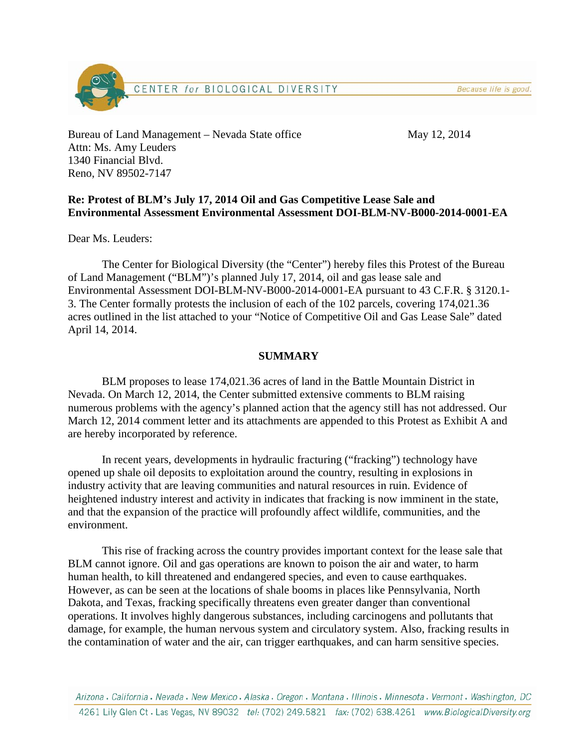Bureau of Land Management – Nevada State office

Attn: Ms. Amy Leuders

1340 Financial Blvd.

Reno, NV 89502-7147

May 12, 2014

**Re: Protest of BLM's July 17, 2014 Oil and Gas Competitive Lease Sale and Environmental Assessment Environmental Assessment DOI-BLM-NV-B000-2014-0001-EA**

Dear Ms. Leuders:

The Center for Biological Diversity (the "Center") hereby files this Protest of the Bureau of Land Management ("BLM")'s planned July 17, 2014, oil and gas lease sale and Environmental Assessment DOI-BLM-NV-B000-2014-0001-EA pursuant to 43 C.F.R. § 3120.1-3. The Center formally protests the inclusion of each of the 102 parcels, covering 174,021.36 acres outlined in the list attached to your "Notice of Competitive Oil and Gas Lease Sale" dated April 14, 2014.

## SUMMARY

BLM proposes to lease 174,021.36 acres of land in the Battle Mountain District in Nevada. On March 12, 2014, the Center submitted extensive comments to BLM raising numerous problems with the agency's planned action that the agency still has not addressed. Our March 12, 2014 comment letter and its attachments are appended to this Protest as Exhibit A and are hereby incorporated by reference.

In recent years, developments in hydraulic fracturing ("fracking") technology have opened up shale oil deposits to exploitation around the country, resulting in explosions in industry activity that are leaving communities and natural resources in ruin. Evidence of heightened industry interest and activity in indicates that fracking is now imminent in the state, and that the expansion of the practice will profoundly affect wildlife, communities, and the environment.

This rise of fracking across the country provides important context for the lease sale that BLM cannot ignore. Oil and gas operations are known to poison the air and water, to harm human health, to kill threatened and endangered species, and even to cause earthquakes. However, as can be seen at the locations of shale booms in places like Pennsylvania, North Dakota, and Texas, fracking specifically threatens even greater danger than conventional operations. It involves highly dangerous substances, including carcinogens and pollutants that damage, for example, the human nervous system and circulatory system. Also, fracking results in the contamination of water and the air, can trigger earthquakes, and can harm sensitive species.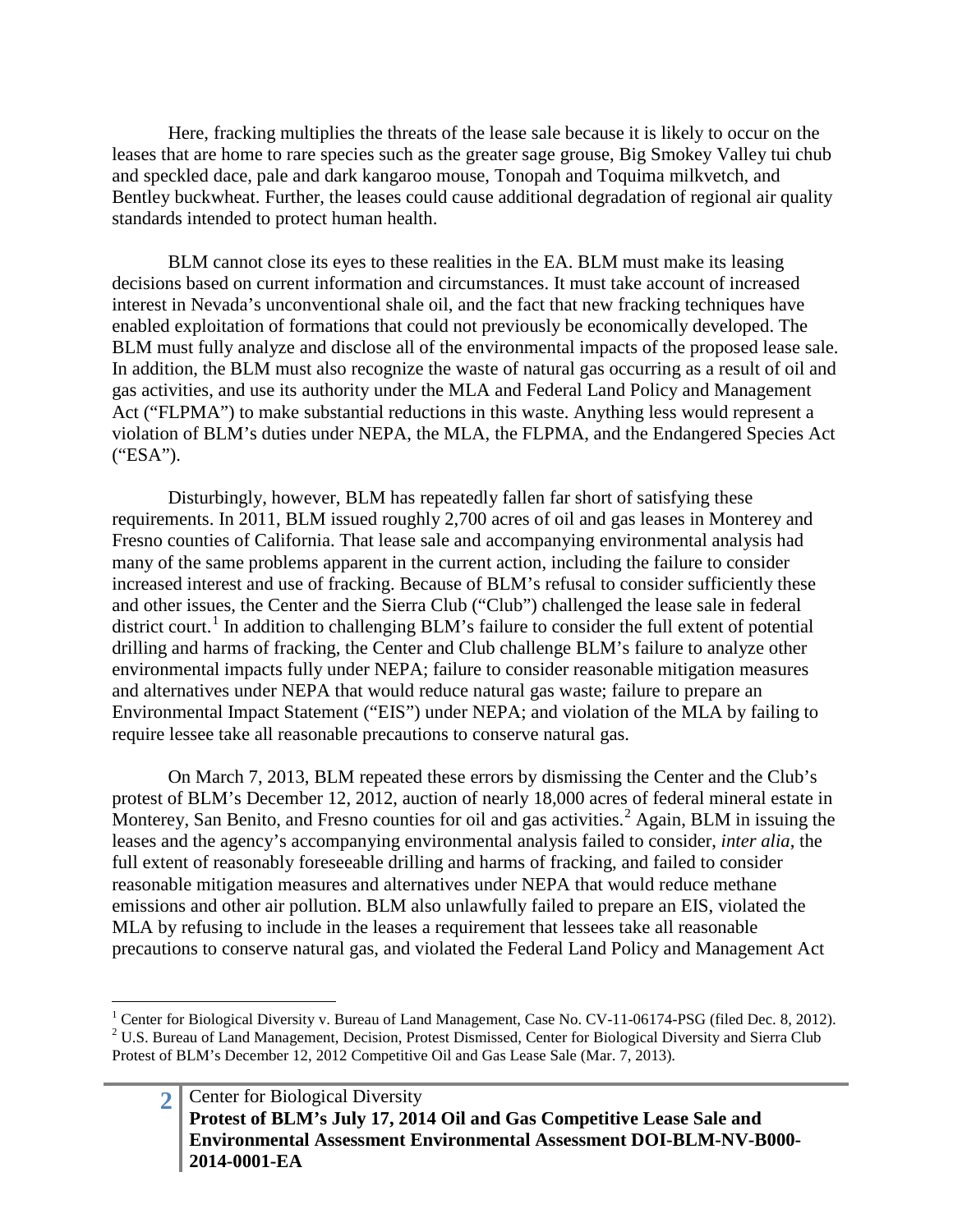Here, fracking multiplies the threats of the lease sale because it is likely to occur on the leases that are home to rare species such as the greater sage grouse, Big Smokey Valley tui chub and speckled dace, pale and dark kangaroo mouse, Tonopah and Toquima milkvetch, and Bentley buckwheat. Further, the leases could cause additional degradation of regional air quality standards intended to protect human health.

BLM cannot close its eyes to these realities in the EA. BLM must make its leasing decisions based on current information and circumstances. It must take account of increased interest in Nevada's unconventional shale oil, and the fact that new fracking techniques have enabled exploitation of formations that could not previously be economically developed. The BLM must fully analyze and disclose all of the environmental impacts of the proposed lease sale. In addition, the BLM must also recognize the waste of natural gas occurring as a result of oil and gas activities, and use its authority under the MLA and Federal Land Policy and Management Act ("FLPMA") to make substantial reductions in this waste. Anything less would represent a violation of BLM's duties under NEPA, the MLA, the FLPMA, and the Endangered Species Act ("ESA").

Disturbingly, however, BLM has repeatedly fallen far short of satisfying these requirements. In 2011, BLM issued roughly 2,700 acres of oil and gas leases in Monterey and Fresno counties of California. That lease sale and accompanying environmental analysis had many of the same problems apparent in the current action, including the failure to consider increased interest and use of fracking. Because of BLM's refusal to consider sufficiently these and other issues, the Center and the Sierra Club ("Club") challenged the lease sale in federal district court.[1] In addition to challenging BLM's failure to consider the full extent of potential drilling and harms of fracking, the Center and Club challenge BLM's failure to analyze other environmental impacts fully under NEPA; failure to consider reasonable mitigation measures and alternatives under NEPA that would reduce natural gas waste; failure to prepare an Environmental Impact Statement ("EIS") under NEPA; and violation of the MLA by failing to require lessee take all reasonable precautions to conserve natural gas.

On March 7, 2013, BLM repeated these errors by dismissing the Center and the Club's protest of BLM's December 12, 2012, auction of nearly 18,000 acres of federal mineral estate in Monterey, San Benito, and Fresno counties for oil and gas activities.[2] Again, BLM in issuing the leases and the agency's accompanying environmental analysis failed to consider, *inter alia*, the full extent of reasonably foreseeable drilling and harms of fracking, and failed to consider reasonable mitigation measures and alternatives under NEPA that would reduce methane emissions and other air pollution. BLM also unlawfully failed to prepare an EIS, violated the MLA by refusing to include in the leases a requirement that lessees take all reasonable precautions to conserve natural gas, and violated the Federal Land Policy and Management Act

[1] Center for Biological Diversity v. Bureau of Land Management, Case No. CV-11-06174-PSG (filed Dec. 8, 2012).

[2] U.S. Bureau of Land Management, Decision, Protest Dismissed, Center for Biological Diversity and Sierra Club Protest of BLM's December 12, 2012 Competitive Oil and Gas Lease Sale (Mar. 7, 2013).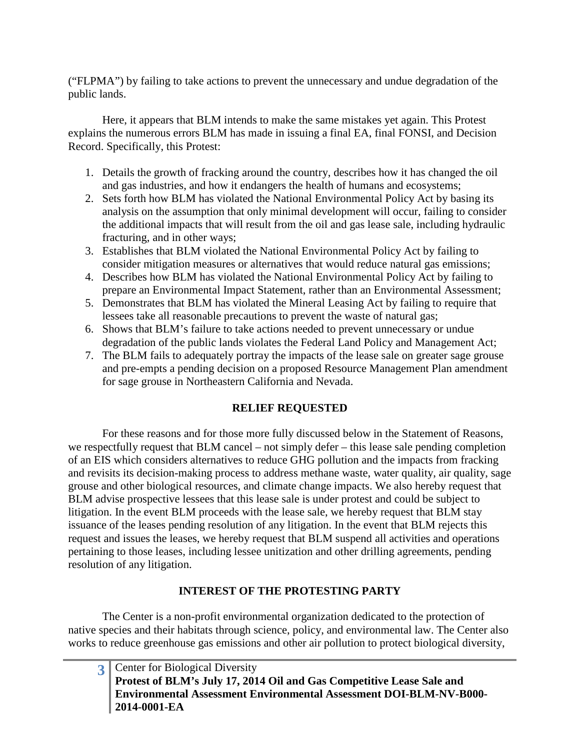("FLPMA") by failing to take actions to prevent the unnecessary and undue degradation of the public lands.

Here, it appears that BLM intends to make the same mistakes yet again. This Protest explains the numerous errors BLM has made in issuing a final EA, final FONSI, and Decision Record. Specifically, this Protest:

1. Details the growth of fracking around the country, describes how it has changed the oil and gas industries, and how it endangers the health of humans and ecosystems;
2. Sets forth how BLM has violated the National Environmental Policy Act by basing its analysis on the assumption that only minimal development will occur, failing to consider the additional impacts that will result from the oil and gas lease sale, including hydraulic fracturing, and in other ways;
3. Establishes that BLM violated the National Environmental Policy Act by failing to consider mitigation measures or alternatives that would reduce natural gas emissions;
4. Describes how BLM has violated the National Environmental Policy Act by failing to prepare an Environmental Impact Statement, rather than an Environmental Assessment;
5. Demonstrates that BLM has violated the Mineral Leasing Act by failing to require that lessees take all reasonable precautions to prevent the waste of natural gas;
6. Shows that BLM's failure to take actions needed to prevent unnecessary or undue degradation of the public lands violates the Federal Land Policy and Management Act;
7. The BLM fails to adequately portray the impacts of the lease sale on greater sage grouse and pre-empts a pending decision on a proposed Resource Management Plan amendment for sage grouse in Northeastern California and Nevada.

## RELIEF REQUESTED

For these reasons and for those more fully discussed below in the Statement of Reasons, we respectfully request that BLM cancel – not simply defer – this lease sale pending completion of an EIS which considers alternatives to reduce GHG pollution and the impacts from fracking and revisits its decision-making process to address methane waste, water quality, air quality, sage grouse and other biological resources, and climate change impacts. We also hereby request that BLM advise prospective lessees that this lease sale is under protest and could be subject to litigation. In the event BLM proceeds with the lease sale, we hereby request that BLM stay issuance of the leases pending resolution of any litigation. In the event that BLM rejects this request and issues the leases, we hereby request that BLM suspend all activities and operations pertaining to those leases, including lessee unitization and other drilling agreements, pending resolution of any litigation.

## INTEREST OF THE PROTESTING PARTY

The Center is a non-profit environmental organization dedicated to the protection of native species and their habitats through science, policy, and environmental law. The Center also works to reduce greenhouse gas emissions and other air pollution to protect biological diversity,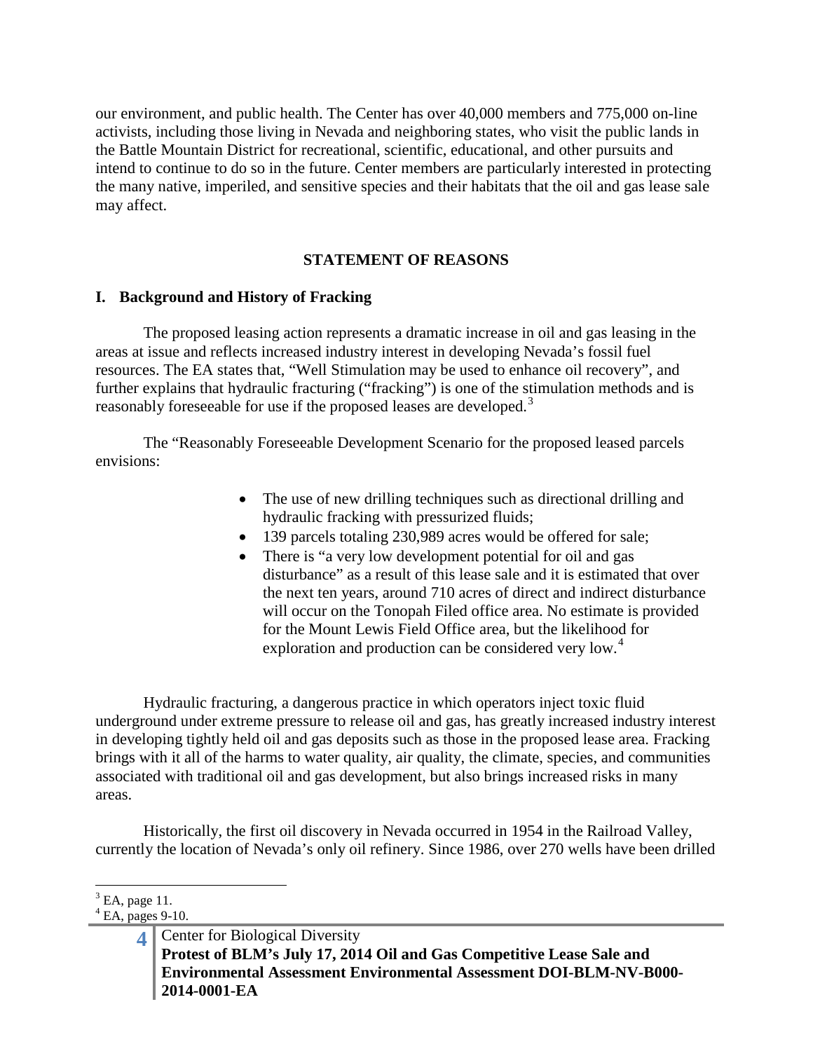our environment, and public health. The Center has over 40,000 members and 775,000 on-line activists, including those living in Nevada and neighboring states, who visit the public lands in the Battle Mountain District for recreational, scientific, educational, and other pursuits and intend to continue to do so in the future. Center members are particularly interested in protecting the many native, imperiled, and sensitive species and their habitats that the oil and gas lease sale may affect.

## STATEMENT OF REASONS

### I. Background and History of Fracking

The proposed leasing action represents a dramatic increase in oil and gas leasing in the areas at issue and reflects increased industry interest in developing Nevada's fossil fuel resources. The EA states that, "Well Stimulation may be used to enhance oil recovery", and further explains that hydraulic fracturing ("fracking") is one of the stimulation methods and is reasonably foreseeable for use if the proposed leases are developed.[3]

The "Reasonably Foreseeable Development Scenario for the proposed leased parcels envisions:

- The use of new drilling techniques such as directional drilling and hydraulic fracking with pressurized fluids;
- 139 parcels totaling 230,989 acres would be offered for sale;
- There is "a very low development potential for oil and gas disturbance" as a result of this lease sale and it is estimated that over the next ten years, around 710 acres of direct and indirect disturbance will occur on the Tonopah Filed office area. No estimate is provided for the Mount Lewis Field Office area, but the likelihood for exploration and production can be considered very low.[4]

Hydraulic fracturing, a dangerous practice in which operators inject toxic fluid underground under extreme pressure to release oil and gas, has greatly increased industry interest in developing tightly held oil and gas deposits such as those in the proposed lease area. Fracking brings with it all of the harms to water quality, air quality, the climate, species, and communities associated with traditional oil and gas development, but also brings increased risks in many areas.

Historically, the first oil discovery in Nevada occurred in 1954 in the Railroad Valley, currently the location of Nevada's only oil refinery. Since 1986, over 270 wells have been drilled

[3] EA, page 11.

[4] EA, pages 9-10.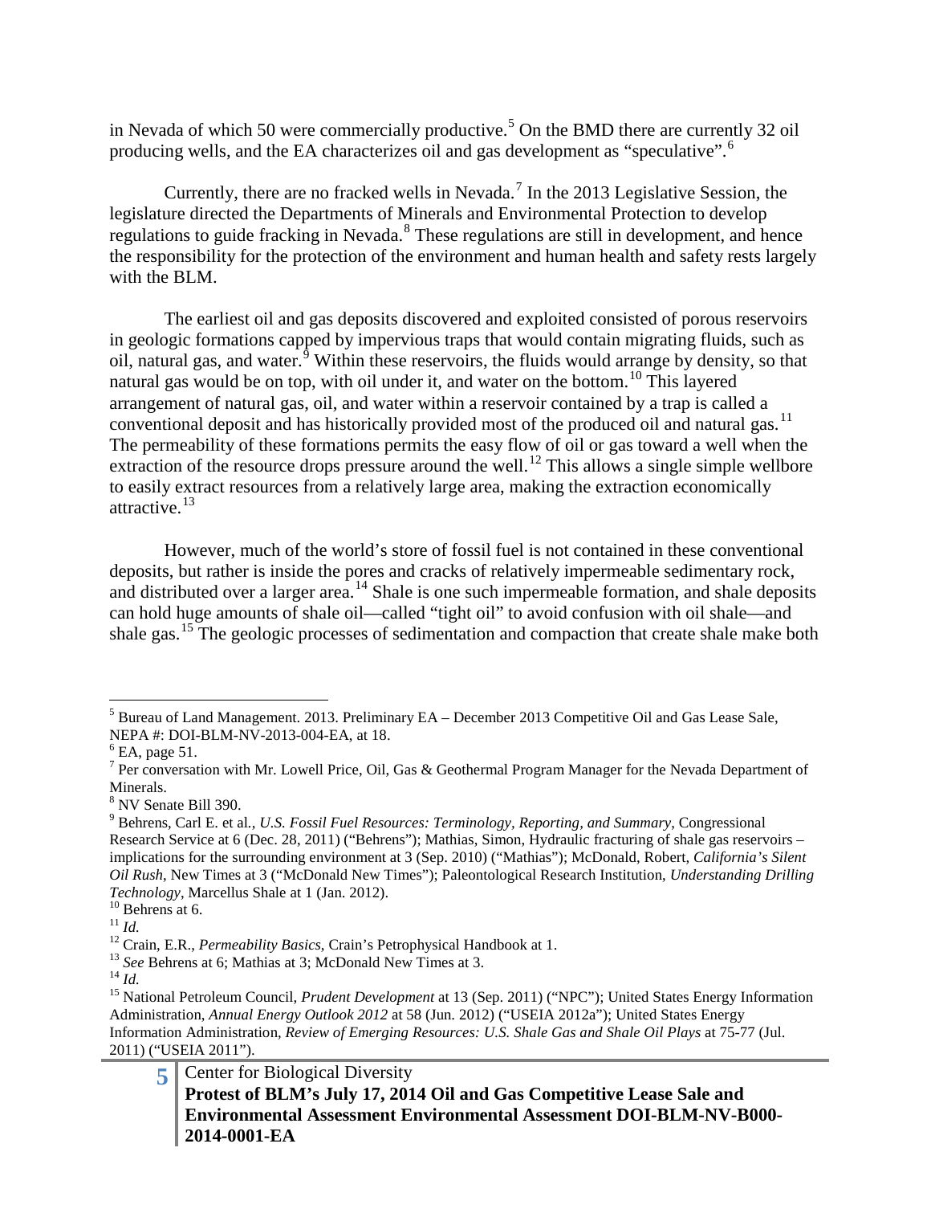in Nevada of which 50 were commercially productive.[5] On the BMD there are currently 32 oil producing wells, and the EA characterizes oil and gas development as "speculative".[6]

Currently, there are no fracked wells in Nevada.[7] In the 2013 Legislative Session, the legislature directed the Departments of Minerals and Environmental Protection to develop regulations to guide fracking in Nevada.[8] These regulations are still in development, and hence the responsibility for the protection of the environment and human health and safety rests largely with the BLM.

The earliest oil and gas deposits discovered and exploited consisted of porous reservoirs in geologic formations capped by impervious traps that would contain migrating fluids, such as oil, natural gas, and water.[9] Within these reservoirs, the fluids would arrange by density, so that natural gas would be on top, with oil under it, and water on the bottom.[10] This layered arrangement of natural gas, oil, and water within a reservoir contained by a trap is called a conventional deposit and has historically provided most of the produced oil and natural gas.[11] The permeability of these formations permits the easy flow of oil or gas toward a well when the extraction of the resource drops pressure around the well.[12] This allows a single simple wellbore to easily extract resources from a relatively large area, making the extraction economically attractive.[13]

However, much of the world's store of fossil fuel is not contained in these conventional deposits, but rather is inside the pores and cracks of relatively impermeable sedimentary rock, and distributed over a larger area.[14] Shale is one such impermeable formation, and shale deposits can hold huge amounts of shale oil—called "tight oil" to avoid confusion with oil shale—and shale gas.[15] The geologic processes of sedimentation and compaction that create shale make both

---

[5] Bureau of Land Management. 2013. Preliminary EA – December 2013 Competitive Oil and Gas Lease Sale, NEPA #: DOI-BLM-NV-2013-004-EA, at 18.

[6] EA, page 51.

[7] Per conversation with Mr. Lowell Price, Oil, Gas & Geothermal Program Manager for the Nevada Department of Minerals.

[8] NV Senate Bill 390.

[9] Behrens, Carl E. et al., *U.S. Fossil Fuel Resources: Terminology, Reporting, and Summary*, Congressional Research Service at 6 (Dec. 28, 2011) ("Behrens"); Mathias, Simon, Hydraulic fracturing of shale gas reservoirs – implications for the surrounding environment at 3 (Sep. 2010) ("Mathias"); McDonald, Robert, *California's Silent Oil Rush*, New Times at 3 ("McDonald New Times"); Paleontological Research Institution, *Understanding Drilling Technology*, Marcellus Shale at 1 (Jan. 2012).

[10] Behrens at 6.

[11] *Id.*

[12] Crain, E.R., *Permeability Basics*, Crain's Petrophysical Handbook at 1.

[13] *See* Behrens at 6; Mathias at 3; McDonald New Times at 3.

[14] *Id.*

[15] National Petroleum Council, *Prudent Development* at 13 (Sep. 2011) ("NPC"); United States Energy Information Administration, *Annual Energy Outlook 2012* at 58 (Jun. 2012) ("USEIA 2012a"); United States Energy Information Administration, *Review of Emerging Resources: U.S. Shale Gas and Shale Oil Plays* at 75-77 (Jul. 2011) ("USEIA 2011").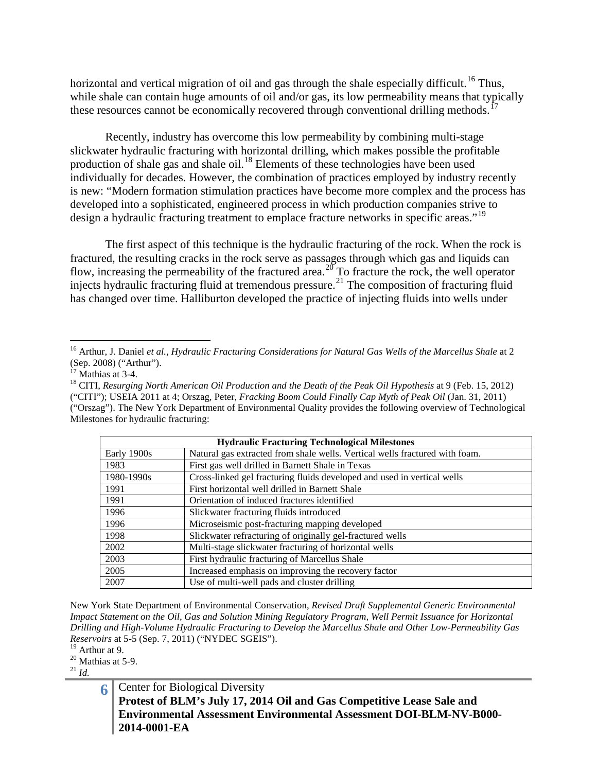horizontal and vertical migration of oil and gas through the shale especially difficult.[16] Thus, while shale can contain huge amounts of oil and/or gas, its low permeability means that typically these resources cannot be economically recovered through conventional drilling methods.[17]

Recently, industry has overcome this low permeability by combining multi-stage slickwater hydraulic fracturing with horizontal drilling, which makes possible the profitable production of shale gas and shale oil.[18] Elements of these technologies have been used individually for decades. However, the combination of practices employed by industry recently is new: "Modern formation stimulation practices have become more complex and the process has developed into a sophisticated, engineered process in which production companies strive to design a hydraulic fracturing treatment to emplace fracture networks in specific areas."[19]

The first aspect of this technique is the hydraulic fracturing of the rock. When the rock is fractured, the resulting cracks in the rock serve as passages through which gas and liquids can flow, increasing the permeability of the fractured area.[20] To fracture the rock, the well operator injects hydraulic fracturing fluid at tremendous pressure.[21] The composition of fracturing fluid has changed over time. Halliburton developed the practice of injecting fluids into wells under

---

[16] Arthur, J. Daniel *et al.*, *Hydraulic Fracturing Considerations for Natural Gas Wells of the Marcellus Shale* at 2 (Sep. 2008) ("Arthur").

[17] Mathias at 3-4.

[18] CITI, *Resurging North American Oil Production and the Death of the Peak Oil Hypothesis* at 9 (Feb. 15, 2012) ("CITI"); USEIA 2011 at 4; Orszag, Peter, *Fracking Boom Could Finally Cap Myth of Peak Oil* (Jan. 31, 2011) ("Orszag"). The New York Department of Environmental Quality provides the following overview of Technological Milestones for hydraulic fracturing:

| Hydraulic Fracturing Technological Milestones | |
|---|---|
| Early 1900s | Natural gas extracted from shale wells. Vertical wells fractured with foam. |
| 1983 | First gas well drilled in Barnett Shale in Texas |
| 1980-1990s | Cross-linked gel fracturing fluids developed and used in vertical wells |
| 1991 | First horizontal well drilled in Barnett Shale |
| 1991 | Orientation of induced fractures identified |
| 1996 | Slickwater fracturing fluids introduced |
| 1996 | Microseismic post-fracturing mapping developed |
| 1998 | Slickwater refracturing of originally gel-fractured wells |
| 2002 | Multi-stage slickwater fracturing of horizontal wells |
| 2003 | First hydraulic fracturing of Marcellus Shale |
| 2005 | Increased emphasis on improving the recovery factor |
| 2007 | Use of multi-well pads and cluster drilling |

New York State Department of Environmental Conservation, *Revised Draft Supplemental Generic Environmental Impact Statement on the Oil, Gas and Solution Mining Regulatory Program, Well Permit Issuance for Horizontal Drilling and High-Volume Hydraulic Fracturing to Develop the Marcellus Shale and Other Low-Permeability Gas Reservoirs* at 5-5 (Sep. 7, 2011) ("NYDEC SGEIS").

[19] Arthur at 9.

[20] Mathias at 5-9.

[21] *Id.*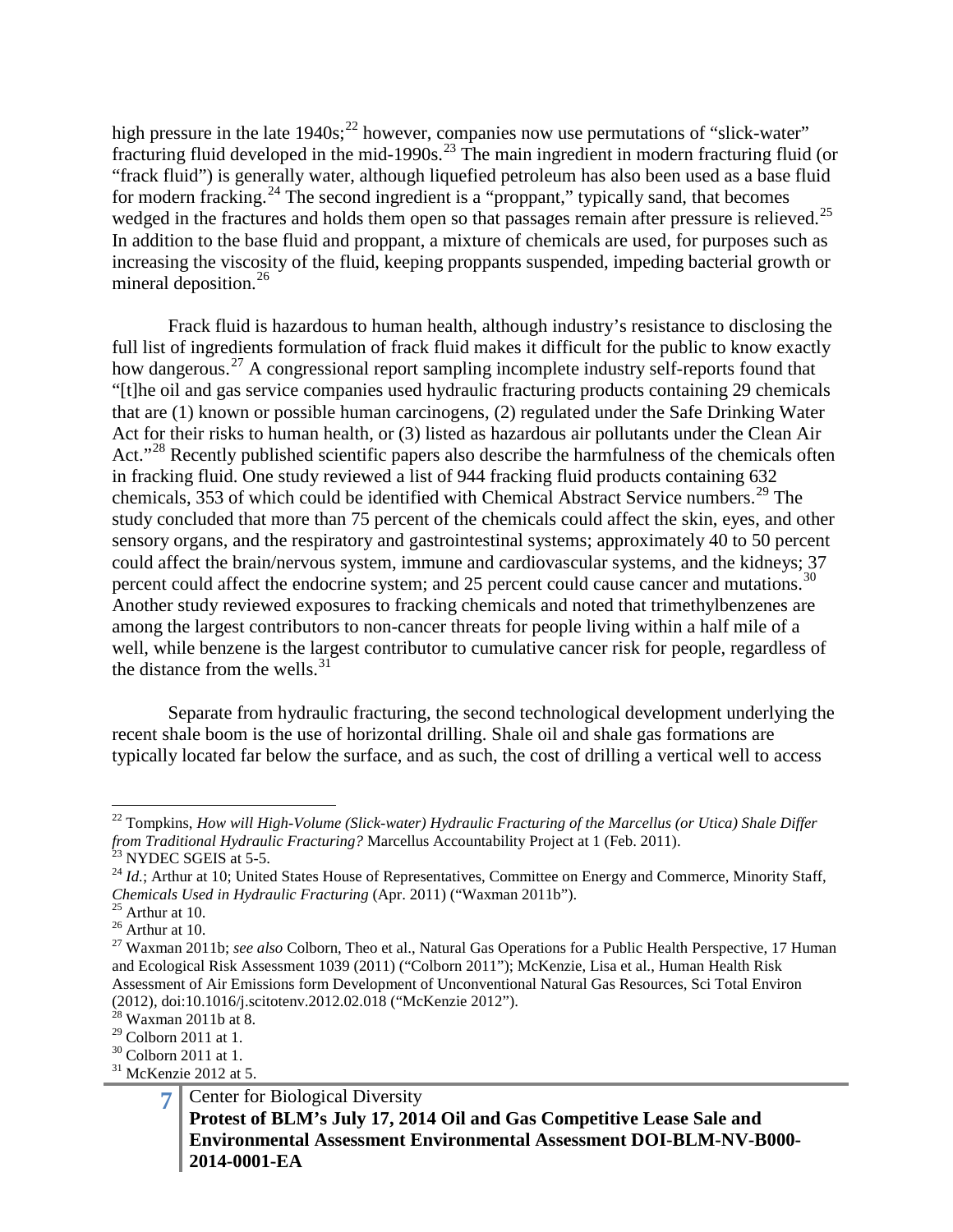high pressure in the late 1940s;[22] however, companies now use permutations of "slick-water" fracturing fluid developed in the mid-1990s.[23] The main ingredient in modern fracturing fluid (or "frack fluid") is generally water, although liquefied petroleum has also been used as a base fluid for modern fracking.[24] The second ingredient is a "proppant," typically sand, that becomes wedged in the fractures and holds them open so that passages remain after pressure is relieved.[25] In addition to the base fluid and proppant, a mixture of chemicals are used, for purposes such as increasing the viscosity of the fluid, keeping proppants suspended, impeding bacterial growth or mineral deposition.[26]

Frack fluid is hazardous to human health, although industry's resistance to disclosing the full list of ingredients formulation of frack fluid makes it difficult for the public to know exactly how dangerous.[27] A congressional report sampling incomplete industry self-reports found that "[t]he oil and gas service companies used hydraulic fracturing products containing 29 chemicals that are (1) known or possible human carcinogens, (2) regulated under the Safe Drinking Water Act for their risks to human health, or (3) listed as hazardous air pollutants under the Clean Air Act."[28] Recently published scientific papers also describe the harmfulness of the chemicals often in fracking fluid. One study reviewed a list of 944 fracking fluid products containing 632 chemicals, 353 of which could be identified with Chemical Abstract Service numbers.[29] The study concluded that more than 75 percent of the chemicals could affect the skin, eyes, and other sensory organs, and the respiratory and gastrointestinal systems; approximately 40 to 50 percent could affect the brain/nervous system, immune and cardiovascular systems, and the kidneys; 37 percent could affect the endocrine system; and 25 percent could cause cancer and mutations.[30] Another study reviewed exposures to fracking chemicals and noted that trimethylbenzenes are among the largest contributors to non-cancer threats for people living within a half mile of a well, while benzene is the largest contributor to cumulative cancer risk for people, regardless of the distance from the wells.[31]

Separate from hydraulic fracturing, the second technological development underlying the recent shale boom is the use of horizontal drilling. Shale oil and shale gas formations are typically located far below the surface, and as such, the cost of drilling a vertical well to access

---

[22] Tompkins, *How will High-Volume (Slick-water) Hydraulic Fracturing of the Marcellus (or Utica) Shale Differ from Traditional Hydraulic Fracturing?* Marcellus Accountability Project at 1 (Feb. 2011).

[23] NYDEC SGEIS at 5-5.

[24] *Id.*; Arthur at 10; United States House of Representatives, Committee on Energy and Commerce, Minority Staff, *Chemicals Used in Hydraulic Fracturing* (Apr. 2011) ("Waxman 2011b").

[25] Arthur at 10.

[26] Arthur at 10.

[27] Waxman 2011b; *see also* Colborn, Theo et al., Natural Gas Operations for a Public Health Perspective, 17 Human and Ecological Risk Assessment 1039 (2011) ("Colborn 2011"); McKenzie, Lisa et al., Human Health Risk Assessment of Air Emissions form Development of Unconventional Natural Gas Resources, Sci Total Environ (2012), doi:10.1016/j.scitotenv.2012.02.018 ("McKenzie 2012").

[28] Waxman 2011b at 8.

[29] Colborn 2011 at 1.

[30] Colborn 2011 at 1.

[31] McKenzie 2012 at 5.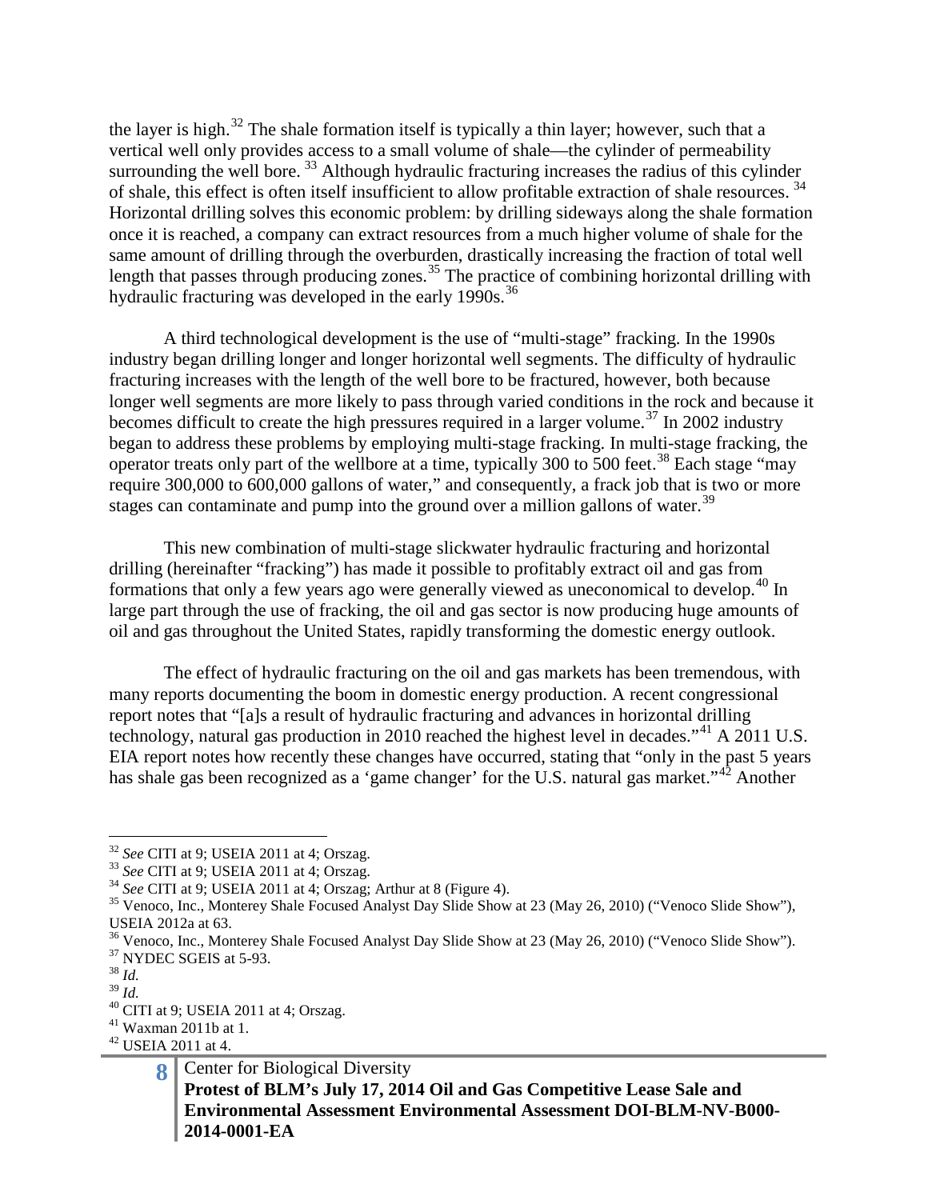the layer is high.[32] The shale formation itself is typically a thin layer; however, such that a vertical well only provides access to a small volume of shale—the cylinder of permeability surrounding the well bore. [33] Although hydraulic fracturing increases the radius of this cylinder of shale, this effect is often itself insufficient to allow profitable extraction of shale resources. [34] Horizontal drilling solves this economic problem: by drilling sideways along the shale formation once it is reached, a company can extract resources from a much higher volume of shale for the same amount of drilling through the overburden, drastically increasing the fraction of total well length that passes through producing zones.[35] The practice of combining horizontal drilling with hydraulic fracturing was developed in the early 1990s.[36]

A third technological development is the use of "multi-stage" fracking. In the 1990s industry began drilling longer and longer horizontal well segments. The difficulty of hydraulic fracturing increases with the length of the well bore to be fractured, however, both because longer well segments are more likely to pass through varied conditions in the rock and because it becomes difficult to create the high pressures required in a larger volume.[37] In 2002 industry began to address these problems by employing multi-stage fracking. In multi-stage fracking, the operator treats only part of the wellbore at a time, typically 300 to 500 feet.[38] Each stage "may require 300,000 to 600,000 gallons of water," and consequently, a frack job that is two or more stages can contaminate and pump into the ground over a million gallons of water.[39]

This new combination of multi-stage slickwater hydraulic fracturing and horizontal drilling (hereinafter "fracking") has made it possible to profitably extract oil and gas from formations that only a few years ago were generally viewed as uneconomical to develop.[40] In large part through the use of fracking, the oil and gas sector is now producing huge amounts of oil and gas throughout the United States, rapidly transforming the domestic energy outlook.

The effect of hydraulic fracturing on the oil and gas markets has been tremendous, with many reports documenting the boom in domestic energy production. A recent congressional report notes that "[a]s a result of hydraulic fracturing and advances in horizontal drilling technology, natural gas production in 2010 reached the highest level in decades."[41] A 2011 U.S. EIA report notes how recently these changes have occurred, stating that "only in the past 5 years has shale gas been recognized as a 'game changer' for the U.S. natural gas market."[42] Another

---

[32] *See* CITI at 9; USEIA 2011 at 4; Orszag.
[33] *See* CITI at 9; USEIA 2011 at 4; Orszag.
[34] *See* CITI at 9; USEIA 2011 at 4; Orszag; Arthur at 8 (Figure 4).
[35] Venoco, Inc., Monterey Shale Focused Analyst Day Slide Show at 23 (May 26, 2010) ("Venoco Slide Show"), USEIA 2012a at 63.
[36] Venoco, Inc., Monterey Shale Focused Analyst Day Slide Show at 23 (May 26, 2010) ("Venoco Slide Show").
[37] NYDEC SGEIS at 5-93.
[38] *Id.*
[39] *Id.*
[40] CITI at 9; USEIA 2011 at 4; Orszag.
[41] Waxman 2011b at 1.
[42] USEIA 2011 at 4.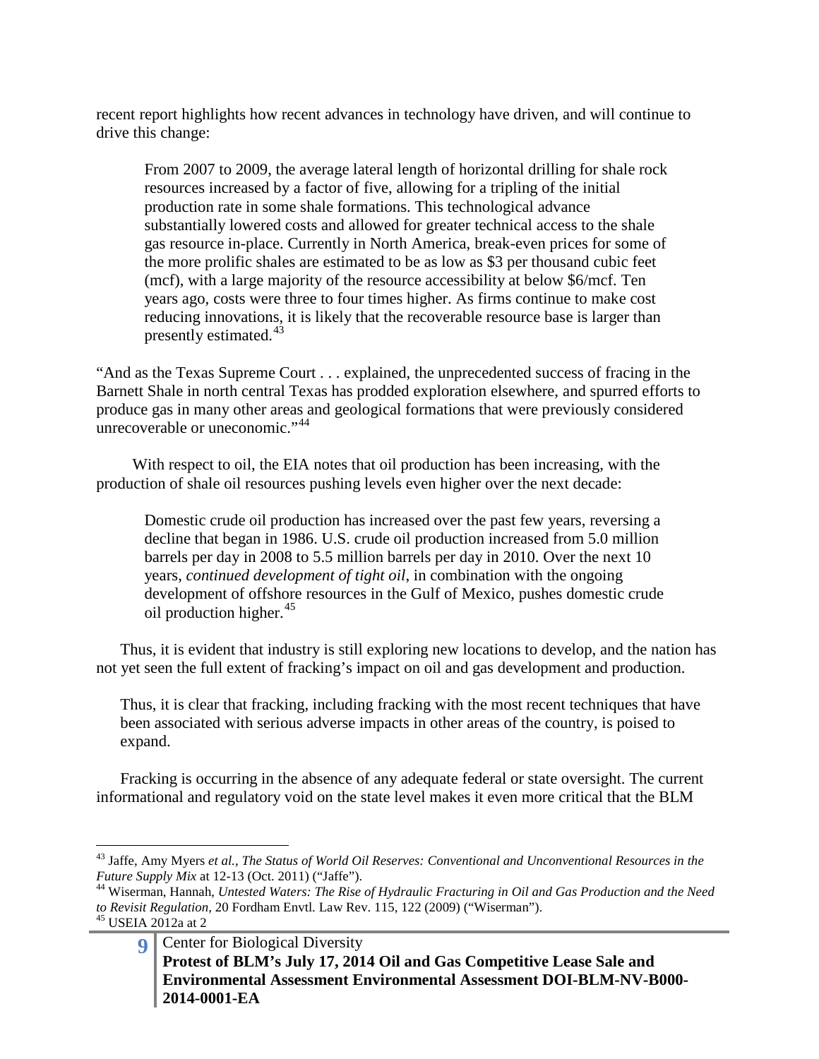recent report highlights how recent advances in technology have driven, and will continue to drive this change:

> From 2007 to 2009, the average lateral length of horizontal drilling for shale rock resources increased by a factor of five, allowing for a tripling of the initial production rate in some shale formations. This technological advance substantially lowered costs and allowed for greater technical access to the shale gas resource in-place. Currently in North America, break-even prices for some of the more prolific shales are estimated to be as low as $3 per thousand cubic feet (mcf), with a large majority of the resource accessibility at below $6/mcf. Ten years ago, costs were three to four times higher. As firms continue to make cost reducing innovations, it is likely that the recoverable resource base is larger than presently estimated.[43]

"And as the Texas Supreme Court . . . explained, the unprecedented success of fracing in the Barnett Shale in north central Texas has prodded exploration elsewhere, and spurred efforts to produce gas in many other areas and geological formations that were previously considered unrecoverable or uneconomic."[44]

With respect to oil, the EIA notes that oil production has been increasing, with the production of shale oil resources pushing levels even higher over the next decade:

> Domestic crude oil production has increased over the past few years, reversing a decline that began in 1986. U.S. crude oil production increased from 5.0 million barrels per day in 2008 to 5.5 million barrels per day in 2010. Over the next 10 years, *continued development of tight oil*, in combination with the ongoing development of offshore resources in the Gulf of Mexico, pushes domestic crude oil production higher.[45]

Thus, it is evident that industry is still exploring new locations to develop, and the nation has not yet seen the full extent of fracking's impact on oil and gas development and production.

Thus, it is clear that fracking, including fracking with the most recent techniques that have been associated with serious adverse impacts in other areas of the country, is poised to expand.

Fracking is occurring in the absence of any adequate federal or state oversight. The current informational and regulatory void on the state level makes it even more critical that the BLM

---

[43] Jaffe, Amy Myers *et al.*, *The Status of World Oil Reserves: Conventional and Unconventional Resources in the Future Supply Mix* at 12-13 (Oct. 2011) ("Jaffe").

[44] Wiserman, Hannah, *Untested Waters: The Rise of Hydraulic Fracturing in Oil and Gas Production and the Need to Revisit Regulation*, 20 Fordham Envtl. Law Rev. 115, 122 (2009) ("Wiserman").

[45] USEIA 2012a at 2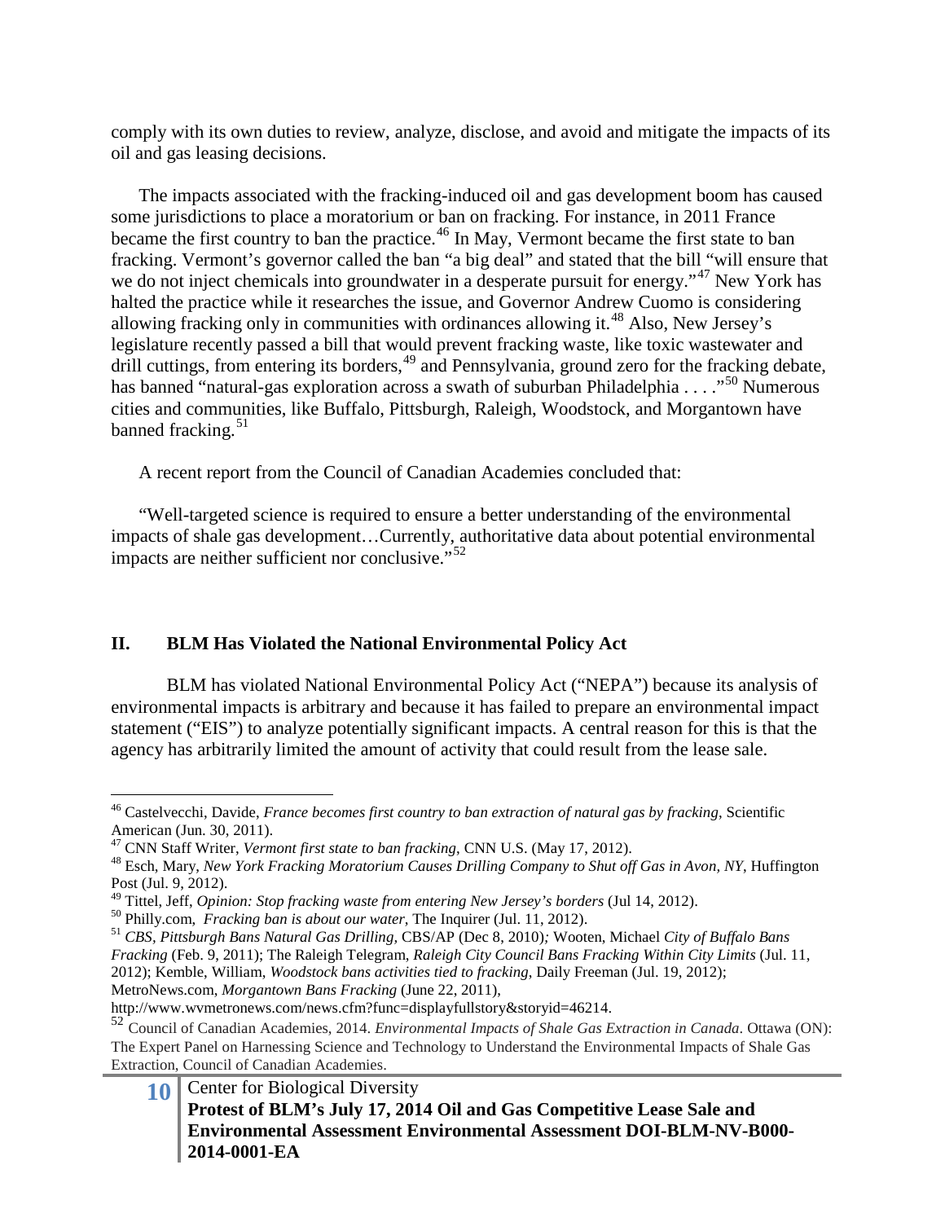comply with its own duties to review, analyze, disclose, and avoid and mitigate the impacts of its oil and gas leasing decisions.

The impacts associated with the fracking-induced oil and gas development boom has caused some jurisdictions to place a moratorium or ban on fracking. For instance, in 2011 France became the first country to ban the practice.[46] In May, Vermont became the first state to ban fracking. Vermont's governor called the ban "a big deal" and stated that the bill "will ensure that we do not inject chemicals into groundwater in a desperate pursuit for energy."[47] New York has halted the practice while it researches the issue, and Governor Andrew Cuomo is considering allowing fracking only in communities with ordinances allowing it.[48] Also, New Jersey's legislature recently passed a bill that would prevent fracking waste, like toxic wastewater and drill cuttings, from entering its borders,[49] and Pennsylvania, ground zero for the fracking debate, has banned "natural-gas exploration across a swath of suburban Philadelphia . . . ."[50] Numerous cities and communities, like Buffalo, Pittsburgh, Raleigh, Woodstock, and Morgantown have banned fracking.[51]

A recent report from the Council of Canadian Academies concluded that:

"Well-targeted science is required to ensure a better understanding of the environmental impacts of shale gas development…Currently, authoritative data about potential environmental impacts are neither sufficient nor conclusive."[52]

## II. BLM Has Violated the National Environmental Policy Act

BLM has violated National Environmental Policy Act ("NEPA") because its analysis of environmental impacts is arbitrary and because it has failed to prepare an environmental impact statement ("EIS") to analyze potentially significant impacts. A central reason for this is that the agency has arbitrarily limited the amount of activity that could result from the lease sale.

---

[46] Castelvecchi, Davide, *France becomes first country to ban extraction of natural gas by fracking*, Scientific American (Jun. 30, 2011).

[47] CNN Staff Writer, *Vermont first state to ban fracking*, CNN U.S. (May 17, 2012).

[48] Esch, Mary, *New York Fracking Moratorium Causes Drilling Company to Shut off Gas in Avon, NY*, Huffington Post (Jul. 9, 2012).

[49] Tittel, Jeff, *Opinion: Stop fracking waste from entering New Jersey's borders* (Jul 14, 2012).

[50] Philly.com, *Fracking ban is about our water*, The Inquirer (Jul. 11, 2012).

[51] *CBS*, *Pittsburgh Bans Natural Gas Drilling,* CBS/AP (Dec 8, 2010); Wooten, Michael *City of Buffalo Bans Fracking* (Feb. 9, 2011); The Raleigh Telegram, *Raleigh City Council Bans Fracking Within City Limits* (Jul. 11, 2012); Kemble, William, *Woodstock bans activities tied to fracking*, Daily Freeman (Jul. 19, 2012); MetroNews.com, *Morgantown Bans Fracking* (June 22, 2011), http://www.wvmetronews.com/news.cfm?func=displayfullstory&storyid=46214.

[52] Council of Canadian Academies, 2014. *Environmental Impacts of Shale Gas Extraction in Canada*. Ottawa (ON): The Expert Panel on Harnessing Science and Technology to Understand the Environmental Impacts of Shale Gas Extraction, Council of Canadian Academies.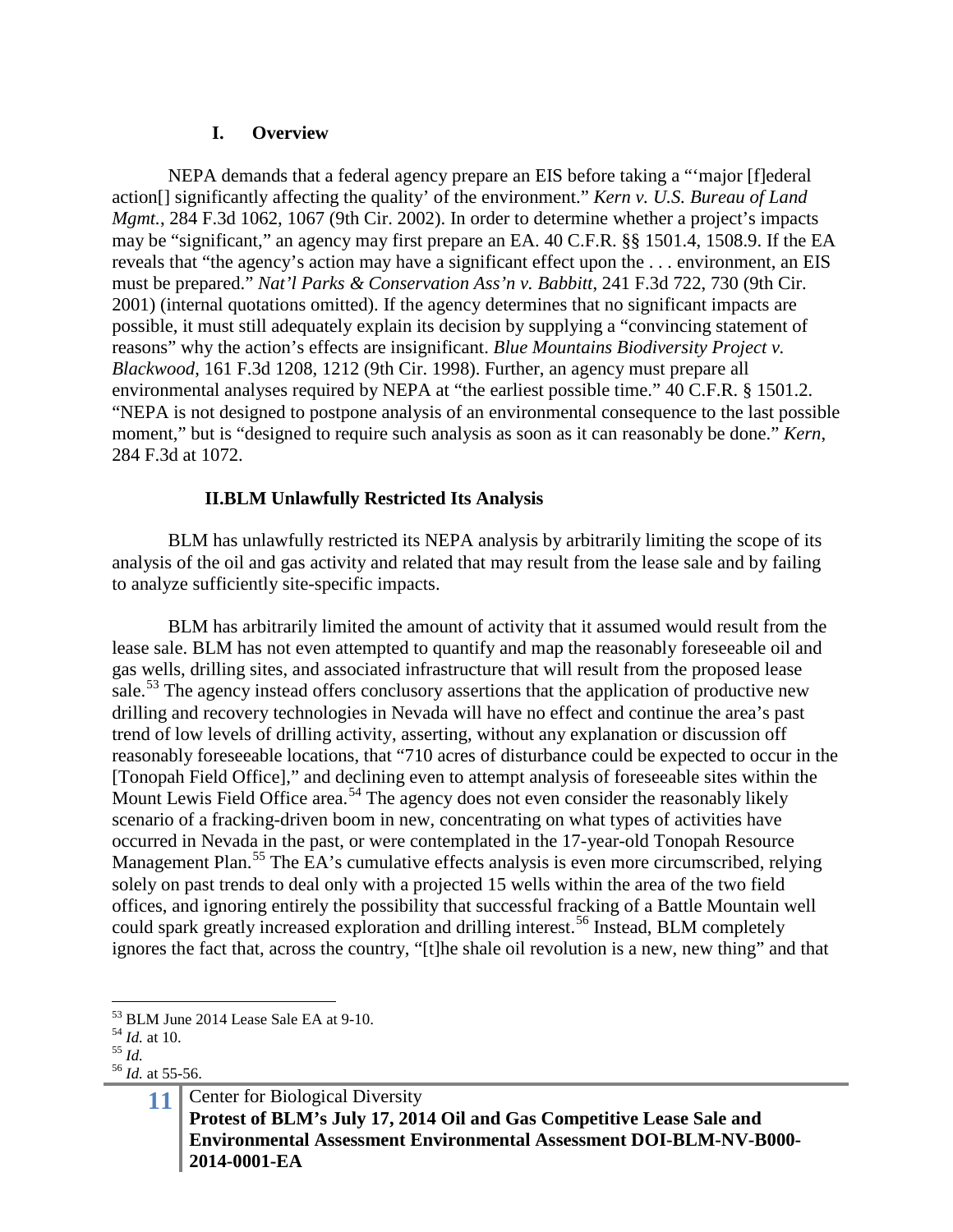## I. Overview

NEPA demands that a federal agency prepare an EIS before taking a "'major [f]ederal action[] significantly affecting the quality' of the environment." *Kern v. U.S. Bureau of Land Mgmt.*, 284 F.3d 1062, 1067 (9th Cir. 2002). In order to determine whether a project's impacts may be "significant," an agency may first prepare an EA. 40 C.F.R. §§ 1501.4, 1508.9. If the EA reveals that "the agency's action may have a significant effect upon the . . . environment, an EIS must be prepared." *Nat'l Parks & Conservation Ass'n v. Babbitt*, 241 F.3d 722, 730 (9th Cir. 2001) (internal quotations omitted). If the agency determines that no significant impacts are possible, it must still adequately explain its decision by supplying a "convincing statement of reasons" why the action's effects are insignificant. *Blue Mountains Biodiversity Project v. Blackwood*, 161 F.3d 1208, 1212 (9th Cir. 1998). Further, an agency must prepare all environmental analyses required by NEPA at "the earliest possible time." 40 C.F.R. § 1501.2. "NEPA is not designed to postpone analysis of an environmental consequence to the last possible moment," but is "designed to require such analysis as soon as it can reasonably be done." *Kern*, 284 F.3d at 1072.

## II. BLM Unlawfully Restricted Its Analysis

BLM has unlawfully restricted its NEPA analysis by arbitrarily limiting the scope of its analysis of the oil and gas activity and related that may result from the lease sale and by failing to analyze sufficiently site-specific impacts.

BLM has arbitrarily limited the amount of activity that it assumed would result from the lease sale. BLM has not even attempted to quantify and map the reasonably foreseeable oil and gas wells, drilling sites, and associated infrastructure that will result from the proposed lease sale.[53] The agency instead offers conclusory assertions that the application of productive new drilling and recovery technologies in Nevada will have no effect and continue the area's past trend of low levels of drilling activity, asserting, without any explanation or discussion off reasonably foreseeable locations, that "710 acres of disturbance could be expected to occur in the [Tonopah Field Office]," and declining even to attempt analysis of foreseeable sites within the Mount Lewis Field Office area.[54] The agency does not even consider the reasonably likely scenario of a fracking-driven boom in new, concentrating on what types of activities have occurred in Nevada in the past, or were contemplated in the 17-year-old Tonopah Resource Management Plan.[55] The EA's cumulative effects analysis is even more circumscribed, relying solely on past trends to deal only with a projected 15 wells within the area of the two field offices, and ignoring entirely the possibility that successful fracking of a Battle Mountain well could spark greatly increased exploration and drilling interest.[56] Instead, BLM completely ignores the fact that, across the country, "[t]he shale oil revolution is a new, new thing" and that

---

[53] BLM June 2014 Lease Sale EA at 9-10.

[54] *Id.* at 10.

[55] *Id.*

[56] *Id.* at 55-56.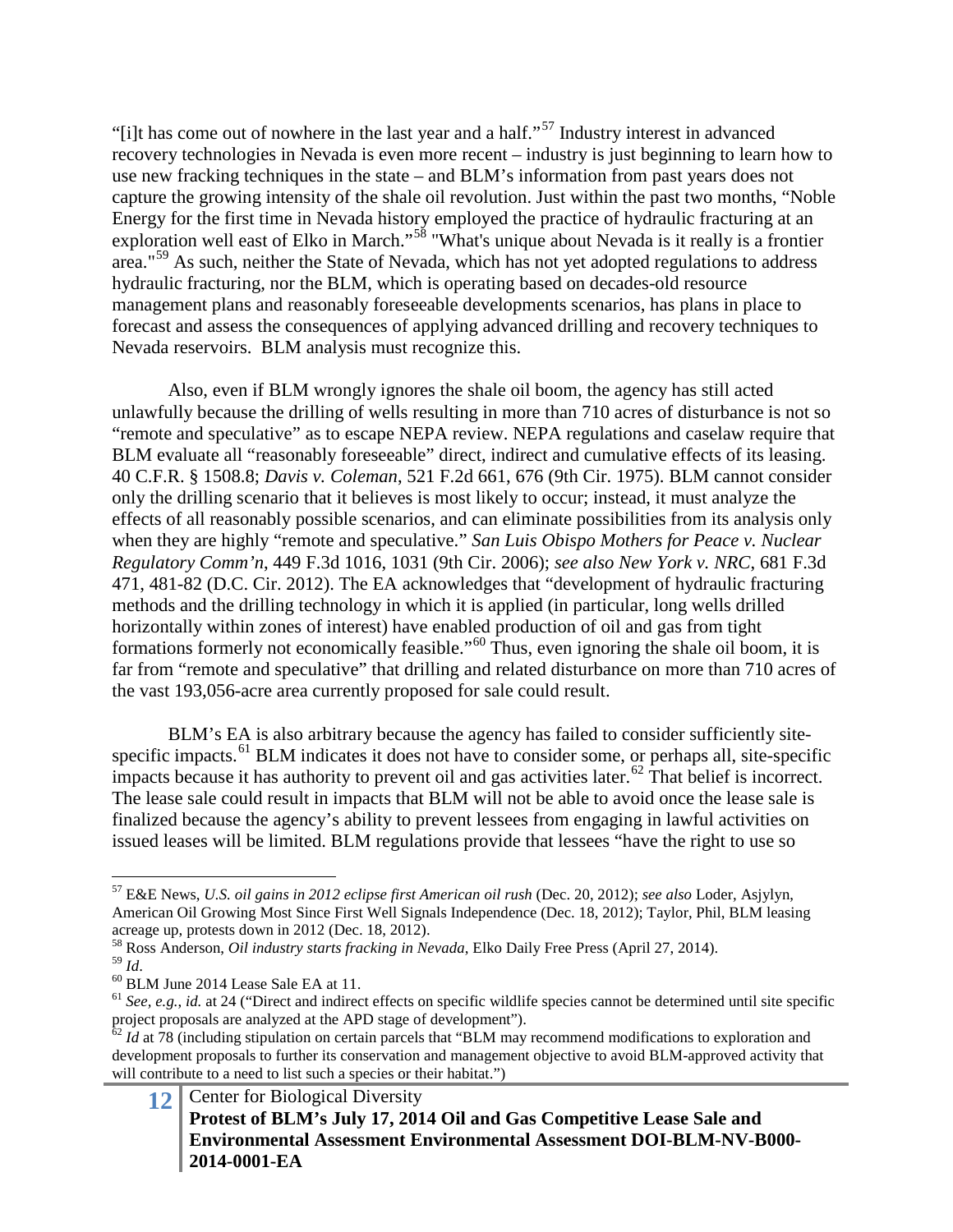"[i]t has come out of nowhere in the last year and a half."[57] Industry interest in advanced recovery technologies in Nevada is even more recent – industry is just beginning to learn how to use new fracking techniques in the state – and BLM's information from past years does not capture the growing intensity of the shale oil revolution. Just within the past two months, "Noble Energy for the first time in Nevada history employed the practice of hydraulic fracturing at an exploration well east of Elko in March."[58] "What's unique about Nevada is it really is a frontier area."[59] As such, neither the State of Nevada, which has not yet adopted regulations to address hydraulic fracturing, nor the BLM, which is operating based on decades-old resource management plans and reasonably foreseeable developments scenarios, has plans in place to forecast and assess the consequences of applying advanced drilling and recovery techniques to Nevada reservoirs. BLM analysis must recognize this.

Also, even if BLM wrongly ignores the shale oil boom, the agency has still acted unlawfully because the drilling of wells resulting in more than 710 acres of disturbance is not so "remote and speculative" as to escape NEPA review. NEPA regulations and caselaw require that BLM evaluate all "reasonably foreseeable" direct, indirect and cumulative effects of its leasing. 40 C.F.R. § 1508.8; *Davis v. Coleman*, 521 F.2d 661, 676 (9th Cir. 1975). BLM cannot consider only the drilling scenario that it believes is most likely to occur; instead, it must analyze the effects of all reasonably possible scenarios, and can eliminate possibilities from its analysis only when they are highly "remote and speculative." *San Luis Obispo Mothers for Peace v. Nuclear Regulatory Comm'n*, 449 F.3d 1016, 1031 (9th Cir. 2006); *see also New York v. NRC*, 681 F.3d 471, 481-82 (D.C. Cir. 2012). The EA acknowledges that "development of hydraulic fracturing methods and the drilling technology in which it is applied (in particular, long wells drilled horizontally within zones of interest) have enabled production of oil and gas from tight formations formerly not economically feasible."[60] Thus, even ignoring the shale oil boom, it is far from "remote and speculative" that drilling and related disturbance on more than 710 acres of the vast 193,056-acre area currently proposed for sale could result.

BLM's EA is also arbitrary because the agency has failed to consider sufficiently site-specific impacts.[61] BLM indicates it does not have to consider some, or perhaps all, site-specific impacts because it has authority to prevent oil and gas activities later.[62] That belief is incorrect. The lease sale could result in impacts that BLM will not be able to avoid once the lease sale is finalized because the agency's ability to prevent lessees from engaging in lawful activities on issued leases will be limited. BLM regulations provide that lessees "have the right to use so

---

[57] E&E News, *U.S. oil gains in 2012 eclipse first American oil rush* (Dec. 20, 2012); *see also* Loder, Asjylyn, American Oil Growing Most Since First Well Signals Independence (Dec. 18, 2012); Taylor, Phil, BLM leasing acreage up, protests down in 2012 (Dec. 18, 2012).

[58] Ross Anderson, *Oil industry starts fracking in Nevada*, Elko Daily Free Press (April 27, 2014).

[59] *Id*.

[60] BLM June 2014 Lease Sale EA at 11.

[61] *See, e.g., id.* at 24 ("Direct and indirect effects on specific wildlife species cannot be determined until site specific project proposals are analyzed at the APD stage of development").

[62] *Id* at 78 (including stipulation on certain parcels that "BLM may recommend modifications to exploration and development proposals to further its conservation and management objective to avoid BLM-approved activity that will contribute to a need to list such a species or their habitat.")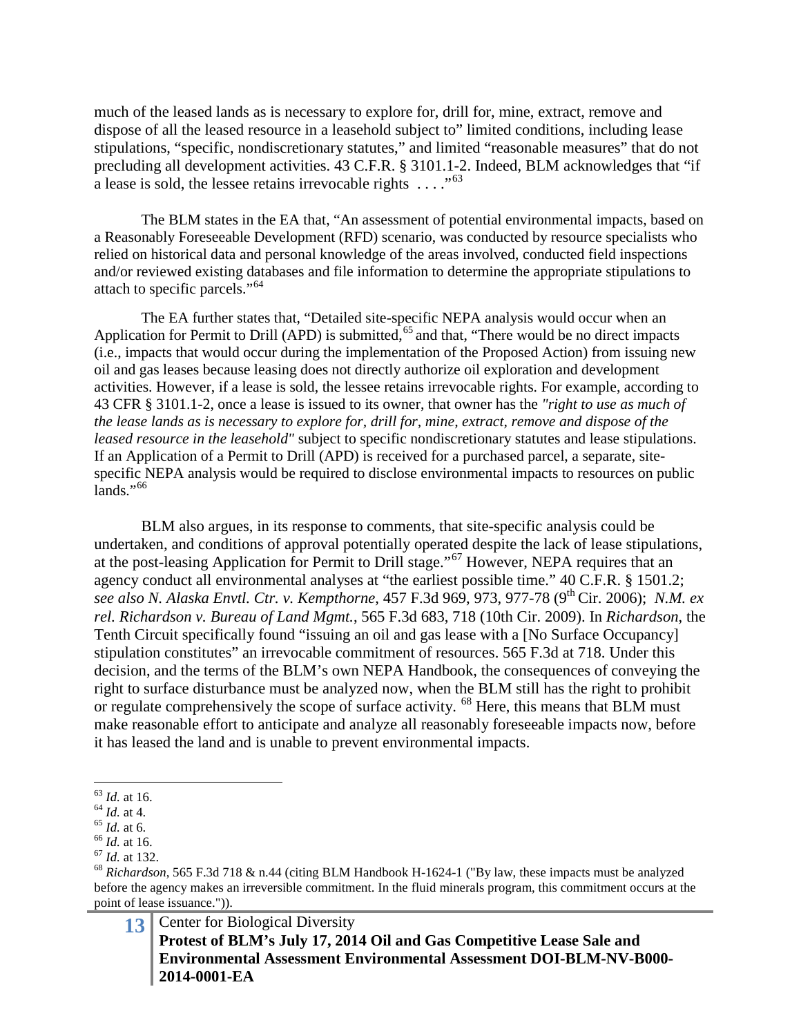much of the leased lands as is necessary to explore for, drill for, mine, extract, remove and dispose of all the leased resource in a leasehold subject to" limited conditions, including lease stipulations, "specific, nondiscretionary statutes," and limited "reasonable measures" that do not precluding all development activities. 43 C.F.R. § 3101.1-2. Indeed, BLM acknowledges that "if a lease is sold, the lessee retains irrevocable rights . . . ."[63]

The BLM states in the EA that, "An assessment of potential environmental impacts, based on a Reasonably Foreseeable Development (RFD) scenario, was conducted by resource specialists who relied on historical data and personal knowledge of the areas involved, conducted field inspections and/or reviewed existing databases and file information to determine the appropriate stipulations to attach to specific parcels."[64]

The EA further states that, "Detailed site-specific NEPA analysis would occur when an Application for Permit to Drill (APD) is submitted,[65] and that, "There would be no direct impacts (i.e., impacts that would occur during the implementation of the Proposed Action) from issuing new oil and gas leases because leasing does not directly authorize oil exploration and development activities. However, if a lease is sold, the lessee retains irrevocable rights. For example, according to 43 CFR § 3101.1-2, once a lease is issued to its owner, that owner has the *"right to use as much of the lease lands as is necessary to explore for, drill for, mine, extract, remove and dispose of the leased resource in the leasehold"* subject to specific nondiscretionary statutes and lease stipulations. If an Application of a Permit to Drill (APD) is received for a purchased parcel, a separate, site-specific NEPA analysis would be required to disclose environmental impacts to resources on public lands."[66]

BLM also argues, in its response to comments, that site-specific analysis could be undertaken, and conditions of approval potentially operated despite the lack of lease stipulations, at the post-leasing Application for Permit to Drill stage."[67] However, NEPA requires that an agency conduct all environmental analyses at "the earliest possible time." 40 C.F.R. § 1501.2; *see also N. Alaska Envtl. Ctr. v. Kempthorne*, 457 F.3d 969, 973, 977-78 (9th Cir. 2006); *N.M. ex rel. Richardson v. Bureau of Land Mgmt.*, 565 F.3d 683, 718 (10th Cir. 2009). In *Richardson*, the Tenth Circuit specifically found "issuing an oil and gas lease with a [No Surface Occupancy] stipulation constitutes" an irrevocable commitment of resources. 565 F.3d at 718. Under this decision, and the terms of the BLM's own NEPA Handbook, the consequences of conveying the right to surface disturbance must be analyzed now, when the BLM still has the right to prohibit or regulate comprehensively the scope of surface activity. [68] Here, this means that BLM must make reasonable effort to anticipate and analyze all reasonably foreseeable impacts now, before it has leased the land and is unable to prevent environmental impacts.

---

[63] *Id.* at 16.

[64] *Id.* at 4.

[65] *Id.* at 6.

[66] *Id.* at 16.

[67] *Id.* at 132.

[68] *Richardson*, 565 F.3d 718 & n.44 (citing BLM Handbook H-1624-1 ("By law, these impacts must be analyzed before the agency makes an irreversible commitment. In the fluid minerals program, this commitment occurs at the point of lease issuance.")).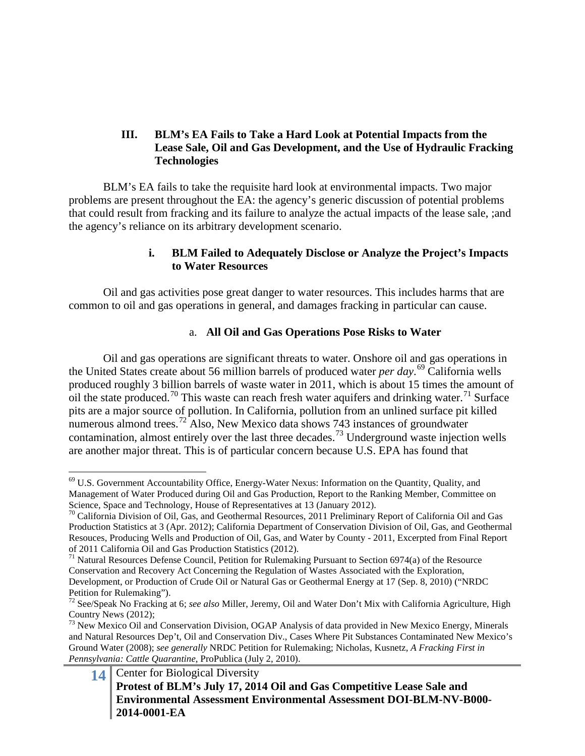### III. BLM's EA Fails to Take a Hard Look at Potential Impacts from the Lease Sale, Oil and Gas Development, and the Use of Hydraulic Fracking Technologies

BLM's EA fails to take the requisite hard look at environmental impacts. Two major problems are present throughout the EA: the agency's generic discussion of potential problems that could result from fracking and its failure to analyze the actual impacts of the lease sale, ;and the agency's reliance on its arbitrary development scenario.

#### i. BLM Failed to Adequately Disclose or Analyze the Project's Impacts to Water Resources

Oil and gas activities pose great danger to water resources. This includes harms that are common to oil and gas operations in general, and damages fracking in particular can cause.

##### a. All Oil and Gas Operations Pose Risks to Water

Oil and gas operations are significant threats to water. Onshore oil and gas operations in the United States create about 56 million barrels of produced water *per day*.[69] California wells produced roughly 3 billion barrels of waste water in 2011, which is about 15 times the amount of oil the state produced.[70] This waste can reach fresh water aquifers and drinking water.[71] Surface pits are a major source of pollution. In California, pollution from an unlined surface pit killed numerous almond trees.[72] Also, New Mexico data shows 743 instances of groundwater contamination, almost entirely over the last three decades.[73] Underground waste injection wells are another major threat. This is of particular concern because U.S. EPA has found that

---

[69] U.S. Government Accountability Office, Energy-Water Nexus: Information on the Quantity, Quality, and Management of Water Produced during Oil and Gas Production, Report to the Ranking Member, Committee on Science, Space and Technology, House of Representatives at 13 (January 2012).

[70] California Division of Oil, Gas, and Geothermal Resources, 2011 Preliminary Report of California Oil and Gas Production Statistics at 3 (Apr. 2012); California Department of Conservation Division of Oil, Gas, and Geothermal Resouces, Producing Wells and Production of Oil, Gas, and Water by County - 2011, Excerpted from Final Report of 2011 California Oil and Gas Production Statistics (2012).

[71] Natural Resources Defense Council, Petition for Rulemaking Pursuant to Section 6974(a) of the Resource Conservation and Recovery Act Concerning the Regulation of Wastes Associated with the Exploration, Development, or Production of Crude Oil or Natural Gas or Geothermal Energy at 17 (Sep. 8, 2010) ("NRDC Petition for Rulemaking").

[72] See/Speak No Fracking at 6; *see also* Miller, Jeremy, Oil and Water Don't Mix with California Agriculture, High Country News (2012);

[73] New Mexico Oil and Conservation Division, OGAP Analysis of data provided in New Mexico Energy, Minerals and Natural Resources Dep't, Oil and Conservation Div., Cases Where Pit Substances Contaminated New Mexico's Ground Water (2008); *see generally* NRDC Petition for Rulemaking; Nicholas, Kusnetz, *A Fracking First in Pennsylvania: Cattle Quarantine*, ProPublica (July 2, 2010).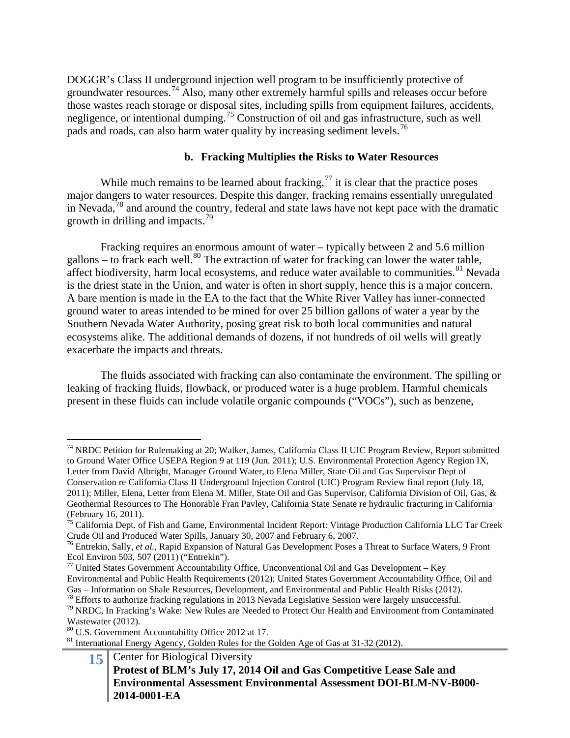DOGGR's Class II underground injection well program to be insufficiently protective of groundwater resources.[74] Also, many other extremely harmful spills and releases occur before those wastes reach storage or disposal sites, including spills from equipment failures, accidents, negligence, or intentional dumping.[75] Construction of oil and gas infrastructure, such as well pads and roads, can also harm water quality by increasing sediment levels.[76]

### b. Fracking Multiplies the Risks to Water Resources

While much remains to be learned about fracking,[77] it is clear that the practice poses major dangers to water resources. Despite this danger, fracking remains essentially unregulated in Nevada,[78] and around the country, federal and state laws have not kept pace with the dramatic growth in drilling and impacts.[79]

Fracking requires an enormous amount of water – typically between 2 and 5.6 million gallons – to frack each well.[80] The extraction of water for fracking can lower the water table, affect biodiversity, harm local ecosystems, and reduce water available to communities.[81] Nevada is the driest state in the Union, and water is often in short supply, hence this is a major concern. A bare mention is made in the EA to the fact that the White River Valley has inner-connected ground water to areas intended to be mined for over 25 billion gallons of water a year by the Southern Nevada Water Authority, posing great risk to both local communities and natural ecosystems alike. The additional demands of dozens, if not hundreds of oil wells will greatly exacerbate the impacts and threats.

The fluids associated with fracking can also contaminate the environment. The spilling or leaking of fracking fluids, flowback, or produced water is a huge problem. Harmful chemicals present in these fluids can include volatile organic compounds ("VOCs"), such as benzene,

---

[74] NRDC Petition for Rulemaking at 20; Walker, James, California Class II UIC Program Review, Report submitted to Ground Water Office USEPA Region 9 at 119 (Jun. 2011); U.S. Environmental Protection Agency Region IX, Letter from David Albright, Manager Ground Water, to Elena Miller, State Oil and Gas Supervisor Dept of Conservation re California Class II Underground Injection Control (UIC) Program Review final report (July 18, 2011); Miller, Elena, Letter from Elena M. Miller, State Oil and Gas Supervisor, California Division of Oil, Gas, & Geothermal Resources to The Honorable Fran Pavley, California State Senate re hydraulic fracturing in California (February 16, 2011).

[75] California Dept. of Fish and Game, Environmental Incident Report: Vintage Production California LLC Tar Creek Crude Oil and Produced Water Spills, January 30, 2007 and February 6, 2007.

[76] Entrekin, Sally, *et al.*, Rapid Expansion of Natural Gas Development Poses a Threat to Surface Waters, 9 Front Ecol Environ 503, 507 (2011) ("Entrekin").

[77] United States Government Accountability Office, Unconventional Oil and Gas Development – Key Environmental and Public Health Requirements (2012); United States Government Accountability Office, Oil and Gas – Information on Shale Resources, Development, and Environmental and Public Health Risks (2012).

[78] Efforts to authorize fracking regulations in 2013 Nevada Legislative Session were largely unsuccessful.

[79] NRDC, In Fracking's Wake: New Rules are Needed to Protect Our Health and Environment from Contaminated Wastewater (2012).

[80] U.S. Government Accountability Office 2012 at 17.

[81] International Energy Agency, Golden Rules for the Golden Age of Gas at 31-32 (2012).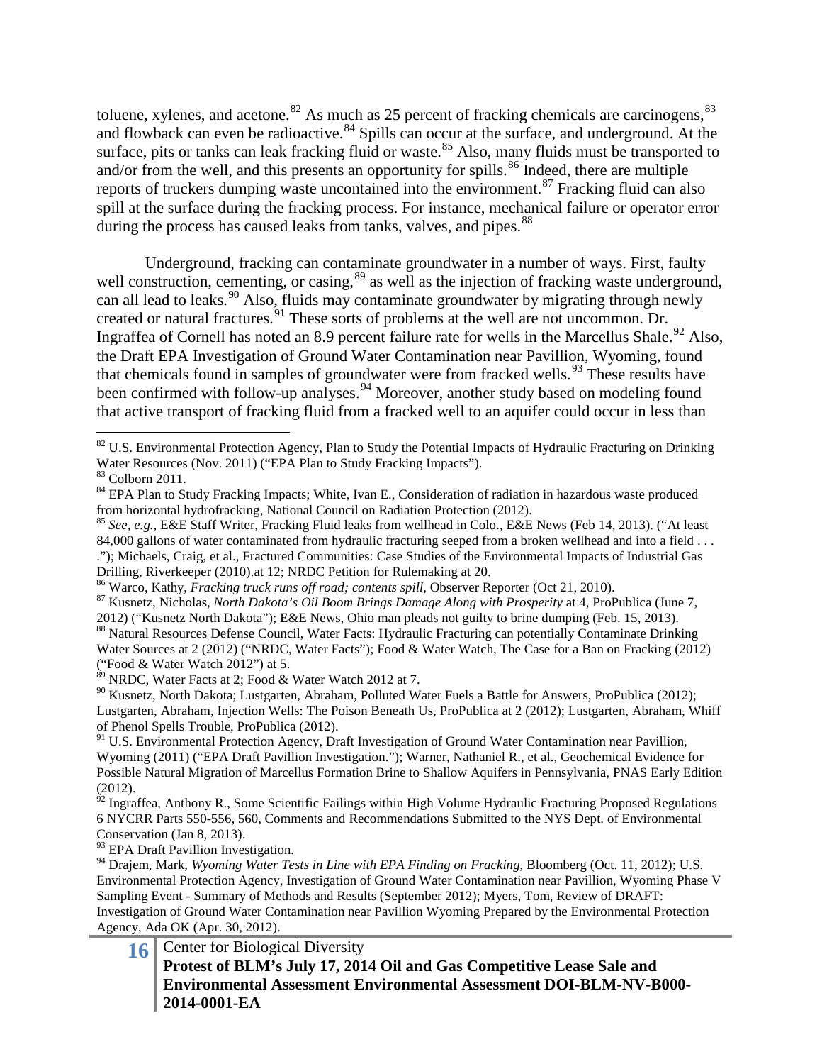toluene, xylenes, and acetone.[82] As much as 25 percent of fracking chemicals are carcinogens,[83] and flowback can even be radioactive.[84] Spills can occur at the surface, and underground. At the surface, pits or tanks can leak fracking fluid or waste.[85] Also, many fluids must be transported to and/or from the well, and this presents an opportunity for spills.[86] Indeed, there are multiple reports of truckers dumping waste uncontained into the environment.[87] Fracking fluid can also spill at the surface during the fracking process. For instance, mechanical failure or operator error during the process has caused leaks from tanks, valves, and pipes.[88]

Underground, fracking can contaminate groundwater in a number of ways. First, faulty well construction, cementing, or casing,[89] as well as the injection of fracking waste underground, can all lead to leaks.[90] Also, fluids may contaminate groundwater by migrating through newly created or natural fractures.[91] These sorts of problems at the well are not uncommon. Dr. Ingraffea of Cornell has noted an 8.9 percent failure rate for wells in the Marcellus Shale.[92] Also, the Draft EPA Investigation of Ground Water Contamination near Pavillion, Wyoming, found that chemicals found in samples of groundwater were from fracked wells.[93] These results have been confirmed with follow-up analyses.[94] Moreover, another study based on modeling found that active transport of fracking fluid from a fracked well to an aquifer could occur in less than

---

[82] U.S. Environmental Protection Agency, Plan to Study the Potential Impacts of Hydraulic Fracturing on Drinking Water Resources (Nov. 2011) ("EPA Plan to Study Fracking Impacts").

[83] Colborn 2011.

[84] EPA Plan to Study Fracking Impacts; White, Ivan E., Consideration of radiation in hazardous waste produced from horizontal hydrofracking, National Council on Radiation Protection (2012).

[85] *See, e.g.*, E&E Staff Writer, Fracking Fluid leaks from wellhead in Colo., E&E News (Feb 14, 2013). ("At least 84,000 gallons of water contaminated from hydraulic fracturing seeped from a broken wellhead and into a field . . . ."); Michaels, Craig, et al., Fractured Communities: Case Studies of the Environmental Impacts of Industrial Gas Drilling, Riverkeeper (2010).at 12; NRDC Petition for Rulemaking at 20.

[86] Warco, Kathy, *Fracking truck runs off road; contents spill*, Observer Reporter (Oct 21, 2010).

[87] Kusnetz, Nicholas, *North Dakota's Oil Boom Brings Damage Along with Prosperity* at 4, ProPublica (June 7, 2012) ("Kusnetz North Dakota"); E&E News, Ohio man pleads not guilty to brine dumping (Feb. 15, 2013).

[88] Natural Resources Defense Council, Water Facts: Hydraulic Fracturing can potentially Contaminate Drinking Water Sources at 2 (2012) ("NRDC, Water Facts"); Food & Water Watch, The Case for a Ban on Fracking (2012) ("Food & Water Watch 2012") at 5.

[89] NRDC, Water Facts at 2; Food & Water Watch 2012 at 7.

[90] Kusnetz, North Dakota; Lustgarten, Abraham, Polluted Water Fuels a Battle for Answers, ProPublica (2012); Lustgarten, Abraham, Injection Wells: The Poison Beneath Us, ProPublica at 2 (2012); Lustgarten, Abraham, Whiff of Phenol Spells Trouble, ProPublica (2012).

[91] U.S. Environmental Protection Agency, Draft Investigation of Ground Water Contamination near Pavillion, Wyoming (2011) ("EPA Draft Pavillion Investigation."); Warner, Nathaniel R., et al., Geochemical Evidence for Possible Natural Migration of Marcellus Formation Brine to Shallow Aquifers in Pennsylvania, PNAS Early Edition (2012).

[92] Ingraffea, Anthony R., Some Scientific Failings within High Volume Hydraulic Fracturing Proposed Regulations 6 NYCRR Parts 550-556, 560, Comments and Recommendations Submitted to the NYS Dept. of Environmental Conservation (Jan 8, 2013).

[93] EPA Draft Pavillion Investigation.

[94] Drajem, Mark, *Wyoming Water Tests in Line with EPA Finding on Fracking*, Bloomberg (Oct. 11, 2012); U.S. Environmental Protection Agency, Investigation of Ground Water Contamination near Pavillion, Wyoming Phase V Sampling Event - Summary of Methods and Results (September 2012); Myers, Tom, Review of DRAFT: Investigation of Ground Water Contamination near Pavillion Wyoming Prepared by the Environmental Protection Agency, Ada OK (Apr. 30, 2012).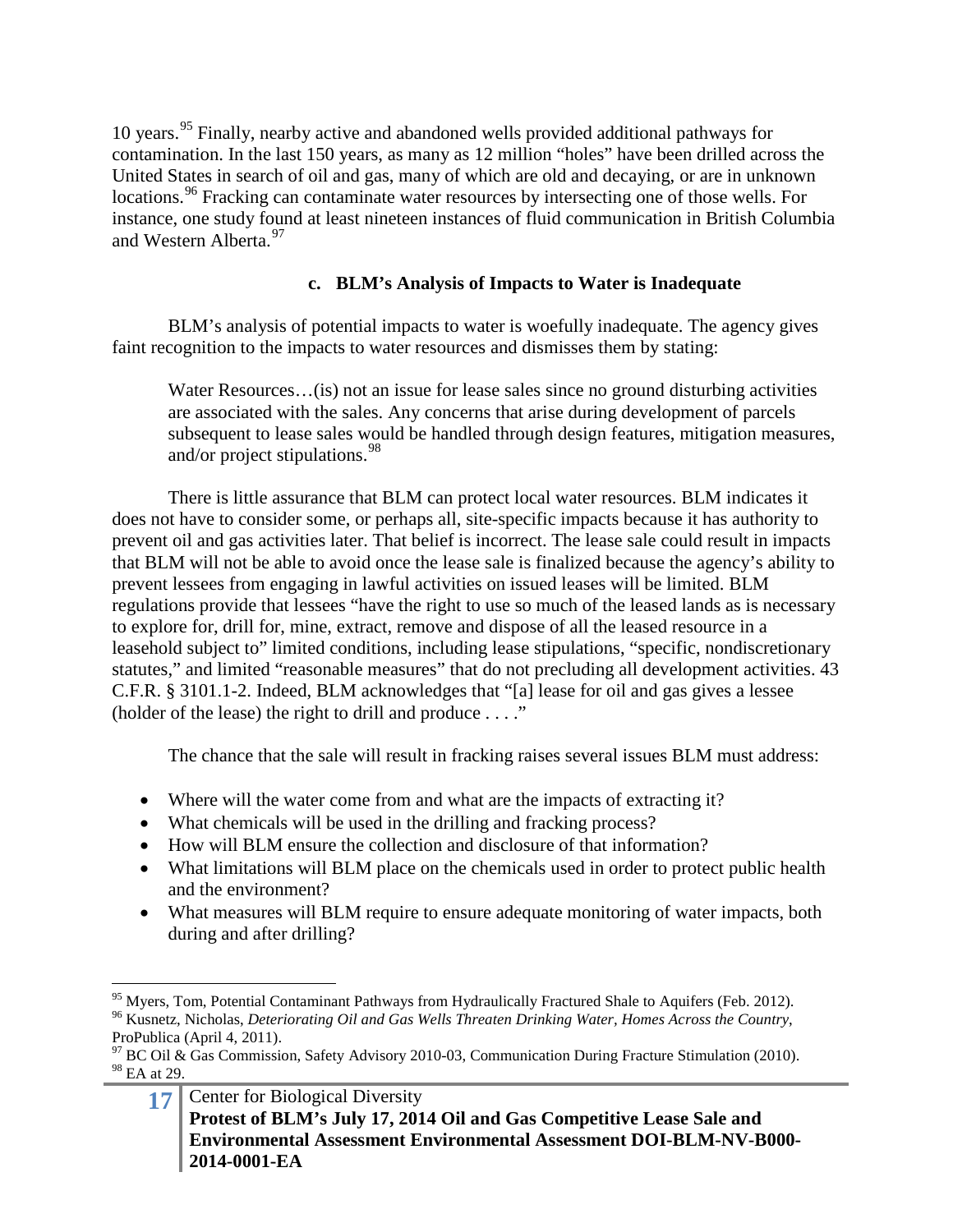10 years.[95] Finally, nearby active and abandoned wells provided additional pathways for contamination. In the last 150 years, as many as 12 million "holes" have been drilled across the United States in search of oil and gas, many of which are old and decaying, or are in unknown locations.[96] Fracking can contaminate water resources by intersecting one of those wells. For instance, one study found at least nineteen instances of fluid communication in British Columbia and Western Alberta.[97]

### c. BLM's Analysis of Impacts to Water is Inadequate

BLM's analysis of potential impacts to water is woefully inadequate. The agency gives faint recognition to the impacts to water resources and dismisses them by stating:

> Water Resources…(is) not an issue for lease sales since no ground disturbing activities are associated with the sales. Any concerns that arise during development of parcels subsequent to lease sales would be handled through design features, mitigation measures, and/or project stipulations.[98]

There is little assurance that BLM can protect local water resources. BLM indicates it does not have to consider some, or perhaps all, site-specific impacts because it has authority to prevent oil and gas activities later. That belief is incorrect. The lease sale could result in impacts that BLM will not be able to avoid once the lease sale is finalized because the agency's ability to prevent lessees from engaging in lawful activities on issued leases will be limited. BLM regulations provide that lessees "have the right to use so much of the leased lands as is necessary to explore for, drill for, mine, extract, remove and dispose of all the leased resource in a leasehold subject to" limited conditions, including lease stipulations, "specific, nondiscretionary statutes," and limited "reasonable measures" that do not precluding all development activities. 43 C.F.R. § 3101.1-2. Indeed, BLM acknowledges that "[a] lease for oil and gas gives a lessee (holder of the lease) the right to drill and produce . . . ."

The chance that the sale will result in fracking raises several issues BLM must address:

- Where will the water come from and what are the impacts of extracting it?
- What chemicals will be used in the drilling and fracking process?
- How will BLM ensure the collection and disclosure of that information?
- What limitations will BLM place on the chemicals used in order to protect public health and the environment?
- What measures will BLM require to ensure adequate monitoring of water impacts, both during and after drilling?

---

[95] Myers, Tom, Potential Contaminant Pathways from Hydraulically Fractured Shale to Aquifers (Feb. 2012).

[96] Kusnetz, Nicholas, *Deteriorating Oil and Gas Wells Threaten Drinking Water, Homes Across the Country*, ProPublica (April 4, 2011).

[97] BC Oil & Gas Commission, Safety Advisory 2010-03, Communication During Fracture Stimulation (2010).

[98] EA at 29.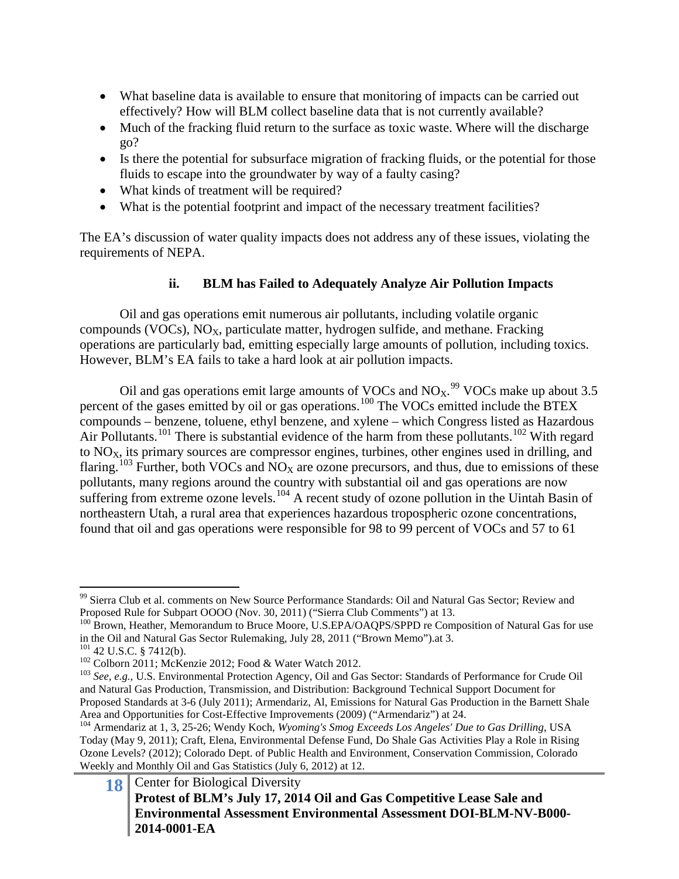- What baseline data is available to ensure that monitoring of impacts can be carried out effectively? How will BLM collect baseline data that is not currently available?
- Much of the fracking fluid return to the surface as toxic waste. Where will the discharge go?
- Is there the potential for subsurface migration of fracking fluids, or the potential for those fluids to escape into the groundwater by way of a faulty casing?
- What kinds of treatment will be required?
- What is the potential footprint and impact of the necessary treatment facilities?

The EA's discussion of water quality impacts does not address any of these issues, violating the requirements of NEPA.

#### ii. BLM has Failed to Adequately Analyze Air Pollution Impacts

Oil and gas operations emit numerous air pollutants, including volatile organic compounds (VOCs), $NO_X$, particulate matter, hydrogen sulfide, and methane. Fracking operations are particularly bad, emitting especially large amounts of pollution, including toxics. However, BLM's EA fails to take a hard look at air pollution impacts.

Oil and gas operations emit large amounts of VOCs and $NO_X$.[99] VOCs make up about 3.5 percent of the gases emitted by oil or gas operations.[100] The VOCs emitted include the BTEX compounds – benzene, toluene, ethyl benzene, and xylene – which Congress listed as Hazardous Air Pollutants.[101] There is substantial evidence of the harm from these pollutants.[102] With regard to $NO_X$, its primary sources are compressor engines, turbines, other engines used in drilling, and flaring.[103] Further, both VOCs and $NO_X$ are ozone precursors, and thus, due to emissions of these pollutants, many regions around the country with substantial oil and gas operations are now suffering from extreme ozone levels.[104] A recent study of ozone pollution in the Uintah Basin of northeastern Utah, a rural area that experiences hazardous tropospheric ozone concentrations, found that oil and gas operations were responsible for 98 to 99 percent of VOCs and 57 to 61

---

[99] Sierra Club et al. comments on New Source Performance Standards: Oil and Natural Gas Sector; Review and Proposed Rule for Subpart OOOO (Nov. 30, 2011) ("Sierra Club Comments") at 13.

[100] Brown, Heather, Memorandum to Bruce Moore, U.S.EPA/OAQPS/SPPD re Composition of Natural Gas for use in the Oil and Natural Gas Sector Rulemaking, July 28, 2011 ("Brown Memo").at 3.

[101] 42 U.S.C. § 7412(b).

[102] Colborn 2011; McKenzie 2012; Food & Water Watch 2012.

[103] *See, e.g.*, U.S. Environmental Protection Agency, Oil and Gas Sector: Standards of Performance for Crude Oil and Natural Gas Production, Transmission, and Distribution: Background Technical Support Document for Proposed Standards at 3-6 (July 2011); Armendariz, Al, Emissions for Natural Gas Production in the Barnett Shale Area and Opportunities for Cost-Effective Improvements (2009) ("Armendariz") at 24.

[104] Armendariz at 1, 3, 25-26; Wendy Koch, *Wyoming's Smog Exceeds Los Angeles' Due to Gas Drilling*, USA Today (May 9, 2011); Craft, Elena, Environmental Defense Fund, Do Shale Gas Activities Play a Role in Rising Ozone Levels? (2012); Colorado Dept. of Public Health and Environment, Conservation Commission, Colorado Weekly and Monthly Oil and Gas Statistics (July 6, 2012) at 12.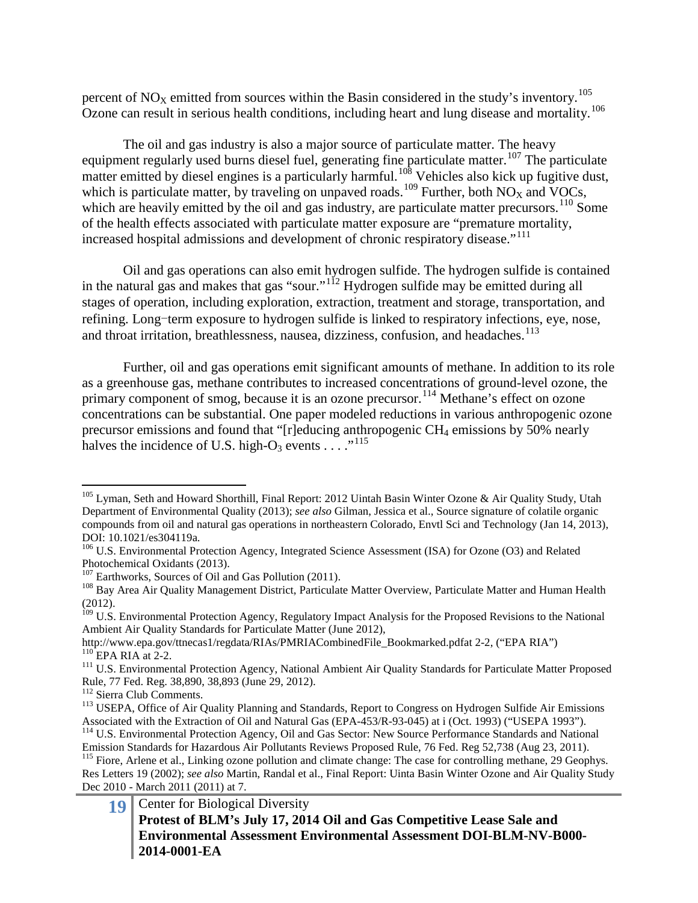percent of $NO_X$ emitted from sources within the Basin considered in the study's inventory.[105] Ozone can result in serious health conditions, including heart and lung disease and mortality.[106]

The oil and gas industry is also a major source of particulate matter. The heavy equipment regularly used burns diesel fuel, generating fine particulate matter.[107] The particulate matter emitted by diesel engines is a particularly harmful.[108] Vehicles also kick up fugitive dust, which is particulate matter, by traveling on unpaved roads.[109] Further, both $NO_X$ and VOCs, which are heavily emitted by the oil and gas industry, are particulate matter precursors.[110] Some of the health effects associated with particulate matter exposure are "premature mortality, increased hospital admissions and development of chronic respiratory disease."[111]

Oil and gas operations can also emit hydrogen sulfide. The hydrogen sulfide is contained in the natural gas and makes that gas "sour."[112] Hydrogen sulfide may be emitted during all stages of operation, including exploration, extraction, treatment and storage, transportation, and refining. Long-term exposure to hydrogen sulfide is linked to respiratory infections, eye, nose, and throat irritation, breathlessness, nausea, dizziness, confusion, and headaches.[113]

Further, oil and gas operations emit significant amounts of methane. In addition to its role as a greenhouse gas, methane contributes to increased concentrations of ground-level ozone, the primary component of smog, because it is an ozone precursor.[114] Methane's effect on ozone concentrations can be substantial. One paper modeled reductions in various anthropogenic ozone precursor emissions and found that "[r]educing anthropogenic $CH_4$ emissions by 50% nearly halves the incidence of U.S. high-$O_3$ events . . . ."[115]

---

[105] Lyman, Seth and Howard Shorthill, Final Report: 2012 Uintah Basin Winter Ozone & Air Quality Study, Utah Department of Environmental Quality (2013); *see also* Gilman, Jessica et al., Source signature of colatile organic compounds from oil and natural gas operations in northeastern Colorado, Envtl Sci and Technology (Jan 14, 2013), DOI: 10.1021/es304119a.

[106] U.S. Environmental Protection Agency, Integrated Science Assessment (ISA) for Ozone (O3) and Related Photochemical Oxidants (2013).

[107] Earthworks, Sources of Oil and Gas Pollution (2011).

[108] Bay Area Air Quality Management District, Particulate Matter Overview, Particulate Matter and Human Health (2012).

[109] U.S. Environmental Protection Agency, Regulatory Impact Analysis for the Proposed Revisions to the National Ambient Air Quality Standards for Particulate Matter (June 2012), http://www.epa.gov/ttnecas1/regdata/RIAs/PMRIACombinedFile_Bookmarked.pdfat 2-2, ("EPA RIA")

[110] EPA RIA at 2-2.

[111] U.S. Environmental Protection Agency, National Ambient Air Quality Standards for Particulate Matter Proposed Rule, 77 Fed. Reg. 38,890, 38,893 (June 29, 2012).

[112] Sierra Club Comments.

[113] USEPA, Office of Air Quality Planning and Standards, Report to Congress on Hydrogen Sulfide Air Emissions Associated with the Extraction of Oil and Natural Gas (EPA-453/R-93-045) at i (Oct. 1993) ("USEPA 1993").

[114] U.S. Environmental Protection Agency, Oil and Gas Sector: New Source Performance Standards and National Emission Standards for Hazardous Air Pollutants Reviews Proposed Rule, 76 Fed. Reg 52,738 (Aug 23, 2011).

[115] Fiore, Arlene et al., Linking ozone pollution and climate change: The case for controlling methane, 29 Geophys. Res Letters 19 (2002); *see also* Martin, Randal et al., Final Report: Uinta Basin Winter Ozone and Air Quality Study Dec 2010 - March 2011 (2011) at 7.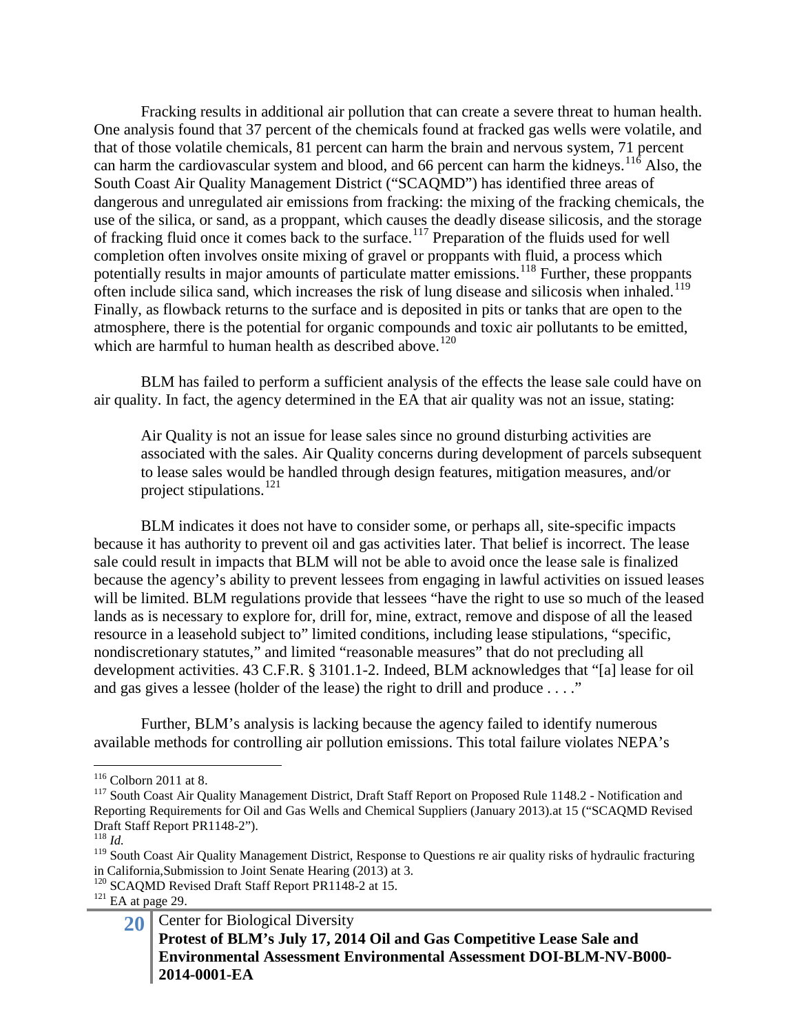Fracking results in additional air pollution that can create a severe threat to human health. One analysis found that 37 percent of the chemicals found at fracked gas wells were volatile, and that of those volatile chemicals, 81 percent can harm the brain and nervous system, 71 percent can harm the cardiovascular system and blood, and 66 percent can harm the kidneys.[116] Also, the South Coast Air Quality Management District ("SCAQMD") has identified three areas of dangerous and unregulated air emissions from fracking: the mixing of the fracking chemicals, the use of the silica, or sand, as a proppant, which causes the deadly disease silicosis, and the storage of fracking fluid once it comes back to the surface.[117] Preparation of the fluids used for well completion often involves onsite mixing of gravel or proppants with fluid, a process which potentially results in major amounts of particulate matter emissions.[118] Further, these proppants often include silica sand, which increases the risk of lung disease and silicosis when inhaled.[119] Finally, as flowback returns to the surface and is deposited in pits or tanks that are open to the atmosphere, there is the potential for organic compounds and toxic air pollutants to be emitted, which are harmful to human health as described above.[120]

BLM has failed to perform a sufficient analysis of the effects the lease sale could have on air quality. In fact, the agency determined in the EA that air quality was not an issue, stating:

> Air Quality is not an issue for lease sales since no ground disturbing activities are associated with the sales. Air Quality concerns during development of parcels subsequent to lease sales would be handled through design features, mitigation measures, and/or project stipulations.[121]

BLM indicates it does not have to consider some, or perhaps all, site-specific impacts because it has authority to prevent oil and gas activities later. That belief is incorrect. The lease sale could result in impacts that BLM will not be able to avoid once the lease sale is finalized because the agency's ability to prevent lessees from engaging in lawful activities on issued leases will be limited. BLM regulations provide that lessees "have the right to use so much of the leased lands as is necessary to explore for, drill for, mine, extract, remove and dispose of all the leased resource in a leasehold subject to" limited conditions, including lease stipulations, "specific, nondiscretionary statutes," and limited "reasonable measures" that do not precluding all development activities. 43 C.F.R. § 3101.1-2. Indeed, BLM acknowledges that "[a] lease for oil and gas gives a lessee (holder of the lease) the right to drill and produce . . . ."

Further, BLM's analysis is lacking because the agency failed to identify numerous available methods for controlling air pollution emissions. This total failure violates NEPA's

---

[116] Colborn 2011 at 8.

[117] South Coast Air Quality Management District, Draft Staff Report on Proposed Rule 1148.2 - Notification and Reporting Requirements for Oil and Gas Wells and Chemical Suppliers (January 2013).at 15 ("SCAQMD Revised Draft Staff Report PR1148-2").

[118] *Id.*

[119] South Coast Air Quality Management District, Response to Questions re air quality risks of hydraulic fracturing in California,Submission to Joint Senate Hearing (2013) at 3.

[120] SCAQMD Revised Draft Staff Report PR1148-2 at 15.

[121] EA at page 29.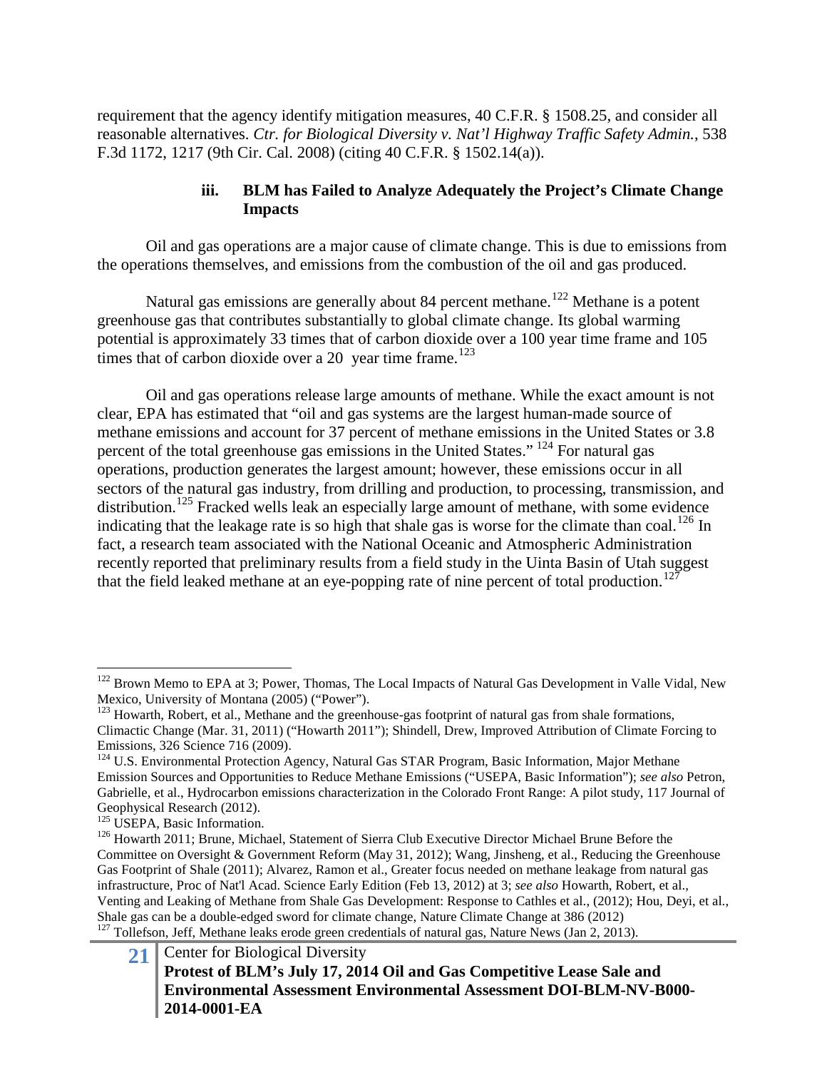requirement that the agency identify mitigation measures, 40 C.F.R. § 1508.25, and consider all reasonable alternatives. *Ctr. for Biological Diversity v. Nat'l Highway Traffic Safety Admin.*, 538 F.3d 1172, 1217 (9th Cir. Cal. 2008) (citing 40 C.F.R. § 1502.14(a)).

#### iii. BLM has Failed to Analyze Adequately the Project's Climate Change Impacts

Oil and gas operations are a major cause of climate change. This is due to emissions from the operations themselves, and emissions from the combustion of the oil and gas produced.

Natural gas emissions are generally about 84 percent methane.[122] Methane is a potent greenhouse gas that contributes substantially to global climate change. Its global warming potential is approximately 33 times that of carbon dioxide over a 100 year time frame and 105 times that of carbon dioxide over a 20 year time frame.[123]

Oil and gas operations release large amounts of methane. While the exact amount is not clear, EPA has estimated that "oil and gas systems are the largest human-made source of methane emissions and account for 37 percent of methane emissions in the United States or 3.8 percent of the total greenhouse gas emissions in the United States." [124] For natural gas operations, production generates the largest amount; however, these emissions occur in all sectors of the natural gas industry, from drilling and production, to processing, transmission, and distribution.[125] Fracked wells leak an especially large amount of methane, with some evidence indicating that the leakage rate is so high that shale gas is worse for the climate than coal.[126] In fact, a research team associated with the National Oceanic and Atmospheric Administration recently reported that preliminary results from a field study in the Uinta Basin of Utah suggest that the field leaked methane at an eye-popping rate of nine percent of total production.[127]

---

[122] Brown Memo to EPA at 3; Power, Thomas, The Local Impacts of Natural Gas Development in Valle Vidal, New Mexico, University of Montana (2005) ("Power").

[123] Howarth, Robert, et al., Methane and the greenhouse-gas footprint of natural gas from shale formations, Climactic Change (Mar. 31, 2011) ("Howarth 2011"); Shindell, Drew, Improved Attribution of Climate Forcing to Emissions, 326 Science 716 (2009).

[124] U.S. Environmental Protection Agency, Natural Gas STAR Program, Basic Information, Major Methane Emission Sources and Opportunities to Reduce Methane Emissions ("USEPA, Basic Information"); *see also* Petron, Gabrielle, et al., Hydrocarbon emissions characterization in the Colorado Front Range: A pilot study, 117 Journal of Geophysical Research (2012).

[125] USEPA, Basic Information.

[126] Howarth 2011; Brune, Michael, Statement of Sierra Club Executive Director Michael Brune Before the Committee on Oversight & Government Reform (May 31, 2012); Wang, Jinsheng, et al., Reducing the Greenhouse Gas Footprint of Shale (2011); Alvarez, Ramon et al., Greater focus needed on methane leakage from natural gas infrastructure, Proc of Nat'l Acad. Science Early Edition (Feb 13, 2012) at 3; *see also* Howarth, Robert, et al., Venting and Leaking of Methane from Shale Gas Development: Response to Cathles et al., (2012); Hou, Deyi, et al., Shale gas can be a double-edged sword for climate change, Nature Climate Change at 386 (2012)

[127] Tollefson, Jeff, Methane leaks erode green credentials of natural gas, Nature News (Jan 2, 2013).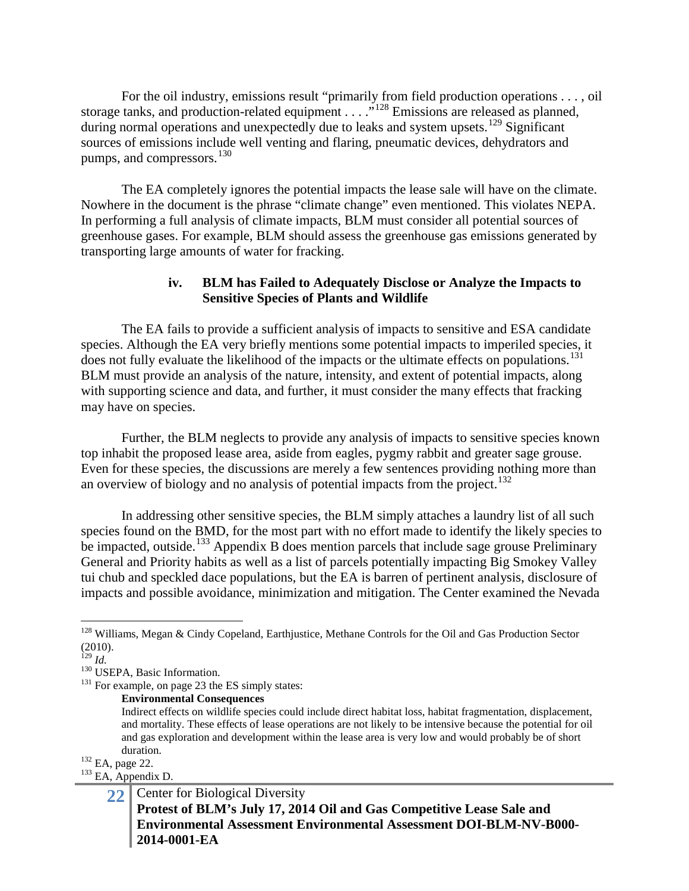For the oil industry, emissions result "primarily from field production operations . . . , oil storage tanks, and production-related equipment . . . ."[128] Emissions are released as planned, during normal operations and unexpectedly due to leaks and system upsets.[129] Significant sources of emissions include well venting and flaring, pneumatic devices, dehydrators and pumps, and compressors.[130]

The EA completely ignores the potential impacts the lease sale will have on the climate. Nowhere in the document is the phrase "climate change" even mentioned. This violates NEPA. In performing a full analysis of climate impacts, BLM must consider all potential sources of greenhouse gases. For example, BLM should assess the greenhouse gas emissions generated by transporting large amounts of water for fracking.

#### iv. BLM has Failed to Adequately Disclose or Analyze the Impacts to Sensitive Species of Plants and Wildlife

The EA fails to provide a sufficient analysis of impacts to sensitive and ESA candidate species. Although the EA very briefly mentions some potential impacts to imperiled species, it does not fully evaluate the likelihood of the impacts or the ultimate effects on populations.[131] BLM must provide an analysis of the nature, intensity, and extent of potential impacts, along with supporting science and data, and further, it must consider the many effects that fracking may have on species.

Further, the BLM neglects to provide any analysis of impacts to sensitive species known top inhabit the proposed lease area, aside from eagles, pygmy rabbit and greater sage grouse. Even for these species, the discussions are merely a few sentences providing nothing more than an overview of biology and no analysis of potential impacts from the project.[132]

In addressing other sensitive species, the BLM simply attaches a laundry list of all such species found on the BMD, for the most part with no effort made to identify the likely species to be impacted, outside.[133] Appendix B does mention parcels that include sage grouse Preliminary General and Priority habits as well as a list of parcels potentially impacting Big Smokey Valley tui chub and speckled dace populations, but the EA is barren of pertinent analysis, disclosure of impacts and possible avoidance, minimization and mitigation. The Center examined the Nevada

---

[128] Williams, Megan & Cindy Copeland, Earthjustice, Methane Controls for the Oil and Gas Production Sector (2010).

[129] *Id.*

[130] USEPA, Basic Information.

[131] For example, on page 23 the ES simply states:

> **Environmental Consequences**
>
> Indirect effects on wildlife species could include direct habitat loss, habitat fragmentation, displacement, and mortality. These effects of lease operations are not likely to be intensive because the potential for oil and gas exploration and development within the lease area is very low and would probably be of short duration.

[132] EA, page 22.

[133] EA, Appendix D.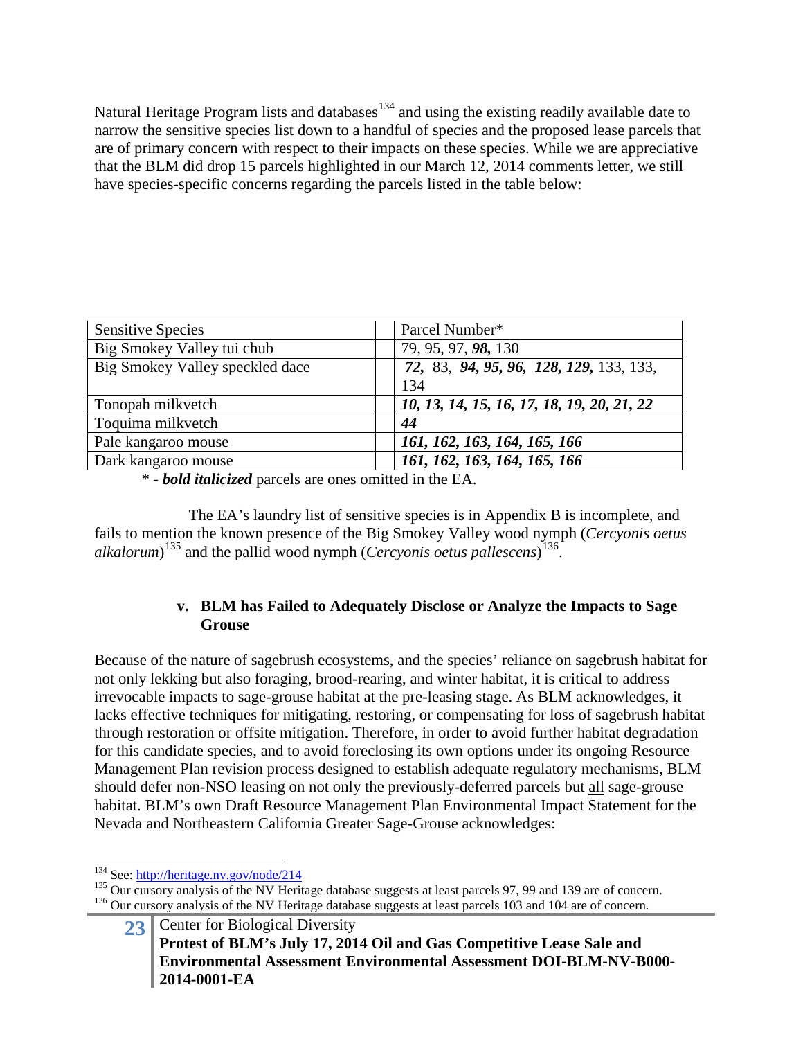Natural Heritage Program lists and databases[134] and using the existing readily available date to narrow the sensitive species list down to a handful of species and the proposed lease parcels that are of primary concern with respect to their impacts on these species. While we are appreciative that the BLM did drop 15 parcels highlighted in our March 12, 2014 comments letter, we still have species-specific concerns regarding the parcels listed in the table below:

| Sensitive Species | Parcel Number* |
| --- | --- |
| Big Smokey Valley tui chub | 79, 95, 97, ***98,*** 130 |
| Big Smokey Valley speckled dace | ***72,*** 83, ***94, 95, 96, 128, 129,*** 133, 133, 134 |
| Tonopah milkvetch | ***10, 13, 14, 15, 16, 17, 18, 19, 20, 21, 22*** |
| Toquima milkvetch | ***44*** |
| Pale kangaroo mouse | ***161, 162, 163, 164, 165, 166*** |
| Dark kangaroo mouse | ***161, 162, 163, 164, 165, 166*** |

\* - ***bold italicized*** parcels are ones omitted in the EA.

The EA's laundry list of sensitive species is in Appendix B is incomplete, and fails to mention the known presence of the Big Smokey Valley wood nymph (*Cercyonis oetus alkalorum*)[135] and the pallid wood nymph (*Cercyonis oetus pallescens*)[136].

**v. BLM has Failed to Adequately Disclose or Analyze the Impacts to Sage Grouse**

Because of the nature of sagebrush ecosystems, and the species' reliance on sagebrush habitat for not only lekking but also foraging, brood-rearing, and winter habitat, it is critical to address irrevocable impacts to sage-grouse habitat at the pre-leasing stage. As BLM acknowledges, it lacks effective techniques for mitigating, restoring, or compensating for loss of sagebrush habitat through restoration or offsite mitigation. Therefore, in order to avoid further habitat degradation for this candidate species, and to avoid foreclosing its own options under its ongoing Resource Management Plan revision process designed to establish adequate regulatory mechanisms, BLM should defer non-NSO leasing on not only the previously-deferred parcels but all sage-grouse habitat. BLM's own Draft Resource Management Plan Environmental Impact Statement for the Nevada and Northeastern California Greater Sage-Grouse acknowledges:

[134] See: http://heritage.nv.gov/node/214

[135] Our cursory analysis of the NV Heritage database suggests at least parcels 97, 99 and 139 are of concern.

[136] Our cursory analysis of the NV Heritage database suggests at least parcels 103 and 104 are of concern.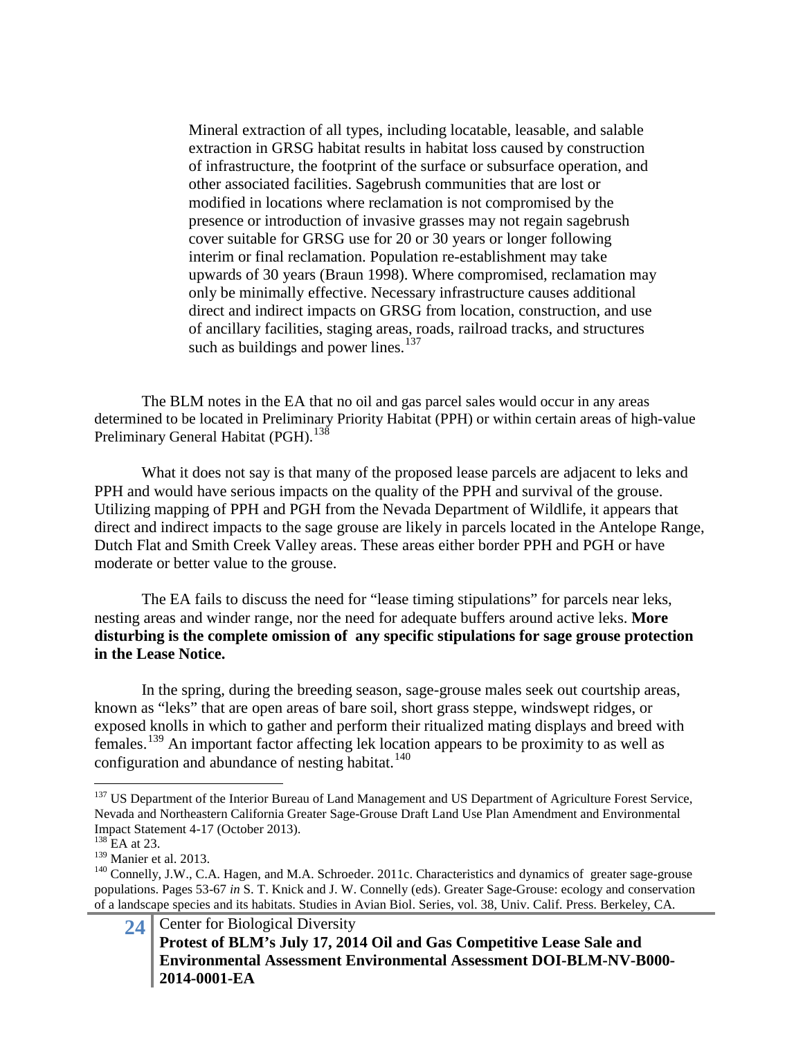> Mineral extraction of all types, including locatable, leasable, and salable extraction in GRSG habitat results in habitat loss caused by construction of infrastructure, the footprint of the surface or subsurface operation, and other associated facilities. Sagebrush communities that are lost or modified in locations where reclamation is not compromised by the presence or introduction of invasive grasses may not regain sagebrush cover suitable for GRSG use for 20 or 30 years or longer following interim or final reclamation. Population re-establishment may take upwards of 30 years (Braun 1998). Where compromised, reclamation may only be minimally effective. Necessary infrastructure causes additional direct and indirect impacts on GRSG from location, construction, and use of ancillary facilities, staging areas, roads, railroad tracks, and structures such as buildings and power lines.[137]

The BLM notes in the EA that no oil and gas parcel sales would occur in any areas determined to be located in Preliminary Priority Habitat (PPH) or within certain areas of high-value Preliminary General Habitat (PGH).[138]

What it does not say is that many of the proposed lease parcels are adjacent to leks and PPH and would have serious impacts on the quality of the PPH and survival of the grouse. Utilizing mapping of PPH and PGH from the Nevada Department of Wildlife, it appears that direct and indirect impacts to the sage grouse are likely in parcels located in the Antelope Range, Dutch Flat and Smith Creek Valley areas. These areas either border PPH and PGH or have moderate or better value to the grouse.

The EA fails to discuss the need for "lease timing stipulations" for parcels near leks, nesting areas and winder range, nor the need for adequate buffers around active leks. **More disturbing is the complete omission of any specific stipulations for sage grouse protection in the Lease Notice.**

In the spring, during the breeding season, sage-grouse males seek out courtship areas, known as "leks" that are open areas of bare soil, short grass steppe, windswept ridges, or exposed knolls in which to gather and perform their ritualized mating displays and breed with females.[139] An important factor affecting lek location appears to be proximity to as well as configuration and abundance of nesting habitat.[140]

---

[137] US Department of the Interior Bureau of Land Management and US Department of Agriculture Forest Service, Nevada and Northeastern California Greater Sage-Grouse Draft Land Use Plan Amendment and Environmental Impact Statement 4-17 (October 2013).

[138] EA at 23.

[139] Manier et al. 2013.

[140] Connelly, J.W., C.A. Hagen, and M.A. Schroeder. 2011c. Characteristics and dynamics of greater sage-grouse populations. Pages 53-67 *in* S. T. Knick and J. W. Connelly (eds). Greater Sage-Grouse: ecology and conservation of a landscape species and its habitats. Studies in Avian Biol. Series, vol. 38, Univ. Calif. Press. Berkeley, CA.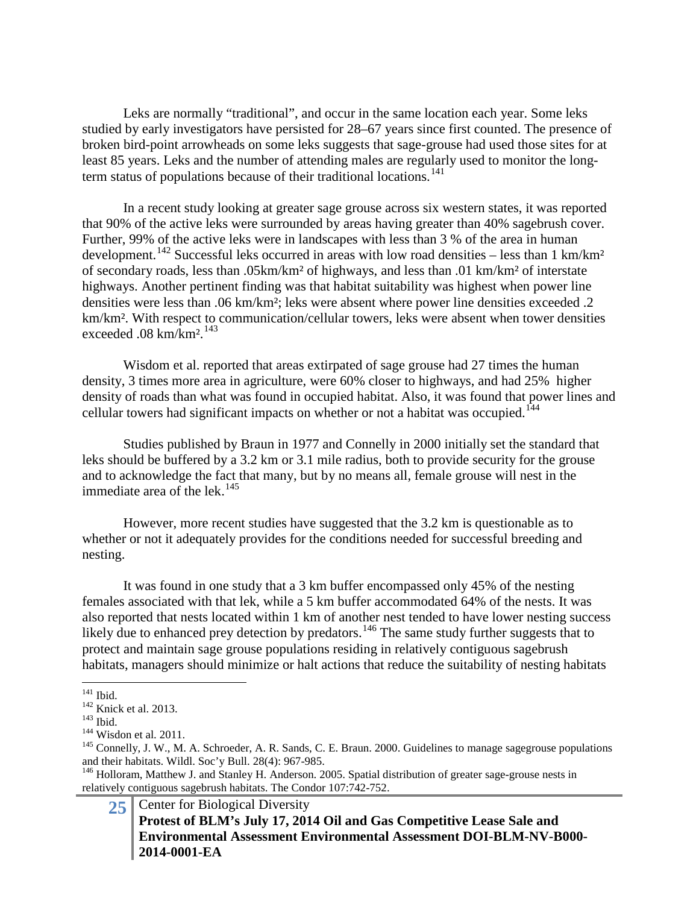Leks are normally "traditional", and occur in the same location each year. Some leks studied by early investigators have persisted for 28–67 years since first counted. The presence of broken bird-point arrowheads on some leks suggests that sage-grouse had used those sites for at least 85 years. Leks and the number of attending males are regularly used to monitor the long-term status of populations because of their traditional locations.[141]

In a recent study looking at greater sage grouse across six western states, it was reported that 90% of the active leks were surrounded by areas having greater than 40% sagebrush cover. Further, 99% of the active leks were in landscapes with less than 3 % of the area in human development.[142] Successful leks occurred in areas with low road densities – less than 1 km/km² of secondary roads, less than .05km/km² of highways, and less than .01 km/km² of interstate highways. Another pertinent finding was that habitat suitability was highest when power line densities were less than .06 km/km²; leks were absent where power line densities exceeded .2 km/km². With respect to communication/cellular towers, leks were absent when tower densities exceeded .08 km/km².[143]

Wisdom et al. reported that areas extirpated of sage grouse had 27 times the human density, 3 times more area in agriculture, were 60% closer to highways, and had 25% higher density of roads than what was found in occupied habitat. Also, it was found that power lines and cellular towers had significant impacts on whether or not a habitat was occupied.[144]

Studies published by Braun in 1977 and Connelly in 2000 initially set the standard that leks should be buffered by a 3.2 km or 3.1 mile radius, both to provide security for the grouse and to acknowledge the fact that many, but by no means all, female grouse will nest in the immediate area of the lek.[145]

However, more recent studies have suggested that the 3.2 km is questionable as to whether or not it adequately provides for the conditions needed for successful breeding and nesting.

It was found in one study that a 3 km buffer encompassed only 45% of the nesting females associated with that lek, while a 5 km buffer accommodated 64% of the nests. It was also reported that nests located within 1 km of another nest tended to have lower nesting success likely due to enhanced prey detection by predators.[146] The same study further suggests that to protect and maintain sage grouse populations residing in relatively contiguous sagebrush habitats, managers should minimize or halt actions that reduce the suitability of nesting habitats

---

[141] Ibid.

[142] Knick et al. 2013.

[143] Ibid.

[144] Wisdon et al. 2011.

[145] Connelly, J. W., M. A. Schroeder, A. R. Sands, C. E. Braun. 2000. Guidelines to manage sagegrouse populations and their habitats. Wildl. Soc'y Bull. 28(4): 967-985.

[146] Holloram, Matthew J. and Stanley H. Anderson. 2005. Spatial distribution of greater sage-grouse nests in relatively contiguous sagebrush habitats. The Condor 107:742-752.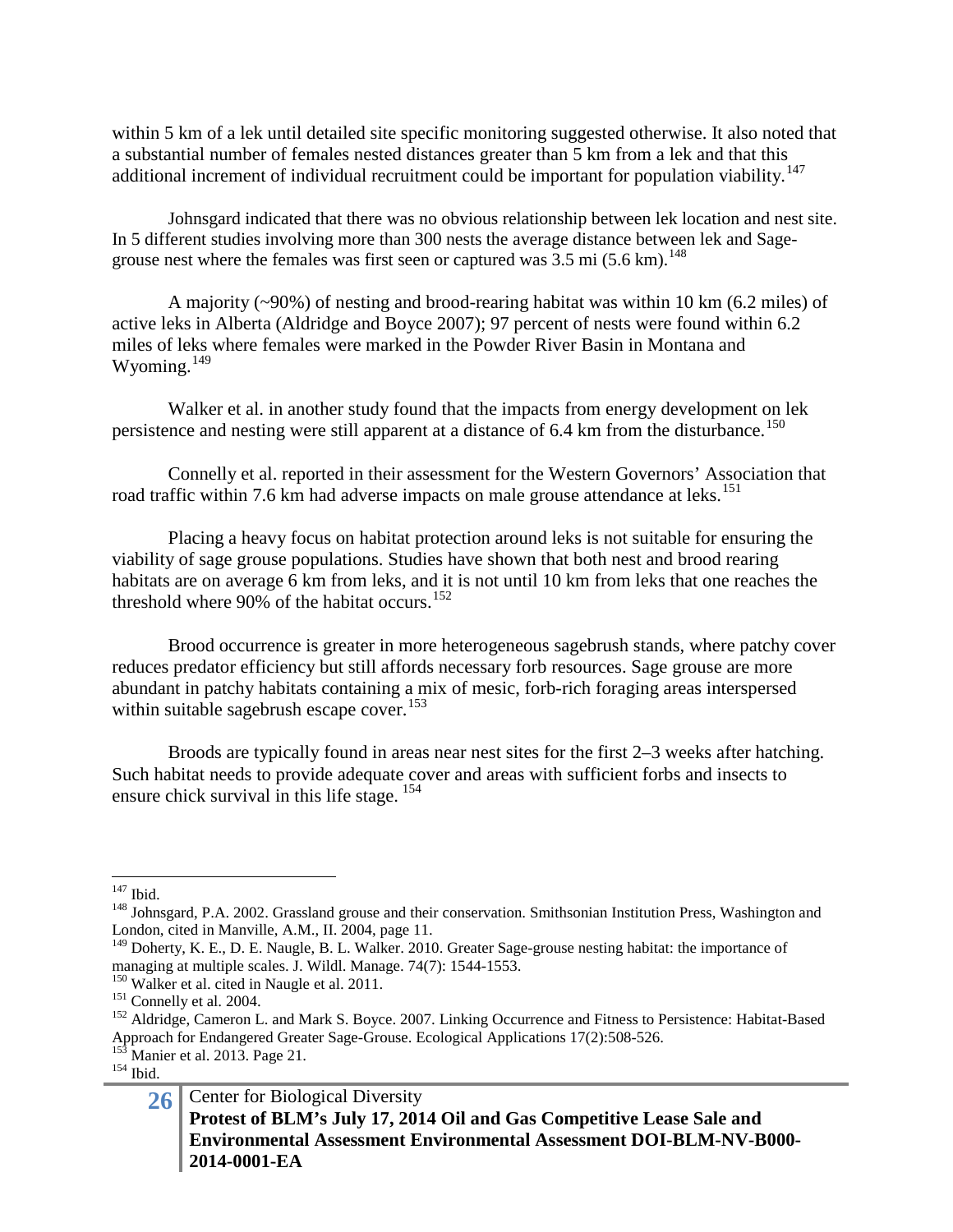within 5 km of a lek until detailed site specific monitoring suggested otherwise. It also noted that a substantial number of females nested distances greater than 5 km from a lek and that this additional increment of individual recruitment could be important for population viability.[147]

Johnsgard indicated that there was no obvious relationship between lek location and nest site. In 5 different studies involving more than 300 nests the average distance between lek and Sage-grouse nest where the females was first seen or captured was 3.5 mi (5.6 km).[148]

A majority (~90%) of nesting and brood-rearing habitat was within 10 km (6.2 miles) of active leks in Alberta (Aldridge and Boyce 2007); 97 percent of nests were found within 6.2 miles of leks where females were marked in the Powder River Basin in Montana and Wyoming.[149]

Walker et al. in another study found that the impacts from energy development on lek persistence and nesting were still apparent at a distance of 6.4 km from the disturbance.[150]

Connelly et al. reported in their assessment for the Western Governors' Association that road traffic within 7.6 km had adverse impacts on male grouse attendance at leks.[151]

Placing a heavy focus on habitat protection around leks is not suitable for ensuring the viability of sage grouse populations. Studies have shown that both nest and brood rearing habitats are on average 6 km from leks, and it is not until 10 km from leks that one reaches the threshold where 90% of the habitat occurs.[152]

Brood occurrence is greater in more heterogeneous sagebrush stands, where patchy cover reduces predator efficiency but still affords necessary forb resources. Sage grouse are more abundant in patchy habitats containing a mix of mesic, forb-rich foraging areas interspersed within suitable sagebrush escape cover.[153]

Broods are typically found in areas near nest sites for the first 2–3 weeks after hatching. Such habitat needs to provide adequate cover and areas with sufficient forbs and insects to ensure chick survival in this life stage.[154]

---

[147] Ibid.

[148] Johnsgard, P.A. 2002. Grassland grouse and their conservation. Smithsonian Institution Press, Washington and London, cited in Manville, A.M., II. 2004, page 11.

[149] Doherty, K. E., D. E. Naugle, B. L. Walker. 2010. Greater Sage-grouse nesting habitat: the importance of managing at multiple scales. J. Wildl. Manage. 74(7): 1544-1553.

[150] Walker et al. cited in Naugle et al. 2011.

[151] Connelly et al. 2004.

[152] Aldridge, Cameron L. and Mark S. Boyce. 2007. Linking Occurrence and Fitness to Persistence: Habitat-Based Approach for Endangered Greater Sage-Grouse. Ecological Applications 17(2):508-526.

[153] Manier et al. 2013. Page 21.

[154] Ibid.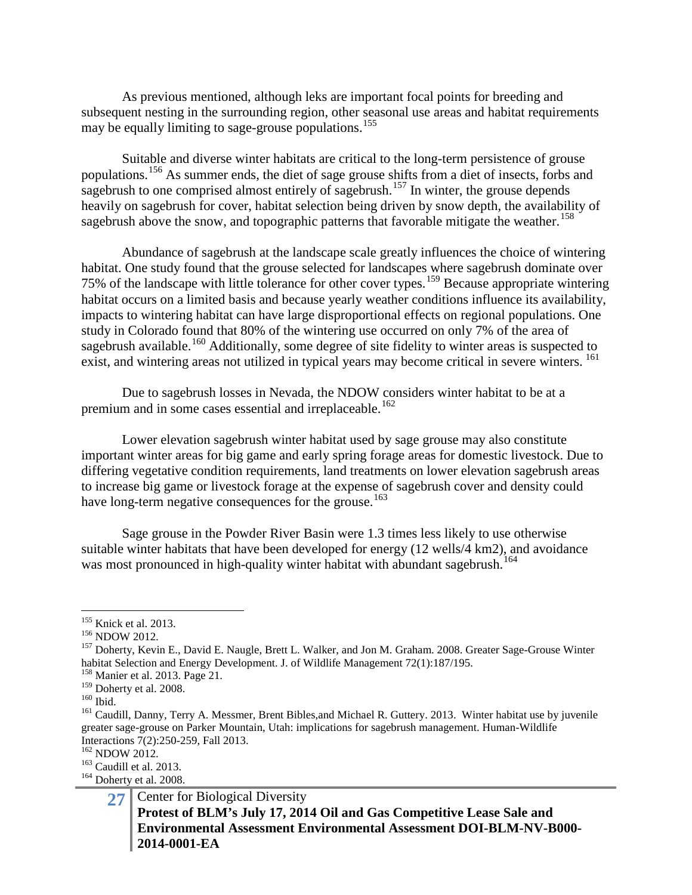As previous mentioned, although leks are important focal points for breeding and subsequent nesting in the surrounding region, other seasonal use areas and habitat requirements may be equally limiting to sage-grouse populations.[155]

Suitable and diverse winter habitats are critical to the long-term persistence of grouse populations.[156] As summer ends, the diet of sage grouse shifts from a diet of insects, forbs and sagebrush to one comprised almost entirely of sagebrush.[157] In winter, the grouse depends heavily on sagebrush for cover, habitat selection being driven by snow depth, the availability of sagebrush above the snow, and topographic patterns that favorable mitigate the weather.[158]

Abundance of sagebrush at the landscape scale greatly influences the choice of wintering habitat. One study found that the grouse selected for landscapes where sagebrush dominate over 75% of the landscape with little tolerance for other cover types.[159] Because appropriate wintering habitat occurs on a limited basis and because yearly weather conditions influence its availability, impacts to wintering habitat can have large disproportional effects on regional populations. One study in Colorado found that 80% of the wintering use occurred on only 7% of the area of sagebrush available.[160] Additionally, some degree of site fidelity to winter areas is suspected to exist, and wintering areas not utilized in typical years may become critical in severe winters.[161]

Due to sagebrush losses in Nevada, the NDOW considers winter habitat to be at a premium and in some cases essential and irreplaceable.[162]

Lower elevation sagebrush winter habitat used by sage grouse may also constitute important winter areas for big game and early spring forage areas for domestic livestock. Due to differing vegetative condition requirements, land treatments on lower elevation sagebrush areas to increase big game or livestock forage at the expense of sagebrush cover and density could have long-term negative consequences for the grouse.[163]

Sage grouse in the Powder River Basin were 1.3 times less likely to use otherwise suitable winter habitats that have been developed for energy (12 wells/4 km2), and avoidance was most pronounced in high-quality winter habitat with abundant sagebrush.[164]

---

[155] Knick et al. 2013.
[156] NDOW 2012.
[157] Doherty, Kevin E., David E. Naugle, Brett L. Walker, and Jon M. Graham. 2008. Greater Sage-Grouse Winter habitat Selection and Energy Development. J. of Wildlife Management 72(1):187/195.
[158] Manier et al. 2013. Page 21.
[159] Doherty et al. 2008.
[160] Ibid.
[161] Caudill, Danny, Terry A. Messmer, Brent Bibles,and Michael R. Guttery. 2013. Winter habitat use by juvenile greater sage-grouse on Parker Mountain, Utah: implications for sagebrush management. Human-Wildlife Interactions 7(2):250-259, Fall 2013.
[162] NDOW 2012.
[163] Caudill et al. 2013.
[164] Doherty et al. 2008.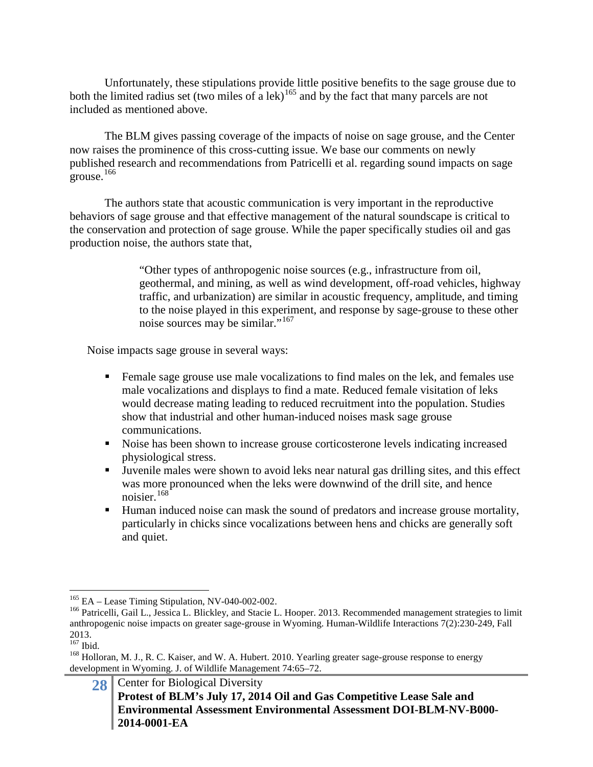Unfortunately, these stipulations provide little positive benefits to the sage grouse due to both the limited radius set (two miles of a lek)[165] and by the fact that many parcels are not included as mentioned above.

The BLM gives passing coverage of the impacts of noise on sage grouse, and the Center now raises the prominence of this cross-cutting issue. We base our comments on newly published research and recommendations from Patricelli et al. regarding sound impacts on sage grouse.[166]

The authors state that acoustic communication is very important in the reproductive behaviors of sage grouse and that effective management of the natural soundscape is critical to the conservation and protection of sage grouse. While the paper specifically studies oil and gas production noise, the authors state that,

> "Other types of anthropogenic noise sources (e.g., infrastructure from oil, geothermal, and mining, as well as wind development, off-road vehicles, highway traffic, and urbanization) are similar in acoustic frequency, amplitude, and timing to the noise played in this experiment, and response by sage-grouse to these other noise sources may be similar."[167]

Noise impacts sage grouse in several ways:

- Female sage grouse use male vocalizations to find males on the lek, and females use male vocalizations and displays to find a mate. Reduced female visitation of leks would decrease mating leading to reduced recruitment into the population. Studies show that industrial and other human-induced noises mask sage grouse communications.
- Noise has been shown to increase grouse corticosterone levels indicating increased physiological stress.
- Juvenile males were shown to avoid leks near natural gas drilling sites, and this effect was more pronounced when the leks were downwind of the drill site, and hence noisier.[168]
- Human induced noise can mask the sound of predators and increase grouse mortality, particularly in chicks since vocalizations between hens and chicks are generally soft and quiet.

---

[165] EA – Lease Timing Stipulation, NV-040-002-002.

[166] Patricelli, Gail L., Jessica L. Blickley, and Stacie L. Hooper. 2013. Recommended management strategies to limit anthropogenic noise impacts on greater sage-grouse in Wyoming. Human-Wildlife Interactions 7(2):230-249, Fall 2013.

[167] Ibid.

[168] Holloran, M. J., R. C. Kaiser, and W. A. Hubert. 2010. Yearling greater sage-grouse response to energy development in Wyoming. J. of Wildlife Management 74:65–72.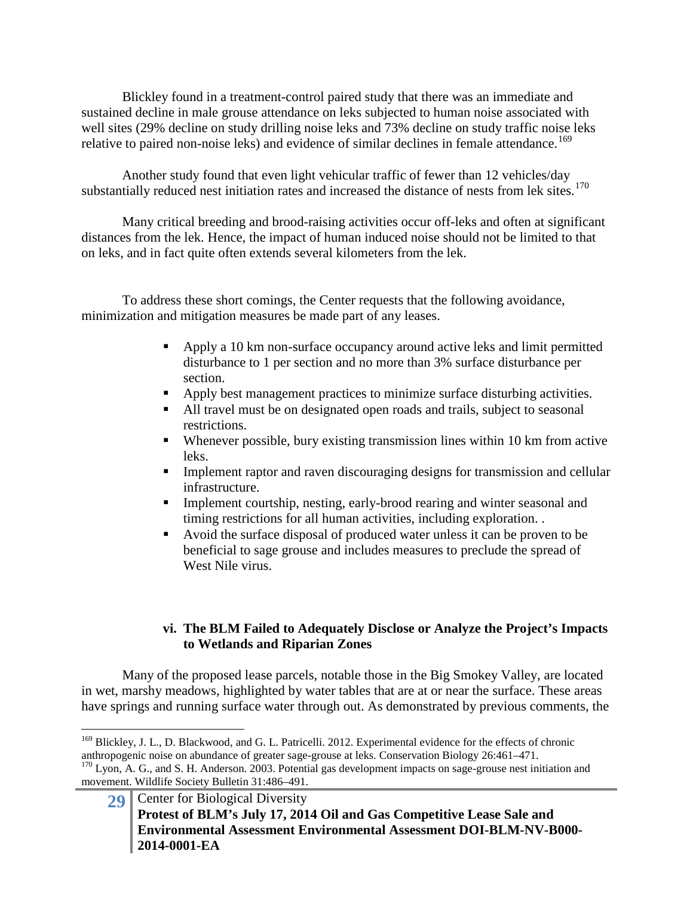Blickley found in a treatment-control paired study that there was an immediate and sustained decline in male grouse attendance on leks subjected to human noise associated with well sites (29% decline on study drilling noise leks and 73% decline on study traffic noise leks relative to paired non-noise leks) and evidence of similar declines in female attendance.[169]

Another study found that even light vehicular traffic of fewer than 12 vehicles/day substantially reduced nest initiation rates and increased the distance of nests from lek sites.[170]

Many critical breeding and brood-raising activities occur off-leks and often at significant distances from the lek. Hence, the impact of human induced noise should not be limited to that on leks, and in fact quite often extends several kilometers from the lek.

To address these short comings, the Center requests that the following avoidance, minimization and mitigation measures be made part of any leases.

- Apply a 10 km non-surface occupancy around active leks and limit permitted disturbance to 1 per section and no more than 3% surface disturbance per section.
- Apply best management practices to minimize surface disturbing activities.
- All travel must be on designated open roads and trails, subject to seasonal restrictions.
- Whenever possible, bury existing transmission lines within 10 km from active leks.
- Implement raptor and raven discouraging designs for transmission and cellular infrastructure.
- Implement courtship, nesting, early-brood rearing and winter seasonal and timing restrictions for all human activities, including exploration. .
- Avoid the surface disposal of produced water unless it can be proven to be beneficial to sage grouse and includes measures to preclude the spread of West Nile virus.

#### vi. The BLM Failed to Adequately Disclose or Analyze the Project's Impacts to Wetlands and Riparian Zones

Many of the proposed lease parcels, notable those in the Big Smokey Valley, are located in wet, marshy meadows, highlighted by water tables that are at or near the surface. These areas have springs and running surface water through out. As demonstrated by previous comments, the

---

[169] Blickley, J. L., D. Blackwood, and G. L. Patricelli. 2012. Experimental evidence for the effects of chronic anthropogenic noise on abundance of greater sage-grouse at leks. Conservation Biology 26:461–471.

[170] Lyon, A. G., and S. H. Anderson. 2003. Potential gas development impacts on sage-grouse nest initiation and movement. Wildlife Society Bulletin 31:486–491.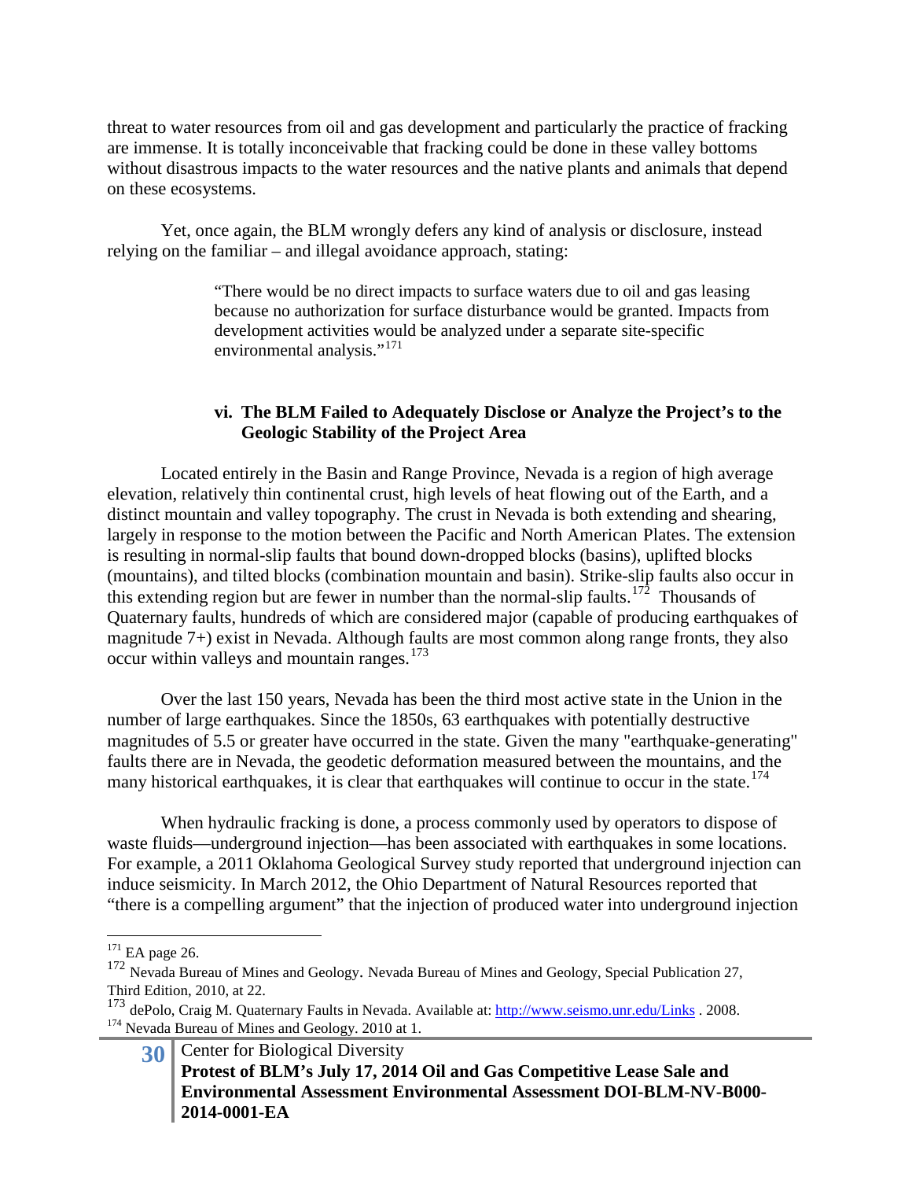threat to water resources from oil and gas development and particularly the practice of fracking are immense. It is totally inconceivable that fracking could be done in these valley bottoms without disastrous impacts to the water resources and the native plants and animals that depend on these ecosystems.

Yet, once again, the BLM wrongly defers any kind of analysis or disclosure, instead relying on the familiar – and illegal avoidance approach, stating:

> "There would be no direct impacts to surface waters due to oil and gas leasing because no authorization for surface disturbance would be granted. Impacts from development activities would be analyzed under a separate site-specific environmental analysis."[171]

### vi. The BLM Failed to Adequately Disclose or Analyze the Project's to the Geologic Stability of the Project Area

Located entirely in the Basin and Range Province, Nevada is a region of high average elevation, relatively thin continental crust, high levels of heat flowing out of the Earth, and a distinct mountain and valley topography. The crust in Nevada is both extending and shearing, largely in response to the motion between the Pacific and North American Plates. The extension is resulting in normal-slip faults that bound down-dropped blocks (basins), uplifted blocks (mountains), and tilted blocks (combination mountain and basin). Strike-slip faults also occur in this extending region but are fewer in number than the normal-slip faults.[172] Thousands of Quaternary faults, hundreds of which are considered major (capable of producing earthquakes of magnitude 7+) exist in Nevada. Although faults are most common along range fronts, they also occur within valleys and mountain ranges.[173]

Over the last 150 years, Nevada has been the third most active state in the Union in the number of large earthquakes. Since the 1850s, 63 earthquakes with potentially destructive magnitudes of 5.5 or greater have occurred in the state. Given the many "earthquake-generating" faults there are in Nevada, the geodetic deformation measured between the mountains, and the many historical earthquakes, it is clear that earthquakes will continue to occur in the state.[174]

When hydraulic fracking is done, a process commonly used by operators to dispose of waste fluids—underground injection—has been associated with earthquakes in some locations. For example, a 2011 Oklahoma Geological Survey study reported that underground injection can induce seismicity. In March 2012, the Ohio Department of Natural Resources reported that "there is a compelling argument" that the injection of produced water into underground injection

---

[171] EA page 26.

[172] Nevada Bureau of Mines and Geology. Nevada Bureau of Mines and Geology, Special Publication 27, Third Edition, 2010, at 22.

[173] dePolo, Craig M. Quaternary Faults in Nevada. Available at: http://www.seismo.unr.edu/Links . 2008.

[174] Nevada Bureau of Mines and Geology. 2010 at 1.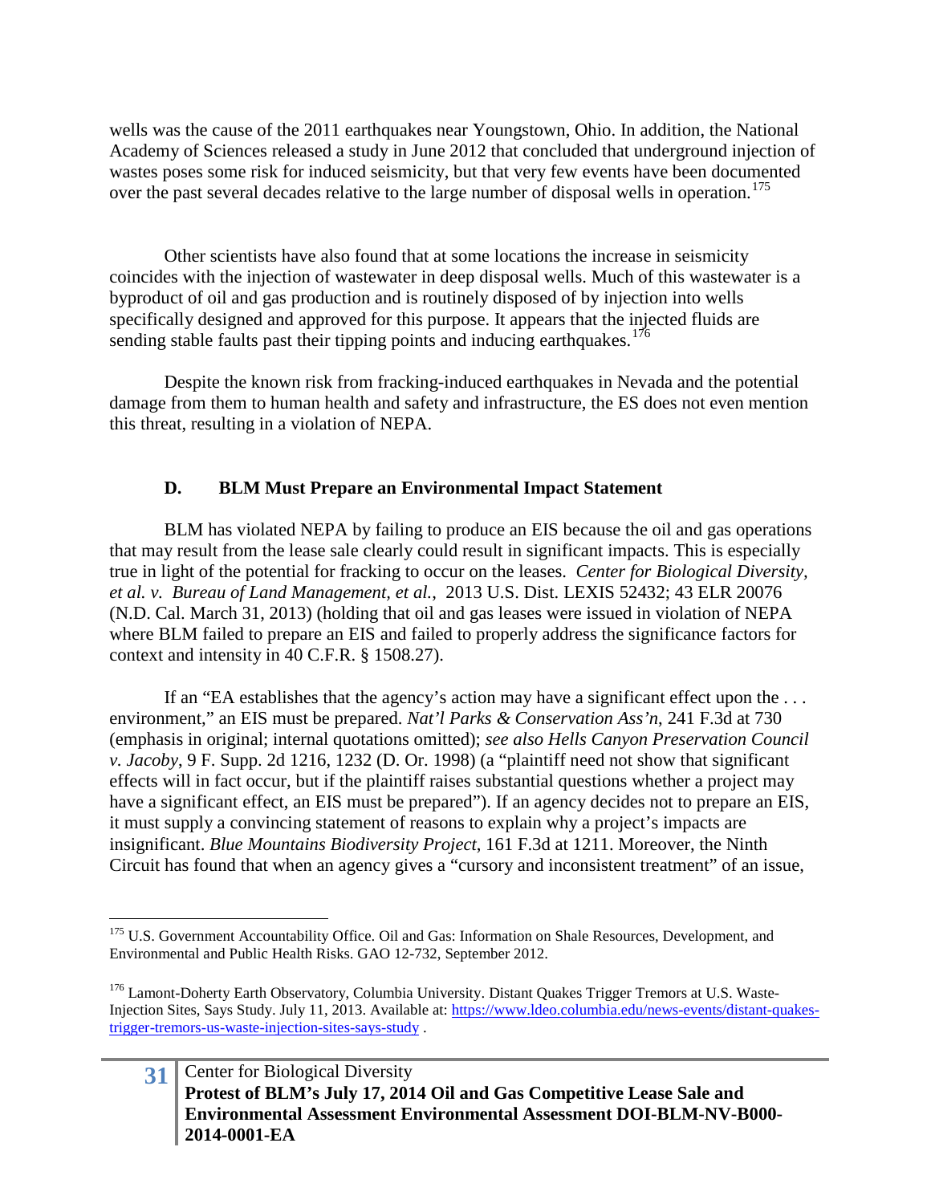wells was the cause of the 2011 earthquakes near Youngstown, Ohio. In addition, the National Academy of Sciences released a study in June 2012 that concluded that underground injection of wastes poses some risk for induced seismicity, but that very few events have been documented over the past several decades relative to the large number of disposal wells in operation.[175]

Other scientists have also found that at some locations the increase in seismicity coincides with the injection of wastewater in deep disposal wells. Much of this wastewater is a byproduct of oil and gas production and is routinely disposed of by injection into wells specifically designed and approved for this purpose. It appears that the injected fluids are sending stable faults past their tipping points and inducing earthquakes.[176]

Despite the known risk from fracking-induced earthquakes in Nevada and the potential damage from them to human health and safety and infrastructure, the ES does not even mention this threat, resulting in a violation of NEPA.

### D. BLM Must Prepare an Environmental Impact Statement

BLM has violated NEPA by failing to produce an EIS because the oil and gas operations that may result from the lease sale clearly could result in significant impacts. This is especially true in light of the potential for fracking to occur on the leases. *Center for Biological Diversity, et al. v. Bureau of Land Management, et al.*, 2013 U.S. Dist. LEXIS 52432; 43 ELR 20076 (N.D. Cal. March 31, 2013) (holding that oil and gas leases were issued in violation of NEPA where BLM failed to prepare an EIS and failed to properly address the significance factors for context and intensity in 40 C.F.R. § 1508.27).

If an "EA establishes that the agency's action may have a significant effect upon the . . . environment," an EIS must be prepared. *Nat'l Parks & Conservation Ass'n*, 241 F.3d at 730 (emphasis in original; internal quotations omitted); *see also Hells Canyon Preservation Council v. Jacoby*, 9 F. Supp. 2d 1216, 1232 (D. Or. 1998) (a "plaintiff need not show that significant effects will in fact occur, but if the plaintiff raises substantial questions whether a project may have a significant effect, an EIS must be prepared"). If an agency decides not to prepare an EIS, it must supply a convincing statement of reasons to explain why a project's impacts are insignificant. *Blue Mountains Biodiversity Project*, 161 F.3d at 1211. Moreover, the Ninth Circuit has found that when an agency gives a "cursory and inconsistent treatment" of an issue,

---

[175] U.S. Government Accountability Office. Oil and Gas: Information on Shale Resources, Development, and Environmental and Public Health Risks. GAO 12-732, September 2012.

[176] Lamont-Doherty Earth Observatory, Columbia University. Distant Quakes Trigger Tremors at U.S. Waste-Injection Sites, Says Study. July 11, 2013. Available at: https://www.ldeo.columbia.edu/news-events/distant-quakes-trigger-tremors-us-waste-injection-sites-says-study .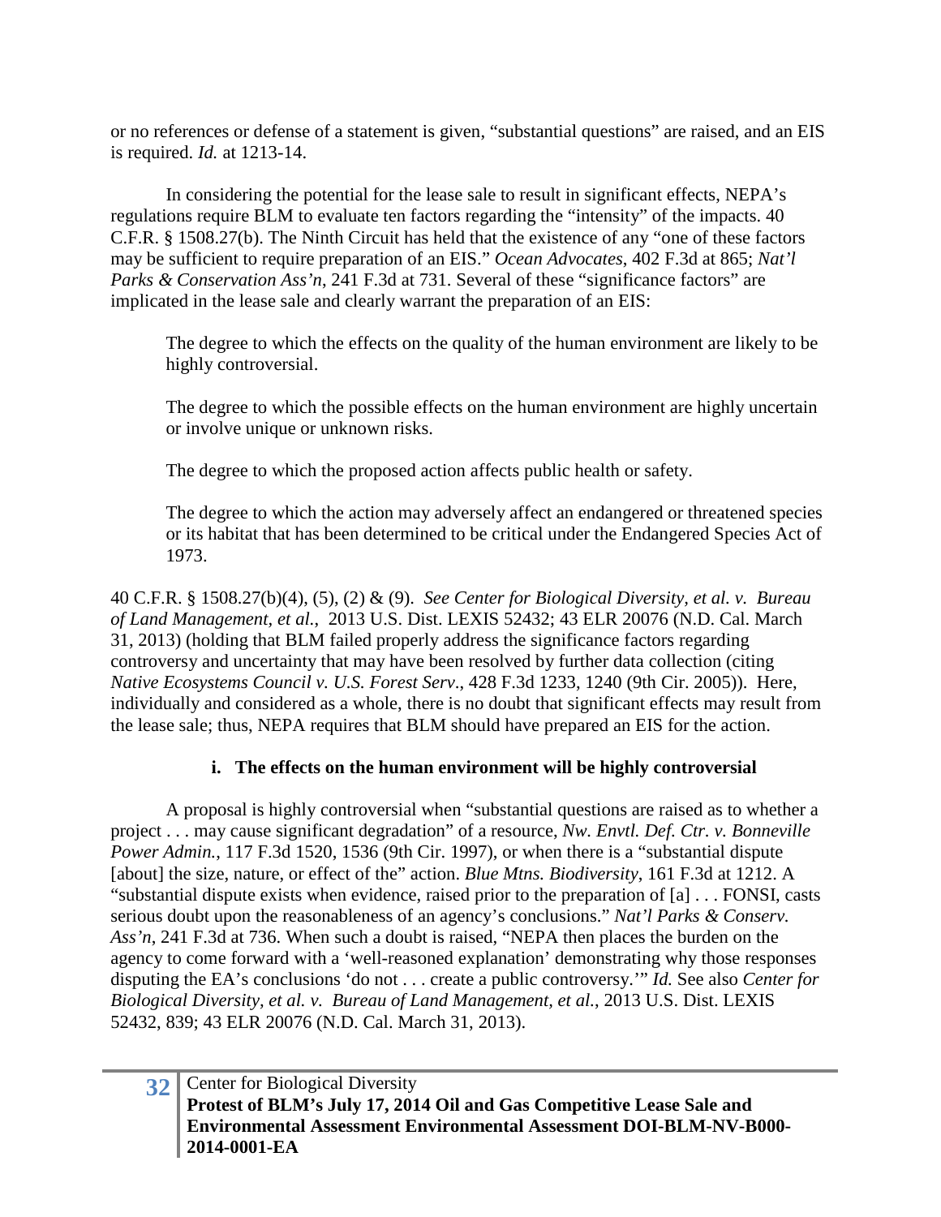or no references or defense of a statement is given, "substantial questions" are raised, and an EIS is required. *Id.* at 1213-14.

In considering the potential for the lease sale to result in significant effects, NEPA's regulations require BLM to evaluate ten factors regarding the "intensity" of the impacts. 40 C.F.R. § 1508.27(b). The Ninth Circuit has held that the existence of any "one of these factors may be sufficient to require preparation of an EIS." *Ocean Advocates*, 402 F.3d at 865; *Nat'l Parks & Conservation Ass'n*, 241 F.3d at 731. Several of these "significance factors" are implicated in the lease sale and clearly warrant the preparation of an EIS:

> The degree to which the effects on the quality of the human environment are likely to be highly controversial.
>
> The degree to which the possible effects on the human environment are highly uncertain or involve unique or unknown risks.
>
> The degree to which the proposed action affects public health or safety.
>
> The degree to which the action may adversely affect an endangered or threatened species or its habitat that has been determined to be critical under the Endangered Species Act of 1973.

40 C.F.R. § 1508.27(b)(4), (5), (2) & (9). *See Center for Biological Diversity, et al. v. Bureau of Land Management, et al.*, 2013 U.S. Dist. LEXIS 52432; 43 ELR 20076 (N.D. Cal. March 31, 2013) (holding that BLM failed properly address the significance factors regarding controversy and uncertainty that may have been resolved by further data collection (citing *Native Ecosystems Council v. U.S. Forest Serv*., 428 F.3d 1233, 1240 (9th Cir. 2005)). Here, individually and considered as a whole, there is no doubt that significant effects may result from the lease sale; thus, NEPA requires that BLM should have prepared an EIS for the action.

#### i. The effects on the human environment will be highly controversial

A proposal is highly controversial when "substantial questions are raised as to whether a project . . . may cause significant degradation" of a resource, *Nw. Envtl. Def. Ctr. v. Bonneville Power Admin.*, 117 F.3d 1520, 1536 (9th Cir. 1997), or when there is a "substantial dispute [about] the size, nature, or effect of the" action. *Blue Mtns. Biodiversity*, 161 F.3d at 1212. A "substantial dispute exists when evidence, raised prior to the preparation of [a] . . . FONSI, casts serious doubt upon the reasonableness of an agency's conclusions." *Nat'l Parks & Conserv. Ass'n*, 241 F.3d at 736. When such a doubt is raised, "NEPA then places the burden on the agency to come forward with a 'well-reasoned explanation' demonstrating why those responses disputing the EA's conclusions 'do not . . . create a public controversy.'" *Id.* See also *Center for Biological Diversity, et al. v. Bureau of Land Management, et al.*, 2013 U.S. Dist. LEXIS 52432, 839; 43 ELR 20076 (N.D. Cal. March 31, 2013).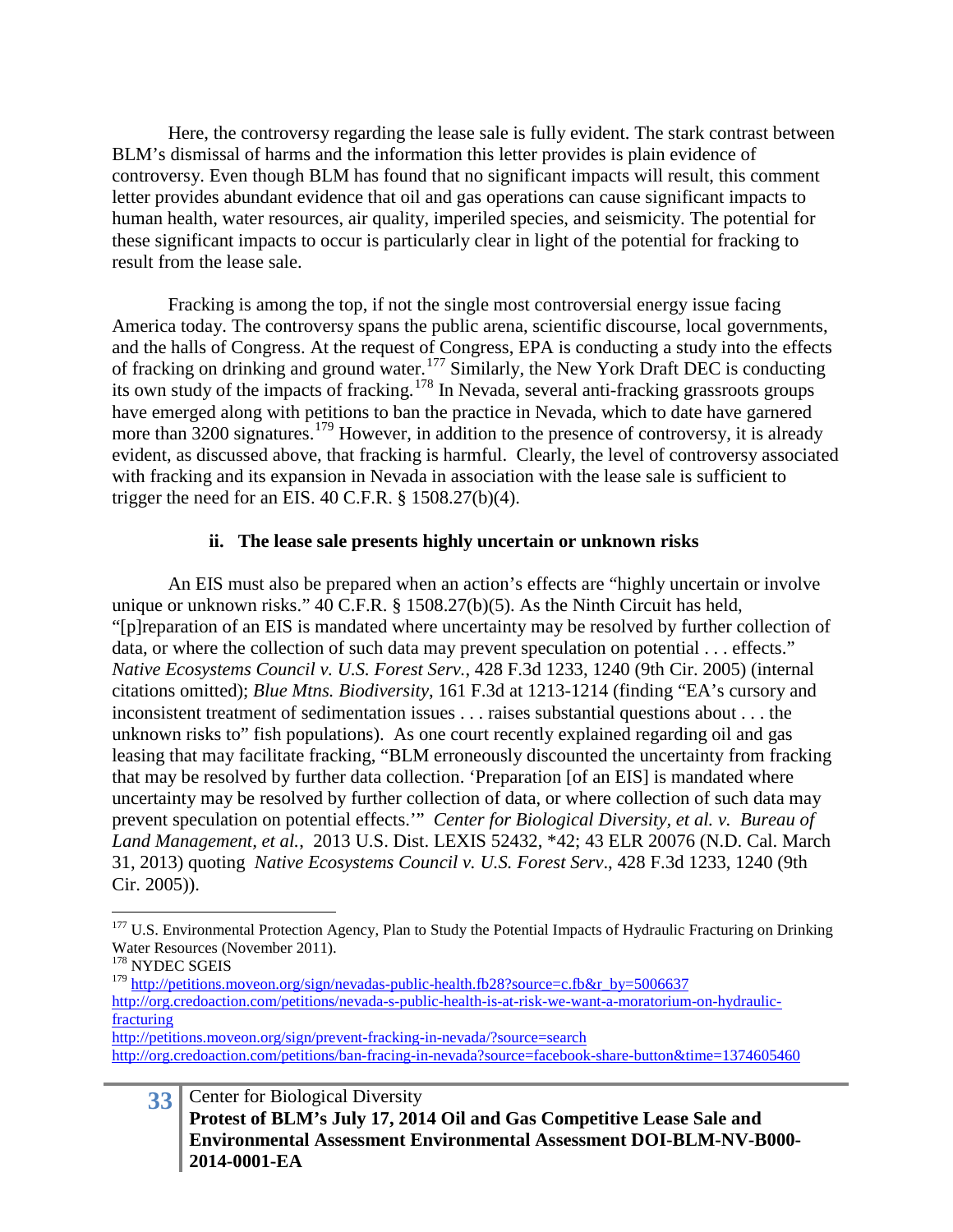Here, the controversy regarding the lease sale is fully evident. The stark contrast between BLM's dismissal of harms and the information this letter provides is plain evidence of controversy. Even though BLM has found that no significant impacts will result, this comment letter provides abundant evidence that oil and gas operations can cause significant impacts to human health, water resources, air quality, imperiled species, and seismicity. The potential for these significant impacts to occur is particularly clear in light of the potential for fracking to result from the lease sale.

Fracking is among the top, if not the single most controversial energy issue facing America today. The controversy spans the public arena, scientific discourse, local governments, and the halls of Congress. At the request of Congress, EPA is conducting a study into the effects of fracking on drinking and ground water.[177] Similarly, the New York Draft DEC is conducting its own study of the impacts of fracking.[178] In Nevada, several anti-fracking grassroots groups have emerged along with petitions to ban the practice in Nevada, which to date have garnered more than 3200 signatures.[179] However, in addition to the presence of controversy, it is already evident, as discussed above, that fracking is harmful. Clearly, the level of controversy associated with fracking and its expansion in Nevada in association with the lease sale is sufficient to trigger the need for an EIS. 40 C.F.R. § 1508.27(b)(4).

#### ii. The lease sale presents highly uncertain or unknown risks

An EIS must also be prepared when an action's effects are "highly uncertain or involve unique or unknown risks." 40 C.F.R. § 1508.27(b)(5). As the Ninth Circuit has held, "[p]reparation of an EIS is mandated where uncertainty may be resolved by further collection of data, or where the collection of such data may prevent speculation on potential . . . effects." *Native Ecosystems Council v. U.S. Forest Serv.*, 428 F.3d 1233, 1240 (9th Cir. 2005) (internal citations omitted); *Blue Mtns. Biodiversity*, 161 F.3d at 1213-1214 (finding "EA's cursory and inconsistent treatment of sedimentation issues . . . raises substantial questions about . . . the unknown risks to" fish populations). As one court recently explained regarding oil and gas leasing that may facilitate fracking, "BLM erroneously discounted the uncertainty from fracking that may be resolved by further data collection. 'Preparation [of an EIS] is mandated where uncertainty may be resolved by further collection of data, or where collection of such data may prevent speculation on potential effects.'" *Center for Biological Diversity, et al. v. Bureau of Land Management, et al.*, 2013 U.S. Dist. LEXIS 52432, *42; 43 ELR 20076 (N.D. Cal. March 31, 2013) quoting *Native Ecosystems Council v. U.S. Forest Serv*., 428 F.3d 1233, 1240 (9th Cir. 2005)).

---

[177] U.S. Environmental Protection Agency, Plan to Study the Potential Impacts of Hydraulic Fracturing on Drinking Water Resources (November 2011).

[178] NYDEC SGEIS

[179] http://petitions.moveon.org/sign/nevadas-public-health.fb28?source=c.fb&r_by=5006637
http://org.credoaction.com/petitions/nevada-s-public-health-is-at-risk-we-want-a-moratorium-on-hydraulic-fracturing
http://petitions.moveon.org/sign/prevent-fracking-in-nevada/?source=search
http://org.credoaction.com/petitions/ban-fracing-in-nevada?source=facebook-share-button&time=1374605460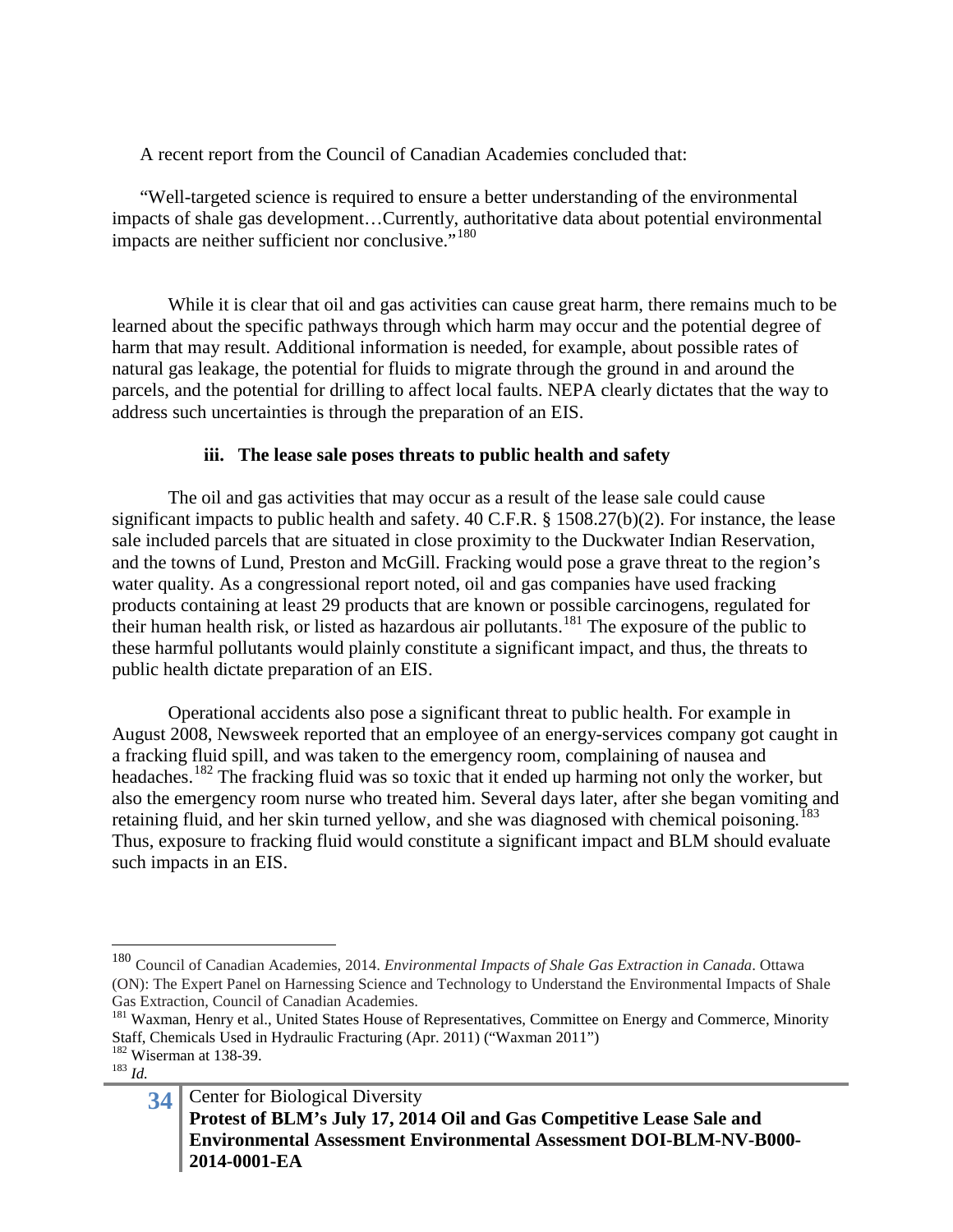A recent report from the Council of Canadian Academies concluded that:

> "Well-targeted science is required to ensure a better understanding of the environmental impacts of shale gas development…Currently, authoritative data about potential environmental impacts are neither sufficient nor conclusive."[180]

While it is clear that oil and gas activities can cause great harm, there remains much to be learned about the specific pathways through which harm may occur and the potential degree of harm that may result. Additional information is needed, for example, about possible rates of natural gas leakage, the potential for fluids to migrate through the ground in and around the parcels, and the potential for drilling to affect local faults. NEPA clearly dictates that the way to address such uncertainties is through the preparation of an EIS.

#### iii. The lease sale poses threats to public health and safety

The oil and gas activities that may occur as a result of the lease sale could cause significant impacts to public health and safety. 40 C.F.R. § 1508.27(b)(2). For instance, the lease sale included parcels that are situated in close proximity to the Duckwater Indian Reservation, and the towns of Lund, Preston and McGill. Fracking would pose a grave threat to the region's water quality. As a congressional report noted, oil and gas companies have used fracking products containing at least 29 products that are known or possible carcinogens, regulated for their human health risk, or listed as hazardous air pollutants.[181] The exposure of the public to these harmful pollutants would plainly constitute a significant impact, and thus, the threats to public health dictate preparation of an EIS.

Operational accidents also pose a significant threat to public health. For example in August 2008, Newsweek reported that an employee of an energy-services company got caught in a fracking fluid spill, and was taken to the emergency room, complaining of nausea and headaches.[182] The fracking fluid was so toxic that it ended up harming not only the worker, but also the emergency room nurse who treated him. Several days later, after she began vomiting and retaining fluid, and her skin turned yellow, and she was diagnosed with chemical poisoning.[183] Thus, exposure to fracking fluid would constitute a significant impact and BLM should evaluate such impacts in an EIS.

---

[180] Council of Canadian Academies, 2014. *Environmental Impacts of Shale Gas Extraction in Canada*. Ottawa (ON): The Expert Panel on Harnessing Science and Technology to Understand the Environmental Impacts of Shale Gas Extraction, Council of Canadian Academies.

[181] Waxman, Henry et al., United States House of Representatives, Committee on Energy and Commerce, Minority Staff, Chemicals Used in Hydraulic Fracturing (Apr. 2011) ("Waxman 2011")

[182] Wiserman at 138-39.

[183] *Id.*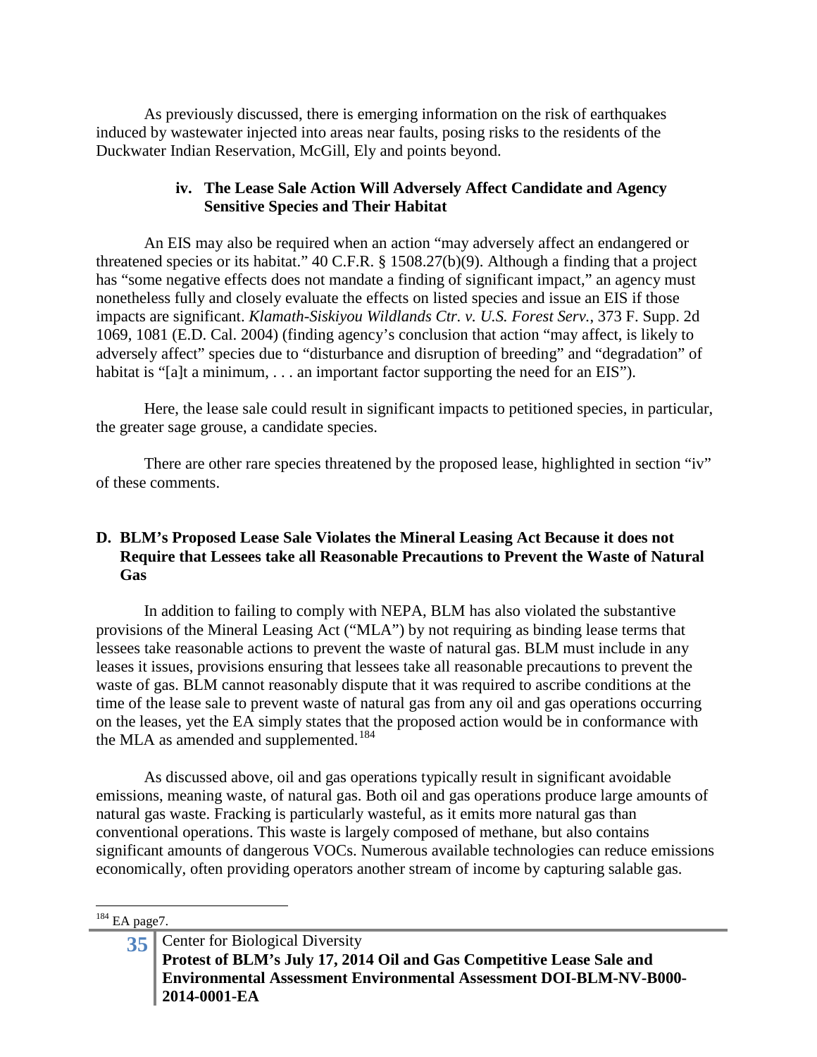As previously discussed, there is emerging information on the risk of earthquakes induced by wastewater injected into areas near faults, posing risks to the residents of the Duckwater Indian Reservation, McGill, Ely and points beyond.

#### iv. The Lease Sale Action Will Adversely Affect Candidate and Agency Sensitive Species and Their Habitat

An EIS may also be required when an action "may adversely affect an endangered or threatened species or its habitat." 40 C.F.R. § 1508.27(b)(9). Although a finding that a project has "some negative effects does not mandate a finding of significant impact," an agency must nonetheless fully and closely evaluate the effects on listed species and issue an EIS if those impacts are significant. *Klamath-Siskiyou Wildlands Ctr. v. U.S. Forest Serv.*, 373 F. Supp. 2d 1069, 1081 (E.D. Cal. 2004) (finding agency's conclusion that action "may affect, is likely to adversely affect" species due to "disturbance and disruption of breeding" and "degradation" of habitat is "[a]t a minimum, . . . an important factor supporting the need for an EIS").

Here, the lease sale could result in significant impacts to petitioned species, in particular, the greater sage grouse, a candidate species.

There are other rare species threatened by the proposed lease, highlighted in section "iv" of these comments.

### D. BLM's Proposed Lease Sale Violates the Mineral Leasing Act Because it does not Require that Lessees take all Reasonable Precautions to Prevent the Waste of Natural Gas

In addition to failing to comply with NEPA, BLM has also violated the substantive provisions of the Mineral Leasing Act ("MLA") by not requiring as binding lease terms that lessees take reasonable actions to prevent the waste of natural gas. BLM must include in any leases it issues, provisions ensuring that lessees take all reasonable precautions to prevent the waste of gas. BLM cannot reasonably dispute that it was required to ascribe conditions at the time of the lease sale to prevent waste of natural gas from any oil and gas operations occurring on the leases, yet the EA simply states that the proposed action would be in conformance with the MLA as amended and supplemented.[184]

As discussed above, oil and gas operations typically result in significant avoidable emissions, meaning waste, of natural gas. Both oil and gas operations produce large amounts of natural gas waste. Fracking is particularly wasteful, as it emits more natural gas than conventional operations. This waste is largely composed of methane, but also contains significant amounts of dangerous VOCs. Numerous available technologies can reduce emissions economically, often providing operators another stream of income by capturing salable gas.

[184] EA page7.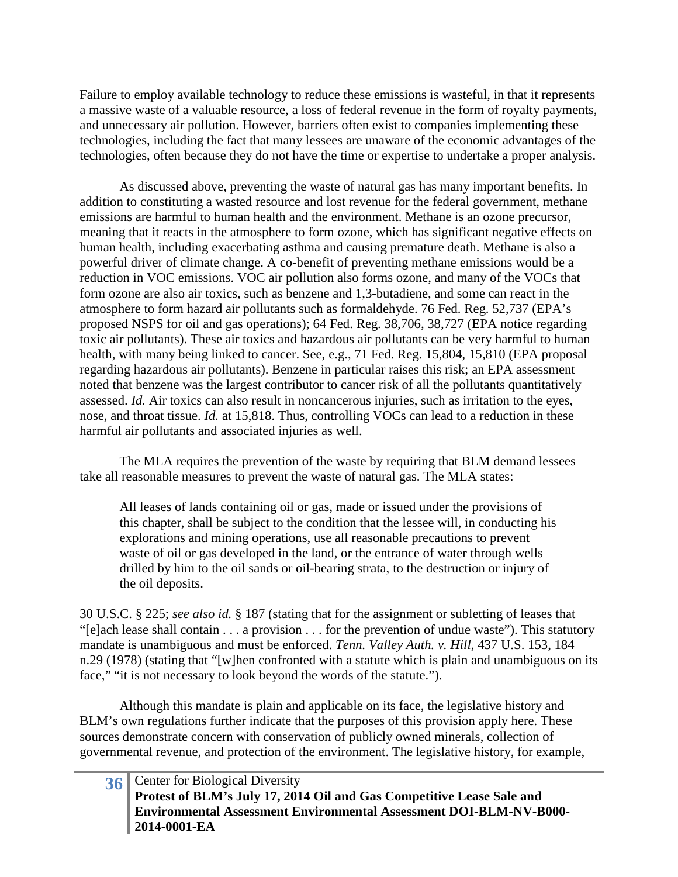Failure to employ available technology to reduce these emissions is wasteful, in that it represents a massive waste of a valuable resource, a loss of federal revenue in the form of royalty payments, and unnecessary air pollution. However, barriers often exist to companies implementing these technologies, including the fact that many lessees are unaware of the economic advantages of the technologies, often because they do not have the time or expertise to undertake a proper analysis.

As discussed above, preventing the waste of natural gas has many important benefits. In addition to constituting a wasted resource and lost revenue for the federal government, methane emissions are harmful to human health and the environment. Methane is an ozone precursor, meaning that it reacts in the atmosphere to form ozone, which has significant negative effects on human health, including exacerbating asthma and causing premature death. Methane is also a powerful driver of climate change. A co-benefit of preventing methane emissions would be a reduction in VOC emissions. VOC air pollution also forms ozone, and many of the VOCs that form ozone are also air toxics, such as benzene and 1,3-butadiene, and some can react in the atmosphere to form hazard air pollutants such as formaldehyde. 76 Fed. Reg. 52,737 (EPA's proposed NSPS for oil and gas operations); 64 Fed. Reg. 38,706, 38,727 (EPA notice regarding toxic air pollutants). These air toxics and hazardous air pollutants can be very harmful to human health, with many being linked to cancer. See, e.g., 71 Fed. Reg. 15,804, 15,810 (EPA proposal regarding hazardous air pollutants). Benzene in particular raises this risk; an EPA assessment noted that benzene was the largest contributor to cancer risk of all the pollutants quantitatively assessed. *Id.* Air toxics can also result in noncancerous injuries, such as irritation to the eyes, nose, and throat tissue. *Id.* at 15,818. Thus, controlling VOCs can lead to a reduction in these harmful air pollutants and associated injuries as well.

The MLA requires the prevention of the waste by requiring that BLM demand lessees take all reasonable measures to prevent the waste of natural gas. The MLA states:

> All leases of lands containing oil or gas, made or issued under the provisions of this chapter, shall be subject to the condition that the lessee will, in conducting his explorations and mining operations, use all reasonable precautions to prevent waste of oil or gas developed in the land, or the entrance of water through wells drilled by him to the oil sands or oil-bearing strata, to the destruction or injury of the oil deposits.

30 U.S.C. § 225; *see also id.* § 187 (stating that for the assignment or subletting of leases that "[e]ach lease shall contain . . . a provision . . . for the prevention of undue waste"). This statutory mandate is unambiguous and must be enforced. *Tenn. Valley Auth. v. Hill*, 437 U.S. 153, 184 n.29 (1978) (stating that "[w]hen confronted with a statute which is plain and unambiguous on its face," "it is not necessary to look beyond the words of the statute.").

Although this mandate is plain and applicable on its face, the legislative history and BLM's own regulations further indicate that the purposes of this provision apply here. These sources demonstrate concern with conservation of publicly owned minerals, collection of governmental revenue, and protection of the environment. The legislative history, for example,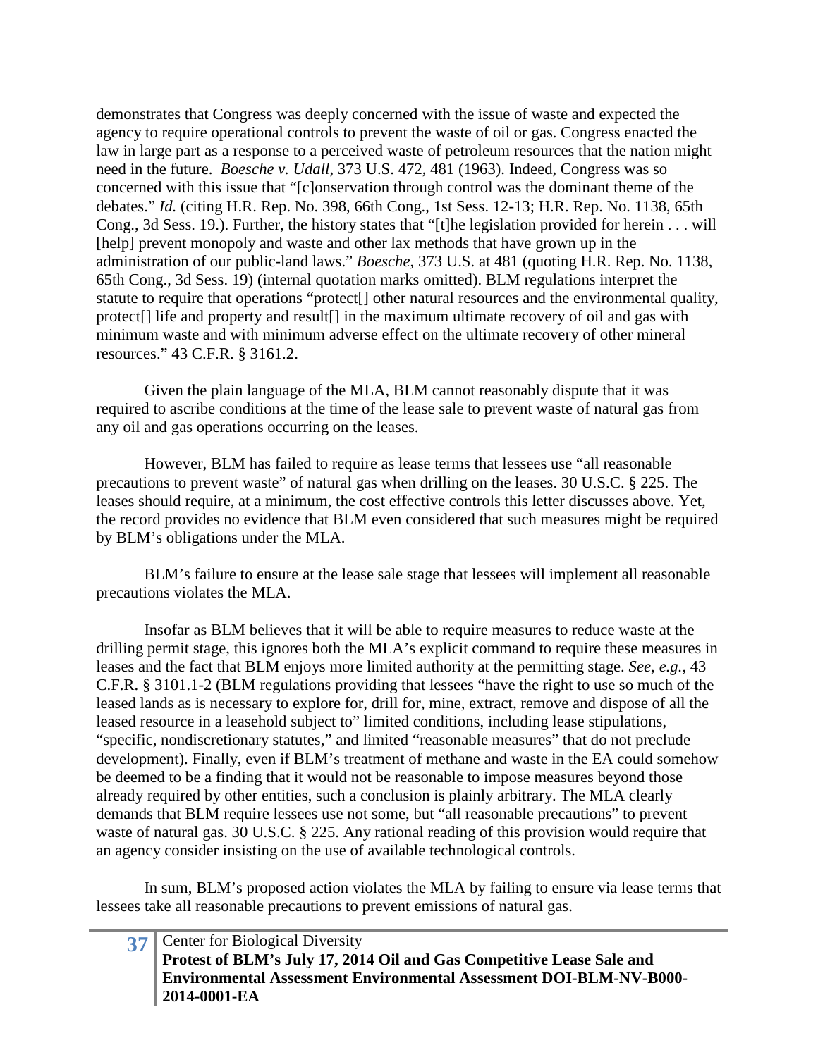demonstrates that Congress was deeply concerned with the issue of waste and expected the agency to require operational controls to prevent the waste of oil or gas. Congress enacted the law in large part as a response to a perceived waste of petroleum resources that the nation might need in the future. *Boesche v. Udall*, 373 U.S. 472, 481 (1963). Indeed, Congress was so concerned with this issue that "[c]onservation through control was the dominant theme of the debates." *Id.* (citing H.R. Rep. No. 398, 66th Cong., 1st Sess. 12-13; H.R. Rep. No. 1138, 65th Cong., 3d Sess. 19.). Further, the history states that "[t]he legislation provided for herein . . . will [help] prevent monopoly and waste and other lax methods that have grown up in the administration of our public-land laws." *Boesche*, 373 U.S. at 481 (quoting H.R. Rep. No. 1138, 65th Cong., 3d Sess. 19) (internal quotation marks omitted). BLM regulations interpret the statute to require that operations "protect[] other natural resources and the environmental quality, protect[] life and property and result[] in the maximum ultimate recovery of oil and gas with minimum waste and with minimum adverse effect on the ultimate recovery of other mineral resources." 43 C.F.R. § 3161.2.

Given the plain language of the MLA, BLM cannot reasonably dispute that it was required to ascribe conditions at the time of the lease sale to prevent waste of natural gas from any oil and gas operations occurring on the leases.

However, BLM has failed to require as lease terms that lessees use "all reasonable precautions to prevent waste" of natural gas when drilling on the leases. 30 U.S.C. § 225. The leases should require, at a minimum, the cost effective controls this letter discusses above. Yet, the record provides no evidence that BLM even considered that such measures might be required by BLM's obligations under the MLA.

BLM's failure to ensure at the lease sale stage that lessees will implement all reasonable precautions violates the MLA.

Insofar as BLM believes that it will be able to require measures to reduce waste at the drilling permit stage, this ignores both the MLA's explicit command to require these measures in leases and the fact that BLM enjoys more limited authority at the permitting stage. *See, e.g.*, 43 C.F.R. § 3101.1-2 (BLM regulations providing that lessees "have the right to use so much of the leased lands as is necessary to explore for, drill for, mine, extract, remove and dispose of all the leased resource in a leasehold subject to" limited conditions, including lease stipulations, "specific, nondiscretionary statutes," and limited "reasonable measures" that do not preclude development). Finally, even if BLM's treatment of methane and waste in the EA could somehow be deemed to be a finding that it would not be reasonable to impose measures beyond those already required by other entities, such a conclusion is plainly arbitrary. The MLA clearly demands that BLM require lessees use not some, but "all reasonable precautions" to prevent waste of natural gas. 30 U.S.C. § 225. Any rational reading of this provision would require that an agency consider insisting on the use of available technological controls.

In sum, BLM's proposed action violates the MLA by failing to ensure via lease terms that lessees take all reasonable precautions to prevent emissions of natural gas.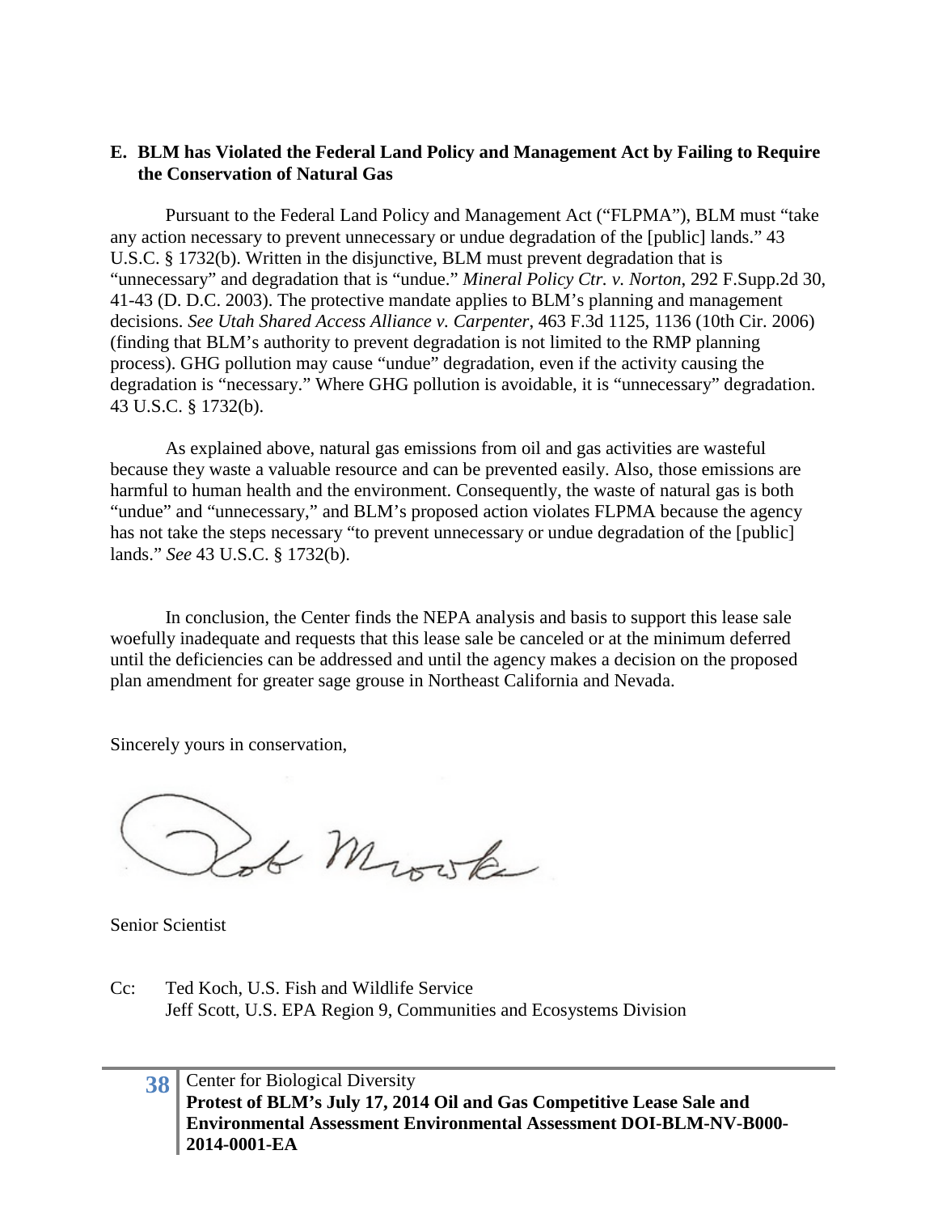### E. BLM has Violated the Federal Land Policy and Management Act by Failing to Require the Conservation of Natural Gas

Pursuant to the Federal Land Policy and Management Act ("FLPMA"), BLM must "take any action necessary to prevent unnecessary or undue degradation of the [public] lands." 43 U.S.C. § 1732(b). Written in the disjunctive, BLM must prevent degradation that is "unnecessary" and degradation that is "undue." *Mineral Policy Ctr. v. Norton*, 292 F.Supp.2d 30, 41-43 (D. D.C. 2003). The protective mandate applies to BLM's planning and management decisions. *See Utah Shared Access Alliance v. Carpenter*, 463 F.3d 1125, 1136 (10th Cir. 2006) (finding that BLM's authority to prevent degradation is not limited to the RMP planning process). GHG pollution may cause "undue" degradation, even if the activity causing the degradation is "necessary." Where GHG pollution is avoidable, it is "unnecessary" degradation. 43 U.S.C. § 1732(b).

As explained above, natural gas emissions from oil and gas activities are wasteful because they waste a valuable resource and can be prevented easily. Also, those emissions are harmful to human health and the environment. Consequently, the waste of natural gas is both "undue" and "unnecessary," and BLM's proposed action violates FLPMA because the agency has not take the steps necessary "to prevent unnecessary or undue degradation of the [public] lands." *See* 43 U.S.C. § 1732(b).

In conclusion, the Center finds the NEPA analysis and basis to support this lease sale woefully inadequate and requests that this lease sale be canceled or at the minimum deferred until the deficiencies can be addressed and until the agency makes a decision on the proposed plan amendment for greater sage grouse in Northeast California and Nevada.

Sincerely yours in conservation,

Rob Mrowka

Senior Scientist

Cc: Ted Koch, U.S. Fish and Wildlife Service
Jeff Scott, U.S. EPA Region 9, Communities and Ecosystems Division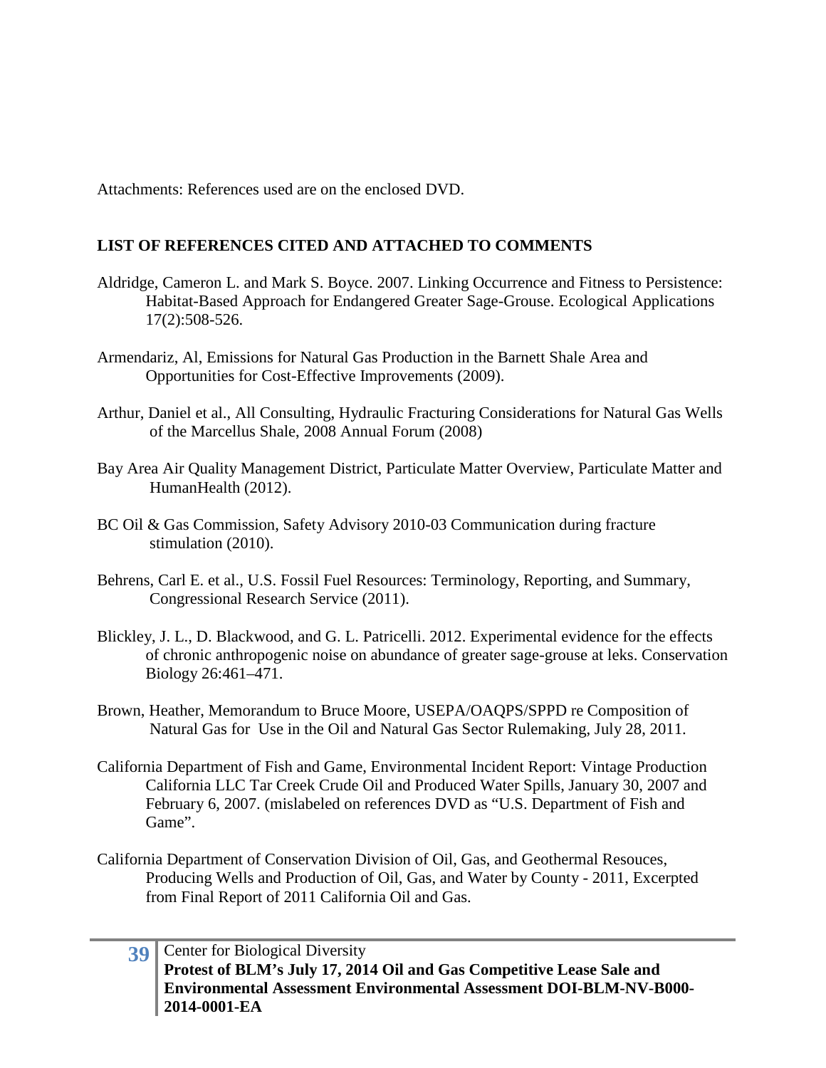Attachments: References used are on the enclosed DVD.

**LIST OF REFERENCES CITED AND ATTACHED TO COMMENTS**

Aldridge, Cameron L. and Mark S. Boyce. 2007. Linking Occurrence and Fitness to Persistence: Habitat-Based Approach for Endangered Greater Sage-Grouse. Ecological Applications 17(2):508-526.

Armendariz, Al, Emissions for Natural Gas Production in the Barnett Shale Area and Opportunities for Cost-Effective Improvements (2009).

Arthur, Daniel et al., All Consulting, Hydraulic Fracturing Considerations for Natural Gas Wells of the Marcellus Shale, 2008 Annual Forum (2008)

Bay Area Air Quality Management District, Particulate Matter Overview, Particulate Matter and HumanHealth (2012).

BC Oil & Gas Commission, Safety Advisory 2010-03 Communication during fracture stimulation (2010).

Behrens, Carl E. et al., U.S. Fossil Fuel Resources: Terminology, Reporting, and Summary, Congressional Research Service (2011).

Blickley, J. L., D. Blackwood, and G. L. Patricelli. 2012. Experimental evidence for the effects of chronic anthropogenic noise on abundance of greater sage-grouse at leks. Conservation Biology 26:461–471.

Brown, Heather, Memorandum to Bruce Moore, USEPA/OAQPS/SPPD re Composition of Natural Gas for Use in the Oil and Natural Gas Sector Rulemaking, July 28, 2011.

California Department of Fish and Game, Environmental Incident Report: Vintage Production California LLC Tar Creek Crude Oil and Produced Water Spills, January 30, 2007 and February 6, 2007. (mislabeled on references DVD as "U.S. Department of Fish and Game".

California Department of Conservation Division of Oil, Gas, and Geothermal Resouces, Producing Wells and Production of Oil, Gas, and Water by County - 2011, Excerpted from Final Report of 2011 California Oil and Gas.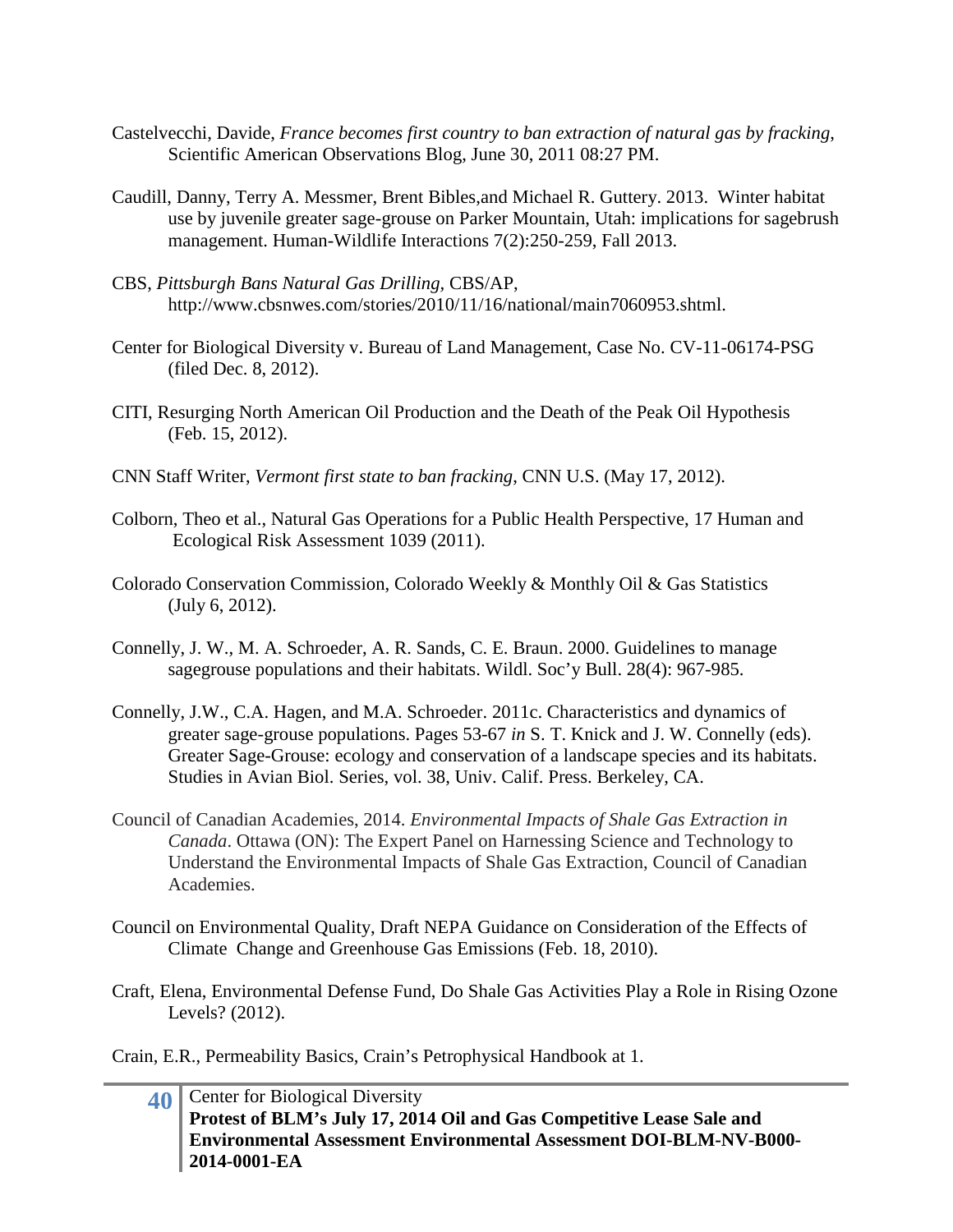Castelvecchi, Davide, *France becomes first country to ban extraction of natural gas by fracking*, Scientific American Observations Blog, June 30, 2011 08:27 PM.

Caudill, Danny, Terry A. Messmer, Brent Bibles,and Michael R. Guttery. 2013. Winter habitat use by juvenile greater sage-grouse on Parker Mountain, Utah: implications for sagebrush management. Human-Wildlife Interactions 7(2):250-259, Fall 2013.

CBS, *Pittsburgh Bans Natural Gas Drilling*, CBS/AP, http://www.cbsnwes.com/stories/2010/11/16/national/main7060953.shtml.

Center for Biological Diversity v. Bureau of Land Management, Case No. CV-11-06174-PSG (filed Dec. 8, 2012).

CITI, Resurging North American Oil Production and the Death of the Peak Oil Hypothesis (Feb. 15, 2012).

CNN Staff Writer, *Vermont first state to ban fracking*, CNN U.S. (May 17, 2012).

Colborn, Theo et al., Natural Gas Operations for a Public Health Perspective, 17 Human and Ecological Risk Assessment 1039 (2011).

Colorado Conservation Commission, Colorado Weekly & Monthly Oil & Gas Statistics (July 6, 2012).

Connelly, J. W., M. A. Schroeder, A. R. Sands, C. E. Braun. 2000. Guidelines to manage sagegrouse populations and their habitats. Wildl. Soc'y Bull. 28(4): 967-985.

Connelly, J.W., C.A. Hagen, and M.A. Schroeder. 2011c. Characteristics and dynamics of greater sage-grouse populations. Pages 53-67 *in* S. T. Knick and J. W. Connelly (eds). Greater Sage-Grouse: ecology and conservation of a landscape species and its habitats. Studies in Avian Biol. Series, vol. 38, Univ. Calif. Press. Berkeley, CA.

Council of Canadian Academies, 2014. *Environmental Impacts of Shale Gas Extraction in Canada*. Ottawa (ON): The Expert Panel on Harnessing Science and Technology to Understand the Environmental Impacts of Shale Gas Extraction, Council of Canadian Academies.

Council on Environmental Quality, Draft NEPA Guidance on Consideration of the Effects of Climate Change and Greenhouse Gas Emissions (Feb. 18, 2010).

Craft, Elena, Environmental Defense Fund, Do Shale Gas Activities Play a Role in Rising Ozone Levels? (2012).

Crain, E.R., Permeability Basics, Crain's Petrophysical Handbook at 1.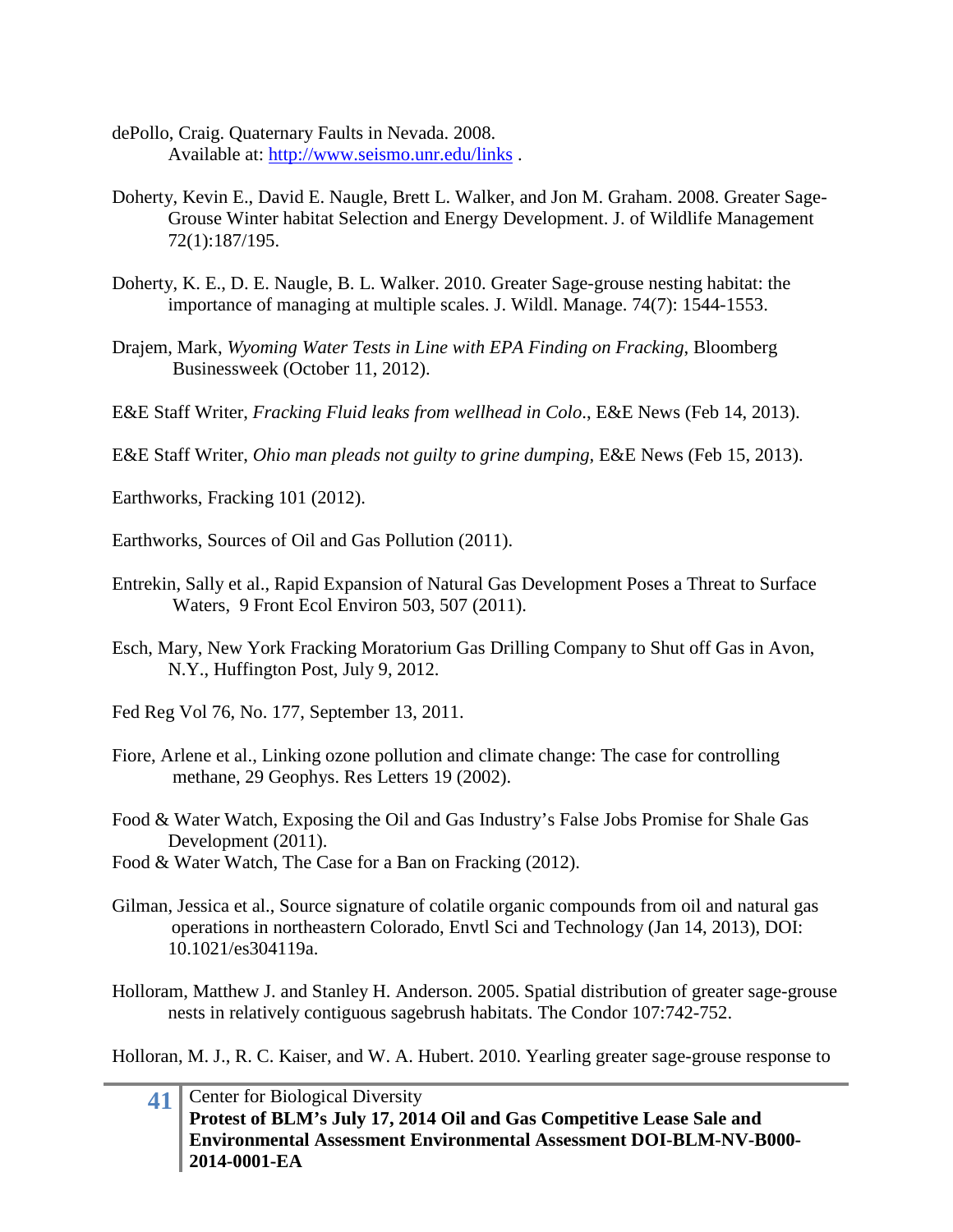dePollo, Craig. Quaternary Faults in Nevada. 2008.
Available at: http://www.seismo.unr.edu/links .

Doherty, Kevin E., David E. Naugle, Brett L. Walker, and Jon M. Graham. 2008. Greater Sage-Grouse Winter habitat Selection and Energy Development. J. of Wildlife Management 72(1):187/195.

Doherty, K. E., D. E. Naugle, B. L. Walker. 2010. Greater Sage-grouse nesting habitat: the importance of managing at multiple scales. J. Wildl. Manage. 74(7): 1544-1553.

Drajem, Mark, *Wyoming Water Tests in Line with EPA Finding on Fracking*, Bloomberg Businessweek (October 11, 2012).

E&E Staff Writer, *Fracking Fluid leaks from wellhead in Colo*., E&E News (Feb 14, 2013).

E&E Staff Writer, *Ohio man pleads not guilty to grine dumping,* E&E News (Feb 15, 2013).

Earthworks, Fracking 101 (2012).

Earthworks, Sources of Oil and Gas Pollution (2011).

Entrekin, Sally et al., Rapid Expansion of Natural Gas Development Poses a Threat to Surface Waters, 9 Front Ecol Environ 503, 507 (2011).

Esch, Mary, New York Fracking Moratorium Gas Drilling Company to Shut off Gas in Avon, N.Y., Huffington Post, July 9, 2012.

Fed Reg Vol 76, No. 177, September 13, 2011.

Fiore, Arlene et al., Linking ozone pollution and climate change: The case for controlling methane, 29 Geophys. Res Letters 19 (2002).

Food & Water Watch, Exposing the Oil and Gas Industry's False Jobs Promise for Shale Gas Development (2011).

Food & Water Watch, The Case for a Ban on Fracking (2012).

Gilman, Jessica et al., Source signature of colatile organic compounds from oil and natural gas operations in northeastern Colorado, Envtl Sci and Technology (Jan 14, 2013), DOI: 10.1021/es304119a.

Holloram, Matthew J. and Stanley H. Anderson. 2005. Spatial distribution of greater sage-grouse nests in relatively contiguous sagebrush habitats. The Condor 107:742-752.

Holloran, M. J., R. C. Kaiser, and W. A. Hubert. 2010. Yearling greater sage-grouse response to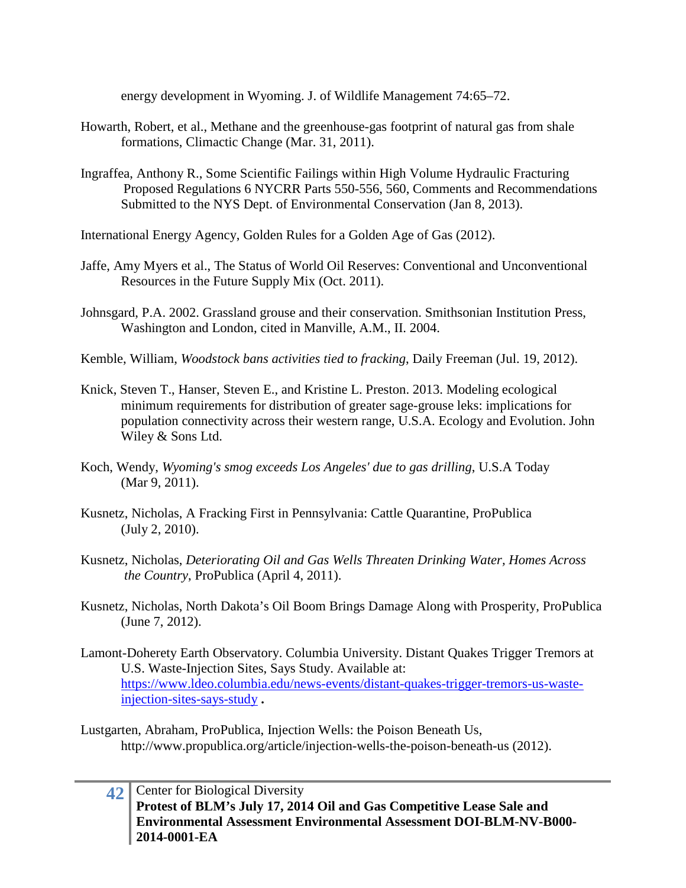energy development in Wyoming. J. of Wildlife Management 74:65–72.

Howarth, Robert, et al., Methane and the greenhouse-gas footprint of natural gas from shale formations, Climactic Change (Mar. 31, 2011).

Ingraffea, Anthony R., Some Scientific Failings within High Volume Hydraulic Fracturing Proposed Regulations 6 NYCRR Parts 550-556, 560, Comments and Recommendations Submitted to the NYS Dept. of Environmental Conservation (Jan 8, 2013).

International Energy Agency, Golden Rules for a Golden Age of Gas (2012).

Jaffe, Amy Myers et al., The Status of World Oil Reserves: Conventional and Unconventional Resources in the Future Supply Mix (Oct. 2011).

Johnsgard, P.A. 2002. Grassland grouse and their conservation. Smithsonian Institution Press, Washington and London, cited in Manville, A.M., II. 2004.

Kemble, William, *Woodstock bans activities tied to fracking*, Daily Freeman (Jul. 19, 2012).

Knick, Steven T., Hanser, Steven E., and Kristine L. Preston. 2013. Modeling ecological minimum requirements for distribution of greater sage-grouse leks: implications for population connectivity across their western range, U.S.A. Ecology and Evolution. John Wiley & Sons Ltd.

Koch, Wendy, *Wyoming's smog exceeds Los Angeles' due to gas drilling*, U.S.A Today (Mar 9, 2011).

Kusnetz, Nicholas, A Fracking First in Pennsylvania: Cattle Quarantine, ProPublica (July 2, 2010).

Kusnetz, Nicholas, *Deteriorating Oil and Gas Wells Threaten Drinking Water, Homes Across the Country*, ProPublica (April 4, 2011).

Kusnetz, Nicholas, North Dakota's Oil Boom Brings Damage Along with Prosperity, ProPublica (June 7, 2012).

Lamont-Doherety Earth Observatory. Columbia University. Distant Quakes Trigger Tremors at U.S. Waste-Injection Sites, Says Study. Available at: https://www.ldeo.columbia.edu/news-events/distant-quakes-trigger-tremors-us-waste-injection-sites-says-study .

Lustgarten, Abraham, ProPublica, Injection Wells: the Poison Beneath Us, http://www.propublica.org/article/injection-wells-the-poison-beneath-us (2012).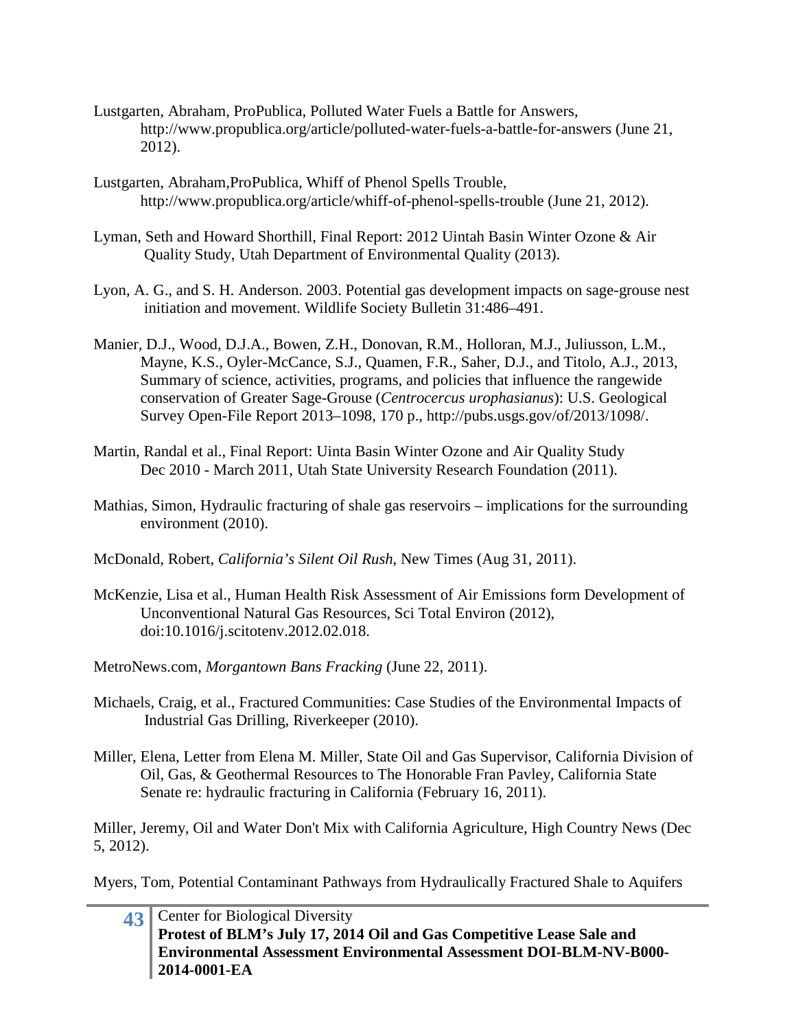Lustgarten, Abraham, ProPublica, Polluted Water Fuels a Battle for Answers, http://www.propublica.org/article/polluted-water-fuels-a-battle-for-answers (June 21, 2012).

Lustgarten, Abraham,ProPublica, Whiff of Phenol Spells Trouble, http://www.propublica.org/article/whiff-of-phenol-spells-trouble (June 21, 2012).

Lyman, Seth and Howard Shorthill, Final Report: 2012 Uintah Basin Winter Ozone & Air Quality Study, Utah Department of Environmental Quality (2013).

Lyon, A. G., and S. H. Anderson. 2003. Potential gas development impacts on sage-grouse nest initiation and movement. Wildlife Society Bulletin 31:486–491.

Manier, D.J., Wood, D.J.A., Bowen, Z.H., Donovan, R.M., Holloran, M.J., Juliusson, L.M., Mayne, K.S., Oyler-McCance, S.J., Quamen, F.R., Saher, D.J., and Titolo, A.J., 2013, Summary of science, activities, programs, and policies that influence the rangewide conservation of Greater Sage-Grouse (*Centrocercus urophasianus*): U.S. Geological Survey Open-File Report 2013–1098, 170 p., http://pubs.usgs.gov/of/2013/1098/.

Martin, Randal et al., Final Report: Uinta Basin Winter Ozone and Air Quality Study Dec 2010 - March 2011, Utah State University Research Foundation (2011).

Mathias, Simon, Hydraulic fracturing of shale gas reservoirs – implications for the surrounding environment (2010).

McDonald, Robert, *California's Silent Oil Rush*, New Times (Aug 31, 2011).

McKenzie, Lisa et al., Human Health Risk Assessment of Air Emissions form Development of Unconventional Natural Gas Resources, Sci Total Environ (2012), doi:10.1016/j.scitotenv.2012.02.018.

MetroNews.com, *Morgantown Bans Fracking* (June 22, 2011).

Michaels, Craig, et al., Fractured Communities: Case Studies of the Environmental Impacts of Industrial Gas Drilling, Riverkeeper (2010).

Miller, Elena, Letter from Elena M. Miller, State Oil and Gas Supervisor, California Division of Oil, Gas, & Geothermal Resources to The Honorable Fran Pavley, California State Senate re: hydraulic fracturing in California (February 16, 2011).

Miller, Jeremy, Oil and Water Don't Mix with California Agriculture, High Country News (Dec 5, 2012).

Myers, Tom, Potential Contaminant Pathways from Hydraulically Fractured Shale to Aquifers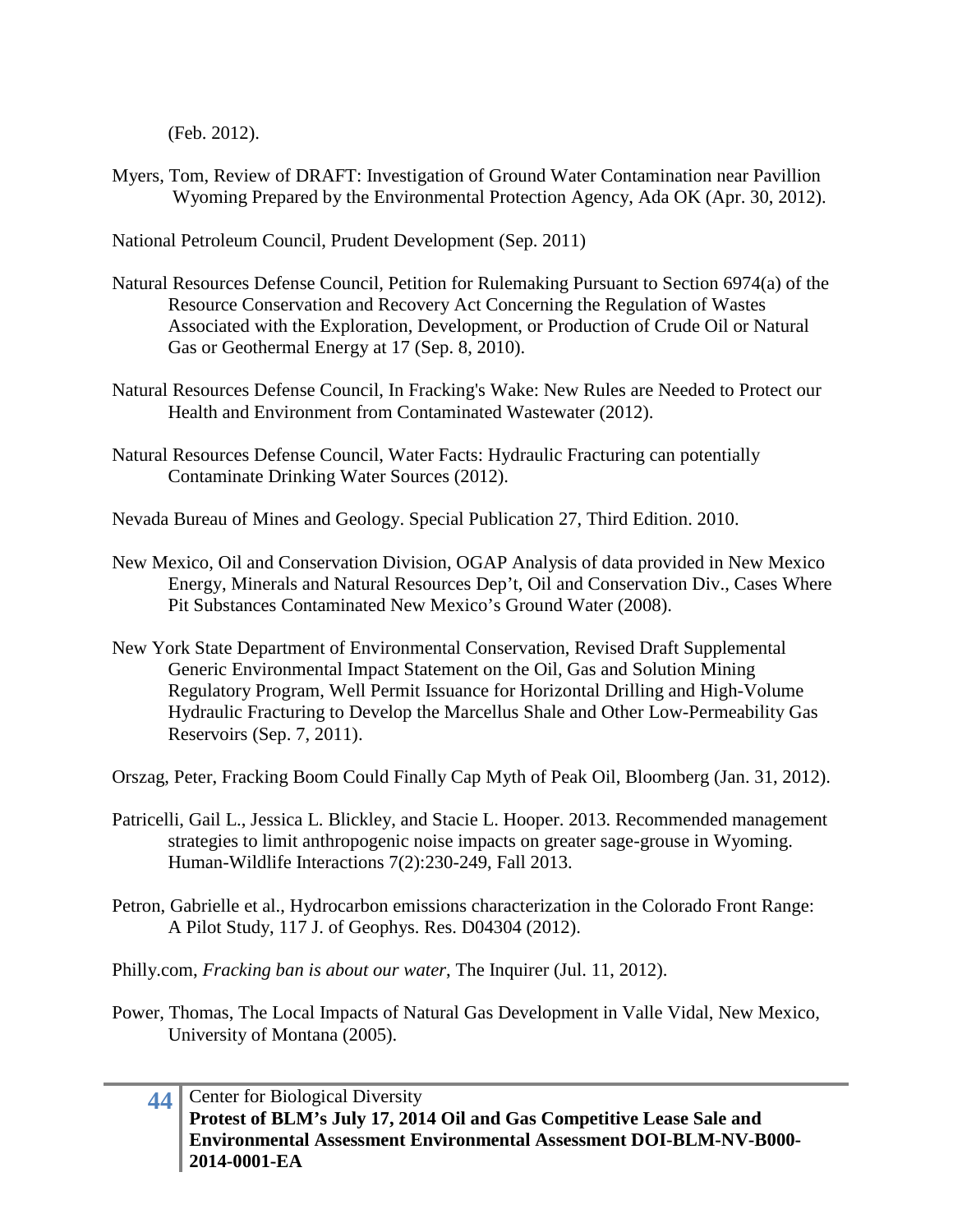(Feb. 2012).

Myers, Tom, Review of DRAFT: Investigation of Ground Water Contamination near Pavillion Wyoming Prepared by the Environmental Protection Agency, Ada OK (Apr. 30, 2012).

National Petroleum Council, Prudent Development (Sep. 2011)

Natural Resources Defense Council, Petition for Rulemaking Pursuant to Section 6974(a) of the Resource Conservation and Recovery Act Concerning the Regulation of Wastes Associated with the Exploration, Development, or Production of Crude Oil or Natural Gas or Geothermal Energy at 17 (Sep. 8, 2010).

Natural Resources Defense Council, In Fracking's Wake: New Rules are Needed to Protect our Health and Environment from Contaminated Wastewater (2012).

Natural Resources Defense Council, Water Facts: Hydraulic Fracturing can potentially Contaminate Drinking Water Sources (2012).

Nevada Bureau of Mines and Geology. Special Publication 27, Third Edition. 2010.

New Mexico, Oil and Conservation Division, OGAP Analysis of data provided in New Mexico Energy, Minerals and Natural Resources Dep't, Oil and Conservation Div., Cases Where Pit Substances Contaminated New Mexico's Ground Water (2008).

New York State Department of Environmental Conservation, Revised Draft Supplemental Generic Environmental Impact Statement on the Oil, Gas and Solution Mining Regulatory Program, Well Permit Issuance for Horizontal Drilling and High-Volume Hydraulic Fracturing to Develop the Marcellus Shale and Other Low-Permeability Gas Reservoirs (Sep. 7, 2011).

Orszag, Peter, Fracking Boom Could Finally Cap Myth of Peak Oil, Bloomberg (Jan. 31, 2012).

Patricelli, Gail L., Jessica L. Blickley, and Stacie L. Hooper. 2013. Recommended management strategies to limit anthropogenic noise impacts on greater sage-grouse in Wyoming. Human-Wildlife Interactions 7(2):230-249, Fall 2013.

Petron, Gabrielle et al., Hydrocarbon emissions characterization in the Colorado Front Range: A Pilot Study, 117 J. of Geophys. Res. D04304 (2012).

Philly.com, *Fracking ban is about our water*, The Inquirer (Jul. 11, 2012).

Power, Thomas, The Local Impacts of Natural Gas Development in Valle Vidal, New Mexico, University of Montana (2005).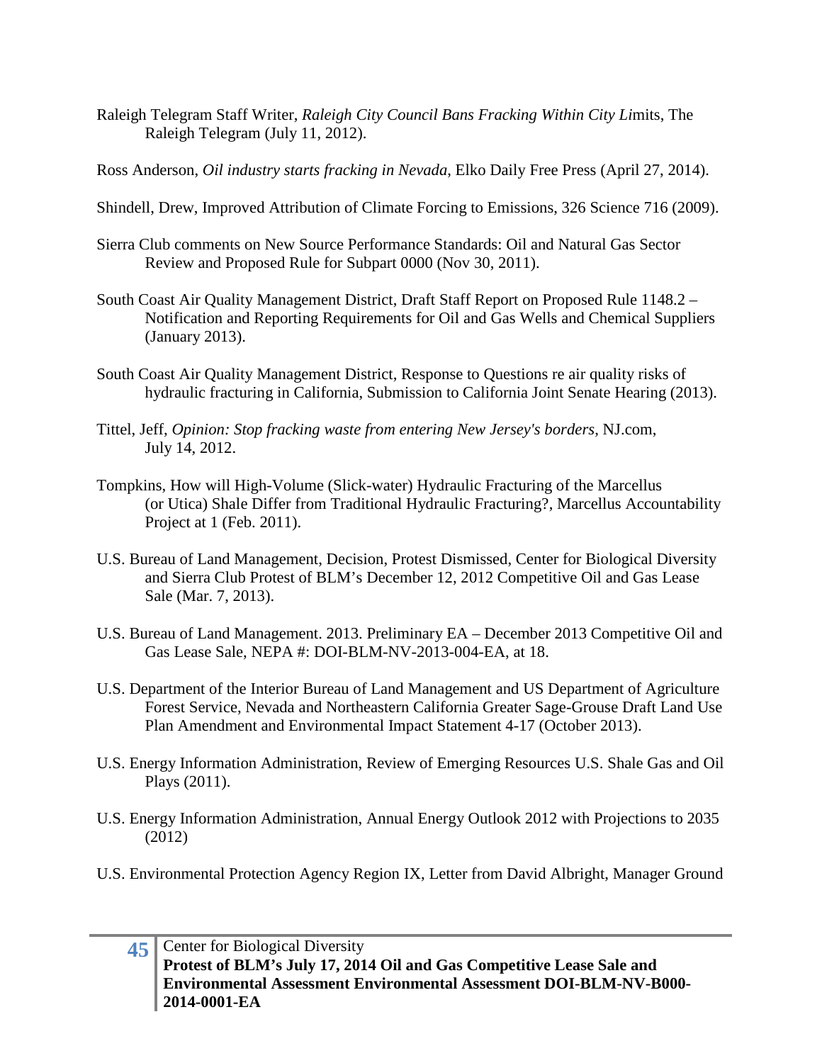Raleigh Telegram Staff Writer, *Raleigh City Council Bans Fracking Within City Li*mits, The Raleigh Telegram (July 11, 2012).

Ross Anderson, *Oil industry starts fracking in Nevada*, Elko Daily Free Press (April 27, 2014).

Shindell, Drew, Improved Attribution of Climate Forcing to Emissions, 326 Science 716 (2009).

Sierra Club comments on New Source Performance Standards: Oil and Natural Gas Sector Review and Proposed Rule for Subpart 0000 (Nov 30, 2011).

South Coast Air Quality Management District, Draft Staff Report on Proposed Rule 1148.2 – Notification and Reporting Requirements for Oil and Gas Wells and Chemical Suppliers (January 2013).

South Coast Air Quality Management District, Response to Questions re air quality risks of hydraulic fracturing in California, Submission to California Joint Senate Hearing (2013).

Tittel, Jeff, *Opinion: Stop fracking waste from entering New Jersey's borders*, NJ.com, July 14, 2012.

Tompkins, How will High-Volume (Slick-water) Hydraulic Fracturing of the Marcellus (or Utica) Shale Differ from Traditional Hydraulic Fracturing?, Marcellus Accountability Project at 1 (Feb. 2011).

U.S. Bureau of Land Management, Decision, Protest Dismissed, Center for Biological Diversity and Sierra Club Protest of BLM's December 12, 2012 Competitive Oil and Gas Lease Sale (Mar. 7, 2013).

U.S. Bureau of Land Management. 2013. Preliminary EA – December 2013 Competitive Oil and Gas Lease Sale, NEPA #: DOI-BLM-NV-2013-004-EA, at 18.

U.S. Department of the Interior Bureau of Land Management and US Department of Agriculture Forest Service, Nevada and Northeastern California Greater Sage-Grouse Draft Land Use Plan Amendment and Environmental Impact Statement 4-17 (October 2013).

U.S. Energy Information Administration, Review of Emerging Resources U.S. Shale Gas and Oil Plays (2011).

U.S. Energy Information Administration, Annual Energy Outlook 2012 with Projections to 2035 (2012)

U.S. Environmental Protection Agency Region IX, Letter from David Albright, Manager Ground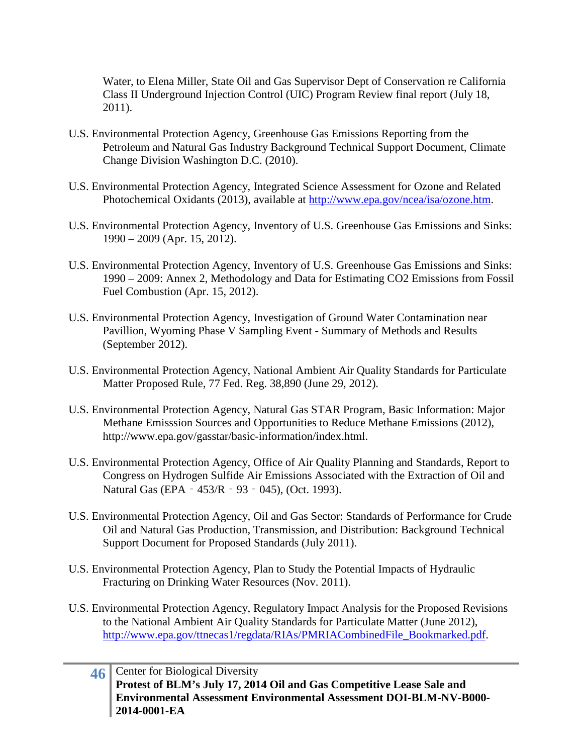Water, to Elena Miller, State Oil and Gas Supervisor Dept of Conservation re California Class II Underground Injection Control (UIC) Program Review final report (July 18, 2011).

U.S. Environmental Protection Agency, Greenhouse Gas Emissions Reporting from the Petroleum and Natural Gas Industry Background Technical Support Document, Climate Change Division Washington D.C. (2010).

U.S. Environmental Protection Agency, Integrated Science Assessment for Ozone and Related Photochemical Oxidants (2013), available at http://www.epa.gov/ncea/isa/ozone.htm.

U.S. Environmental Protection Agency, Inventory of U.S. Greenhouse Gas Emissions and Sinks: 1990 – 2009 (Apr. 15, 2012).

U.S. Environmental Protection Agency, Inventory of U.S. Greenhouse Gas Emissions and Sinks: 1990 – 2009: Annex 2, Methodology and Data for Estimating CO2 Emissions from Fossil Fuel Combustion (Apr. 15, 2012).

U.S. Environmental Protection Agency, Investigation of Ground Water Contamination near Pavillion, Wyoming Phase V Sampling Event - Summary of Methods and Results (September 2012).

U.S. Environmental Protection Agency, National Ambient Air Quality Standards for Particulate Matter Proposed Rule, 77 Fed. Reg. 38,890 (June 29, 2012).

U.S. Environmental Protection Agency, Natural Gas STAR Program, Basic Information: Major Methane Emisssion Sources and Opportunities to Reduce Methane Emissions (2012), http://www.epa.gov/gasstar/basic-information/index.html.

U.S. Environmental Protection Agency, Office of Air Quality Planning and Standards, Report to Congress on Hydrogen Sulfide Air Emissions Associated with the Extraction of Oil and Natural Gas (EPA‐453/R‐93‐045), (Oct. 1993).

U.S. Environmental Protection Agency, Oil and Gas Sector: Standards of Performance for Crude Oil and Natural Gas Production, Transmission, and Distribution: Background Technical Support Document for Proposed Standards (July 2011).

U.S. Environmental Protection Agency, Plan to Study the Potential Impacts of Hydraulic Fracturing on Drinking Water Resources (Nov. 2011).

U.S. Environmental Protection Agency, Regulatory Impact Analysis for the Proposed Revisions to the National Ambient Air Quality Standards for Particulate Matter (June 2012), http://www.epa.gov/ttnecas1/regdata/RIAs/PMRIACombinedFile_Bookmarked.pdf.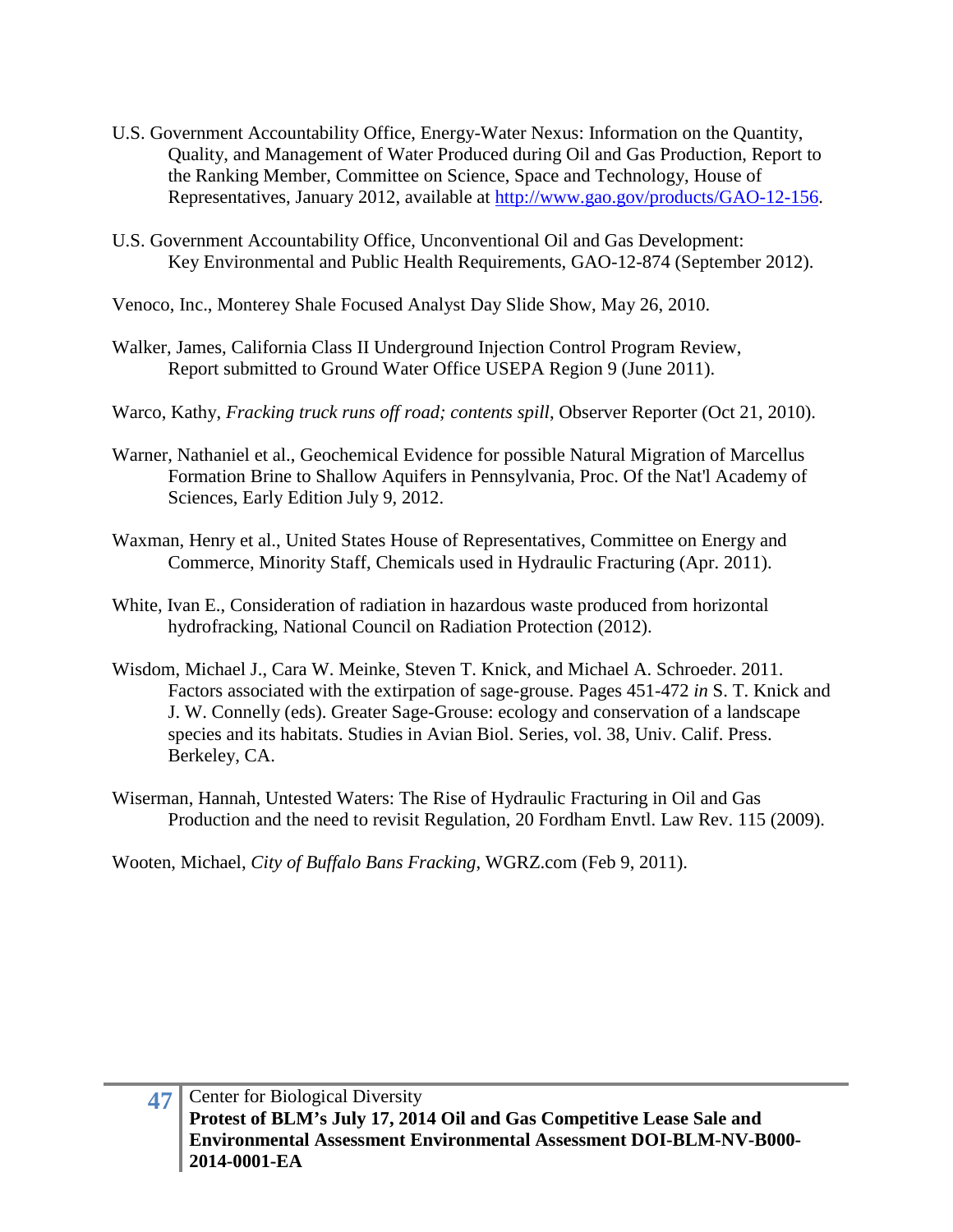U.S. Government Accountability Office, Energy-Water Nexus: Information on the Quantity, Quality, and Management of Water Produced during Oil and Gas Production, Report to the Ranking Member, Committee on Science, Space and Technology, House of Representatives, January 2012, available at http://www.gao.gov/products/GAO-12-156.

U.S. Government Accountability Office, Unconventional Oil and Gas Development: Key Environmental and Public Health Requirements, GAO-12-874 (September 2012).

Venoco, Inc., Monterey Shale Focused Analyst Day Slide Show, May 26, 2010.

Walker, James, California Class II Underground Injection Control Program Review, Report submitted to Ground Water Office USEPA Region 9 (June 2011).

Warco, Kathy, *Fracking truck runs off road; contents spill*, Observer Reporter (Oct 21, 2010).

Warner, Nathaniel et al., Geochemical Evidence for possible Natural Migration of Marcellus Formation Brine to Shallow Aquifers in Pennsylvania, Proc. Of the Nat'l Academy of Sciences, Early Edition July 9, 2012.

Waxman, Henry et al., United States House of Representatives, Committee on Energy and Commerce, Minority Staff, Chemicals used in Hydraulic Fracturing (Apr. 2011).

White, Ivan E., Consideration of radiation in hazardous waste produced from horizontal hydrofracking, National Council on Radiation Protection (2012).

Wisdom, Michael J., Cara W. Meinke, Steven T. Knick, and Michael A. Schroeder. 2011. Factors associated with the extirpation of sage-grouse. Pages 451-472 *in* S. T. Knick and J. W. Connelly (eds). Greater Sage-Grouse: ecology and conservation of a landscape species and its habitats. Studies in Avian Biol. Series, vol. 38, Univ. Calif. Press. Berkeley, CA.

Wiserman, Hannah, Untested Waters: The Rise of Hydraulic Fracturing in Oil and Gas Production and the need to revisit Regulation, 20 Fordham Envtl. Law Rev. 115 (2009).

Wooten, Michael, *City of Buffalo Bans Fracking*, WGRZ.com (Feb 9, 2011).